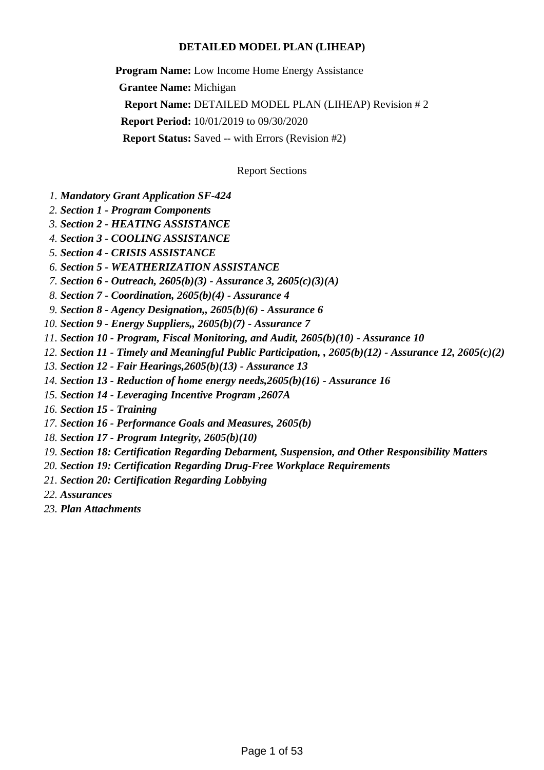# DETAILED MODEL PLAN (LIHEAP)

**Program Name:** Low Income Home Energy Assistance

**Grantee Name:** Michigan

**Report Name:** DETAILED MODEL PLAN (LIHEAP) Revision # 2

**Report Period:** 10/01/2019 to 09/30/2020

**Report Status:** Saved -- with Errors (Revision #2)

Report Sections

1. ***Mandatory Grant Application SF-424***
2. ***Section 1 - Program Components***
3. ***Section 2 - HEATING ASSISTANCE***
4. ***Section 3 - COOLING ASSISTANCE***
5. ***Section 4 - CRISIS ASSISTANCE***
6. ***Section 5 - WEATHERIZATION ASSISTANCE***
7. ***Section 6 - Outreach, 2605(b)(3) - Assurance 3, 2605(c)(3)(A)***
8. ***Section 7 - Coordination, 2605(b)(4) - Assurance 4***
9. ***Section 8 - Agency Designation,, 2605(b)(6) - Assurance 6***
10. ***Section 9 - Energy Suppliers,, 2605(b)(7) - Assurance 7***
11. ***Section 10 - Program, Fiscal Monitoring, and Audit, 2605(b)(10) - Assurance 10***
12. ***Section 11 - Timely and Meaningful Public Participation, , 2605(b)(12) - Assurance 12, 2605(c)(2)***
13. ***Section 12 - Fair Hearings,2605(b)(13) - Assurance 13***
14. ***Section 13 - Reduction of home energy needs,2605(b)(16) - Assurance 16***
15. ***Section 14 - Leveraging Incentive Program ,2607A***
16. ***Section 15 - Training***
17. ***Section 16 - Performance Goals and Measures, 2605(b)***
18. ***Section 17 - Program Integrity, 2605(b)(10)***
19. ***Section 18: Certification Regarding Debarment, Suspension, and Other Responsibility Matters***
20. ***Section 19: Certification Regarding Drug-Free Workplace Requirements***
21. ***Section 20: Certification Regarding Lobbying***
22. ***Assurances***
23. ***Plan Attachments***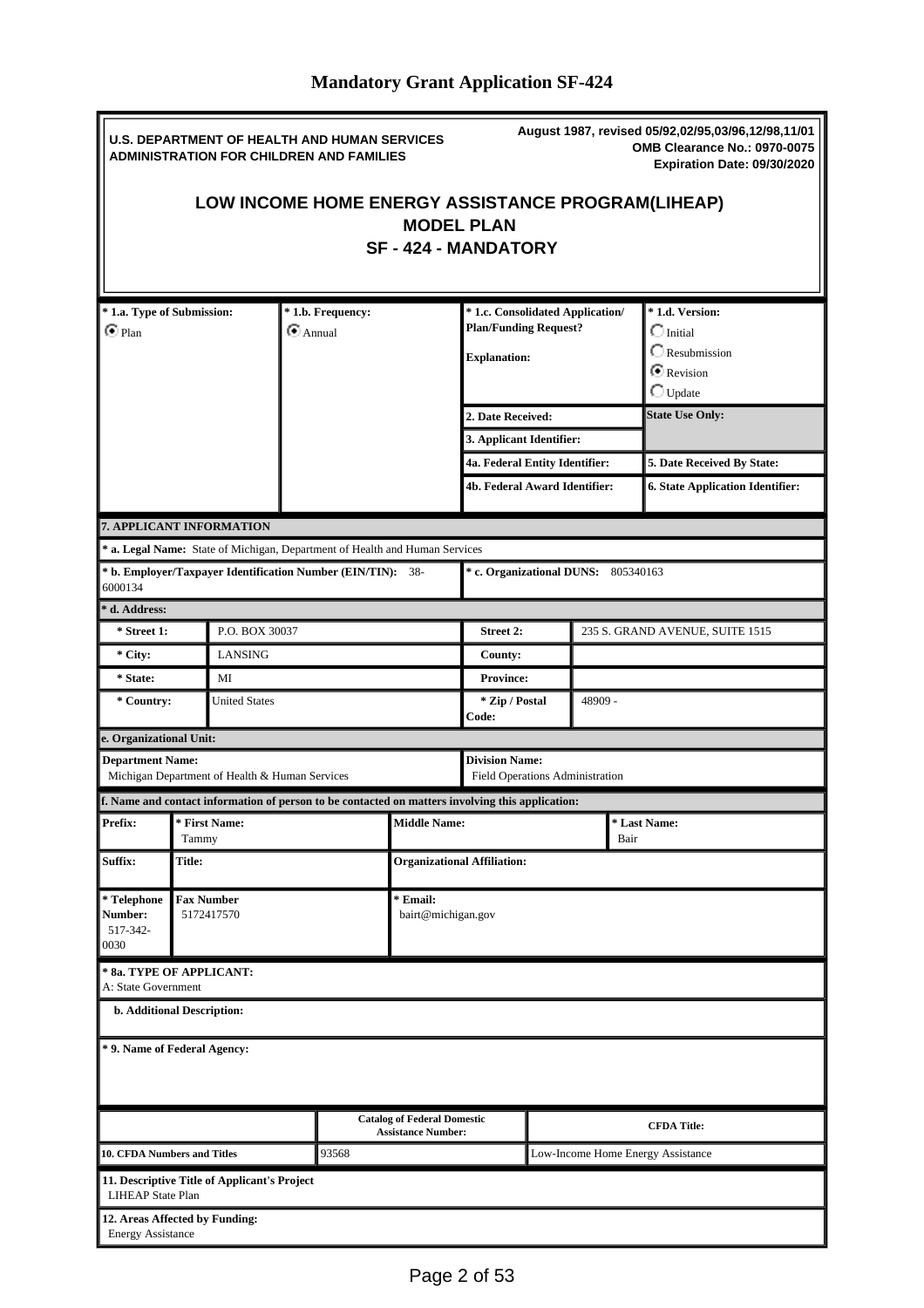# Mandatory Grant Application SF-424

**U.S. DEPARTMENT OF HEALTH AND HUMAN SERVICES**
**ADMINISTRATION FOR CHILDREN AND FAMILIES**

**August 1987, revised 05/92,02/95,03/96,12/98,11/01**
**OMB Clearance No.: 0970-0075**
**Expiration Date: 09/30/2020**

## LOW INCOME HOME ENERGY ASSISTANCE PROGRAM(LIHEAP)
## MODEL PLAN
## SF - 424 - MANDATORY

| * 1.a. Type of Submission: | * 1.b. Frequency: | * 1.c. Consolidated Application/ Plan/Funding Request? Explanation: | * 1.d. Version: |
|---|---|---|---|
| ☑ Plan | ☑ Annual | | ☐ Initial<br>☐ Resubmission<br>☑ Revision<br>☐ Update |
| | | 2. Date Received: | State Use Only: |
| | | 3. Applicant Identifier: | |
| | | 4a. Federal Entity Identifier: | 5. Date Received By State: |
| | | 4b. Federal Award Identifier: | 6. State Application Identifier: |

**7. APPLICANT INFORMATION**

**\* a. Legal Name:** State of Michigan, Department of Health and Human Services

**\* b. Employer/Taxpayer Identification Number (EIN/TIN):** 38-6000134

**\* c. Organizational DUNS:** 805340163

**\* d. Address:**

| | | | |
|---|---|---|---|
| * Street 1: | P.O. BOX 30037 | Street 2: | 235 S. GRAND AVENUE, SUITE 1515 |
| * City: | LANSING | County: | |
| * State: | MI | Province: | |
| * Country: | United States | * Zip / Postal Code: | 48909 - |

**e. Organizational Unit:**

| Department Name: | Division Name: |
|---|---|
| Michigan Department of Health & Human Services | Field Operations Administration |

**f. Name and contact information of person to be contacted on matters involving this application:**

| Prefix: | * First Name: | Middle Name: | * Last Name: |
|---|---|---|---|
| | Tammy | | Bair |
| Suffix: | Title: | Organizational Affiliation: | |
| * Telephone Number: 517-342-0030 | Fax Number: 5172417570 | * Email: bairt@michigan.gov | |

**\* 8a. TYPE OF APPLICANT:**
A: State Government

**b. Additional Description:**

**\* 9. Name of Federal Agency:**

| | Catalog of Federal Domestic Assistance Number: | CFDA Title: |
|---|---|---|
| 10. CFDA Numbers and Titles | 93568 | Low-Income Home Energy Assistance |

**11. Descriptive Title of Applicant's Project**
LIHEAP State Plan

**12. Areas Affected by Funding:**
Energy Assistance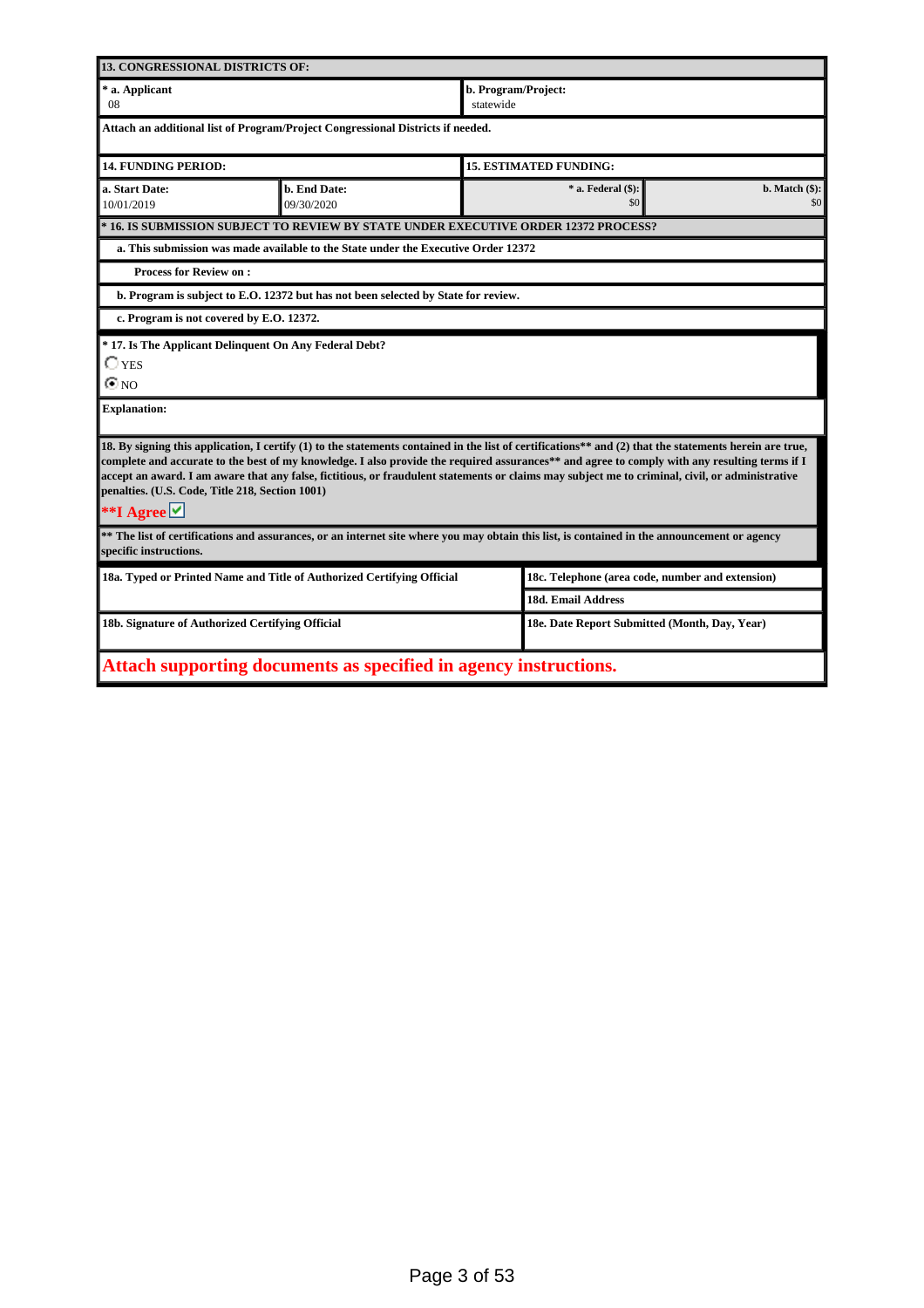**13. CONGRESSIONAL DISTRICTS OF:**

| * a. Applicant | b. Program/Project: |
|---|---|
| 08 | statewide |

**Attach an additional list of Program/Project Congressional Districts if needed.**

| 14. FUNDING PERIOD: | | 15. ESTIMATED FUNDING: | |
|---|---|---|---|
| a. Start Date: 10/01/2019 | b. End Date: 09/30/2020 | * a. Federal ($): $0 | b. Match ($): $0 |

**\* 16. IS SUBMISSION SUBJECT TO REVIEW BY STATE UNDER EXECUTIVE ORDER 12372 PROCESS?**

**a. This submission was made available to the State under the Executive Order 12372**

**Process for Review on :**

**b. Program is subject to E.O. 12372 but has not been selected by State for review.**

**c. Program is not covered by E.O. 12372.**

**\* 17. Is The Applicant Delinquent On Any Federal Debt?**

- ☐ YES
- ☒ NO

**Explanation:**

**18. By signing this application, I certify (1) to the statements contained in the list of certifications\*\* and (2) that the statements herein are true, complete and accurate to the best of my knowledge. I also provide the required assurances\*\* and agree to comply with any resulting terms if I accept an award. I am aware that any false, fictitious, or fraudulent statements or claims may subject me to criminal, civil, or administrative penalties. (U.S. Code, Title 218, Section 1001)**

**\*\*I Agree** ☑

**\*\* The list of certifications and assurances, or an internet site where you may obtain this list, is contained in the announcement or agency specific instructions.**

| 18a. Typed or Printed Name and Title of Authorized Certifying Official | 18c. Telephone (area code, number and extension) |
|---|---|
| | 18d. Email Address |
| 18b. Signature of Authorized Certifying Official | 18e. Date Report Submitted (Month, Day, Year) |

**Attach supporting documents as specified in agency instructions.**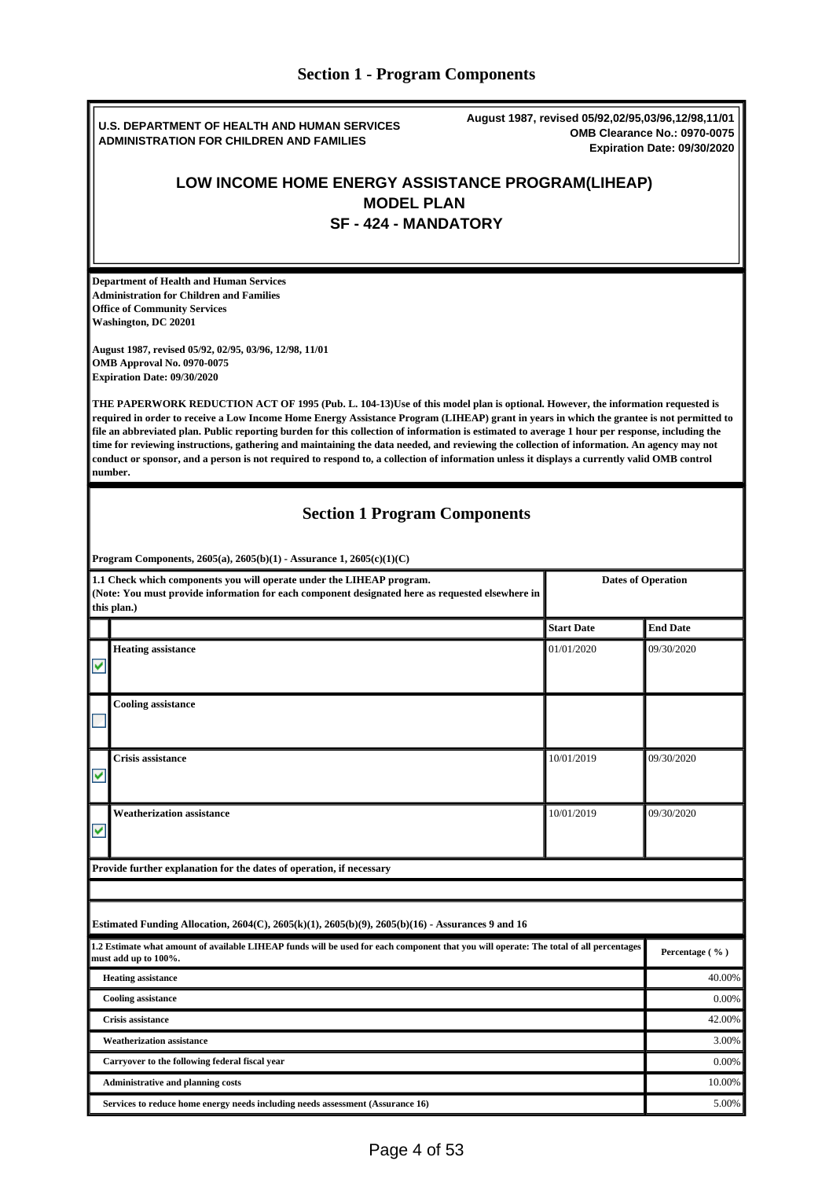# Section 1 - Program Components

**U.S. DEPARTMENT OF HEALTH AND HUMAN SERVICES**
**ADMINISTRATION FOR CHILDREN AND FAMILIES**

**August 1987, revised 05/92,02/95,03/96,12/98,11/01**
**OMB Clearance No.: 0970-0075**
**Expiration Date: 09/30/2020**

## LOW INCOME HOME ENERGY ASSISTANCE PROGRAM(LIHEAP)
## MODEL PLAN
## SF - 424 - MANDATORY

**Department of Health and Human Services**
**Administration for Children and Families**
**Office of Community Services**
**Washington, DC 20201**

**August 1987, revised 05/92, 02/95, 03/96, 12/98, 11/01**
**OMB Approval No. 0970-0075**
**Expiration Date: 09/30/2020**

**THE PAPERWORK REDUCTION ACT OF 1995 (Pub. L. 104-13)Use of this model plan is optional. However, the information requested is required in order to receive a Low Income Home Energy Assistance Program (LIHEAP) grant in years in which the grantee is not permitted to file an abbreviated plan. Public reporting burden for this collection of information is estimated to average 1 hour per response, including the time for reviewing instructions, gathering and maintaining the data needed, and reviewing the collection of information. An agency may not conduct or sponsor, and a person is not required to respond to, a collection of information unless it displays a currently valid OMB control number.**

## Section 1 Program Components

**Program Components, 2605(a), 2605(b)(1) - Assurance 1, 2605(c)(1)(C)**

| 1.1 Check which components you will operate under the LIHEAP program. (Note: You must provide information for each component designated here as requested elsewhere in this plan.) | | Dates of Operation | |
|---|---|---|---|
| | | **Start Date** | **End Date** |
| ☑ | **Heating assistance** | 01/01/2020 | 09/30/2020 |
| ☐ | **Cooling assistance** | | |
| ☑ | **Crisis assistance** | 10/01/2019 | 09/30/2020 |
| ☑ | **Weatherization assistance** | 10/01/2019 | 09/30/2020 |

**Provide further explanation for the dates of operation, if necessary**

**Estimated Funding Allocation, 2604(C), 2605(k)(1), 2605(b)(9), 2605(b)(16) - Assurances 9 and 16**

| 1.2 Estimate what amount of available LIHEAP funds will be used for each component that you will operate: The total of all percentages must add up to 100%. | Percentage ( % ) |
|---|---|
| Heating assistance | 40.00% |
| Cooling assistance | 0.00% |
| Crisis assistance | 42.00% |
| Weatherization assistance | 3.00% |
| Carryover to the following federal fiscal year | 0.00% |
| Administrative and planning costs | 10.00% |
| Services to reduce home energy needs including needs assessment (Assurance 16) | 5.00% |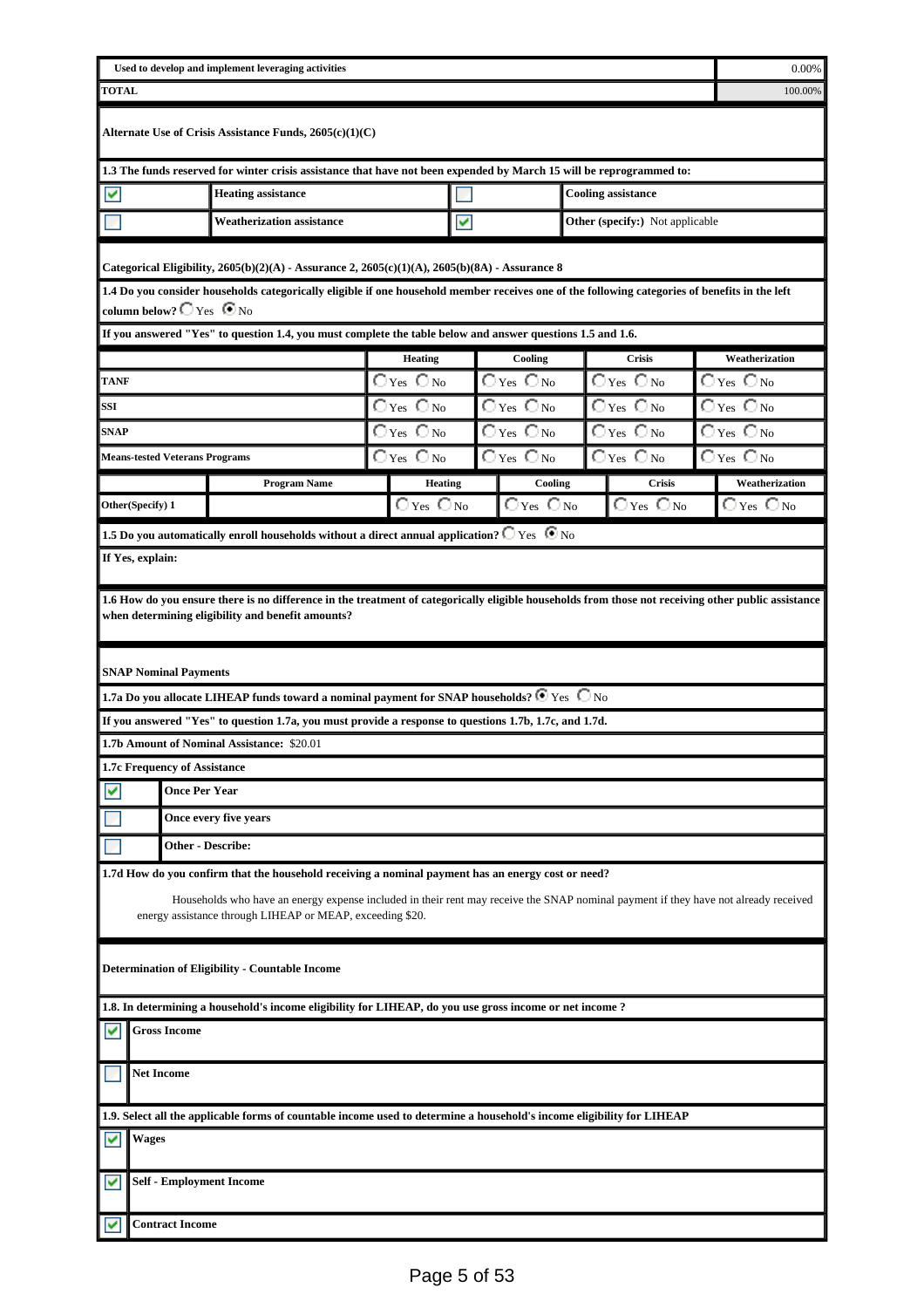| Used to develop and implement leveraging activities | 0.00% |
|---|---|
| **TOTAL** | 100.00% |

**Alternate Use of Crisis Assistance Funds, 2605(c)(1)(C)**

**1.3 The funds reserved for winter crisis assistance that have not been expended by March 15 will be reprogrammed to:**

| | | | |
|---|---|---|---|
| ☑ | **Heating assistance** | ☐ | **Cooling assistance** |
| ☐ | **Weatherization assistance** | ☑ | **Other (specify:)** Not applicable |

**Categorical Eligibility, 2605(b)(2)(A) - Assurance 2, 2605(c)(1)(A), 2605(b)(8A) - Assurance 8**

**1.4 Do you consider households categorically eligible if one household member receives one of the following categories of benefits in the left column below?** ○ Yes ◉ No

**If you answered "Yes" to question 1.4, you must complete the table below and answer questions 1.5 and 1.6.**

| | | Heating | Cooling | Crisis | Weatherization |
|---|---|---|---|---|---|
| **TANF** | | ○ Yes ○ No | ○ Yes ○ No | ○ Yes ○ No | ○ Yes ○ No |
| **SSI** | | ○ Yes ○ No | ○ Yes ○ No | ○ Yes ○ No | ○ Yes ○ No |
| **SNAP** | | ○ Yes ○ No | ○ Yes ○ No | ○ Yes ○ No | ○ Yes ○ No |
| **Means-tested Veterans Programs** | | ○ Yes ○ No | ○ Yes ○ No | ○ Yes ○ No | ○ Yes ○ No |
| | **Program Name** | **Heating** | **Cooling** | **Crisis** | **Weatherization** |
| **Other(Specify) 1** | | ○ Yes ○ No | ○ Yes ○ No | ○ Yes ○ No | ○ Yes ○ No |

**1.5 Do you automatically enroll households without a direct annual application?** ○ Yes ◉ No

**If Yes, explain:**

**1.6 How do you ensure there is no difference in the treatment of categorically eligible households from those not receiving other public assistance when determining eligibility and benefit amounts?**

**SNAP Nominal Payments**

**1.7a Do you allocate LIHEAP funds toward a nominal payment for SNAP households?** ◉ Yes ○ No

**If you answered "Yes" to question 1.7a, you must provide a response to questions 1.7b, 1.7c, and 1.7d.**

**1.7b Amount of Nominal Assistance:** $20.01

**1.7c Frequency of Assistance**

| | |
|---|---|
| ☑ | **Once Per Year** |
| ☐ | **Once every five years** |
| ☐ | **Other - Describe:** |

**1.7d How do you confirm that the household receiving a nominal payment has an energy cost or need?**

Households who have an energy expense included in their rent may receive the SNAP nominal payment if they have not already received energy assistance through LIHEAP or MEAP, exceeding $20.

**Determination of Eligibility - Countable Income**

**1.8. In determining a household's income eligibility for LIHEAP, do you use gross income or net income ?**

| | |
|---|---|
| ☑ | **Gross Income** |
| ☐ | **Net Income** |

**1.9. Select all the applicable forms of countable income used to determine a household's income eligibility for LIHEAP**

| | |
|---|---|
| ☑ | **Wages** |
| ☑ | **Self - Employment Income** |
| ☑ | **Contract Income** |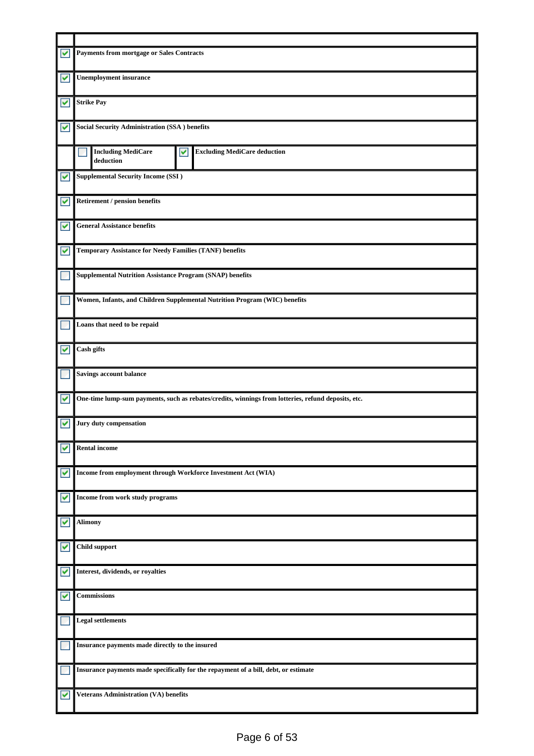| | |
|---|---|
| ☑ | **Payments from mortgage or Sales Contracts** |
| ☑ | **Unemployment insurance** |
| ☑ | **Strike Pay** |
| ☑ | **Social Security Administration (SSA ) benefits** |
| | ☐ **Including MediCare deduction** ☑ **Excluding MediCare deduction** |
| ☑ | **Supplemental Security Income (SSI )** |
| ☑ | **Retirement / pension benefits** |
| ☑ | **General Assistance benefits** |
| ☑ | **Temporary Assistance for Needy Families (TANF) benefits** |
| ☐ | **Supplemental Nutrition Assistance Program (SNAP) benefits** |
| ☐ | **Women, Infants, and Children Supplemental Nutrition Program (WIC) benefits** |
| ☐ | **Loans that need to be repaid** |
| ☑ | **Cash gifts** |
| ☐ | **Savings account balance** |
| ☑ | **One-time lump-sum payments, such as rebates/credits, winnings from lotteries, refund deposits, etc.** |
| ☑ | **Jury duty compensation** |
| ☑ | **Rental income** |
| ☑ | **Income from employment through Workforce Investment Act (WIA)** |
| ☑ | **Income from work study programs** |
| ☑ | **Alimony** |
| ☑ | **Child support** |
| ☑ | **Interest, dividends, or royalties** |
| ☑ | **Commissions** |
| ☐ | **Legal settlements** |
| ☐ | **Insurance payments made directly to the insured** |
| ☐ | **Insurance payments made specifically for the repayment of a bill, debt, or estimate** |
| ☑ | **Veterans Administration (VA) benefits** |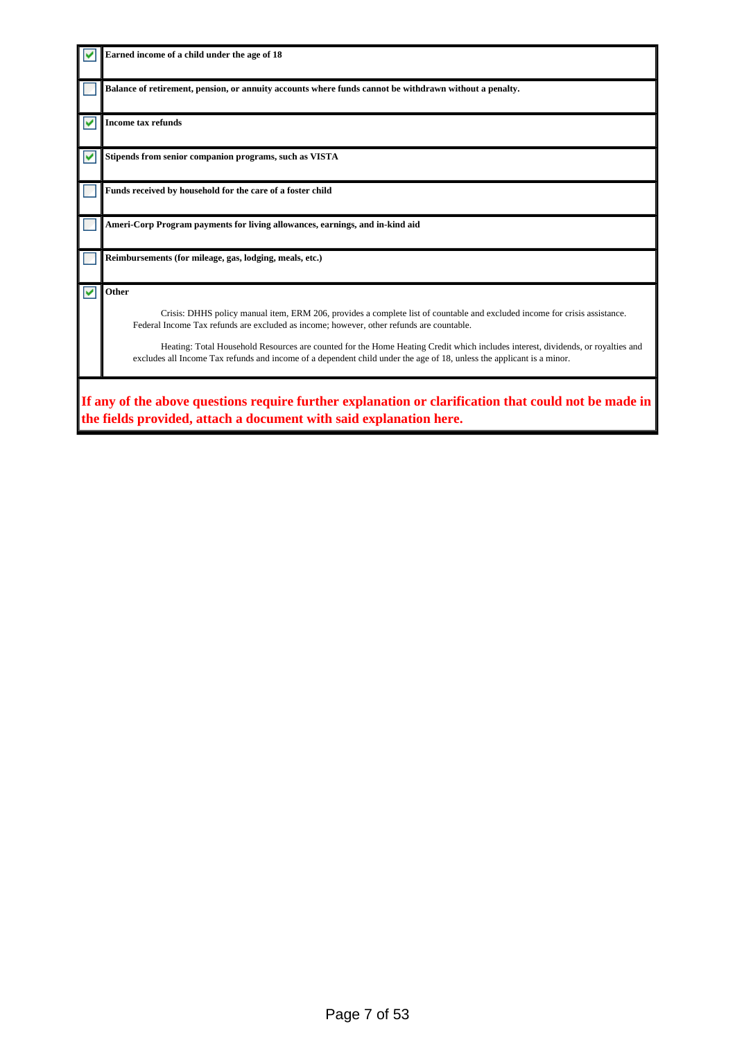| | |
|---|---|
| ☑ | **Earned income of a child under the age of 18** |
| ☐ | **Balance of retirement, pension, or annuity accounts where funds cannot be withdrawn without a penalty.** |
| ☑ | **Income tax refunds** |
| ☑ | **Stipends from senior companion programs, such as VISTA** |
| ☐ | **Funds received by household for the care of a foster child** |
| ☐ | **Ameri-Corp Program payments for living allowances, earnings, and in-kind aid** |
| ☐ | **Reimbursements (for mileage, gas, lodging, meals, etc.)** |
| ☑ | **Other**<br><br>Crisis: DHHS policy manual item, ERM 206, provides a complete list of countable and excluded income for crisis assistance. Federal Income Tax refunds are excluded as income; however, other refunds are countable.<br><br>Heating: Total Household Resources are counted for the Home Heating Credit which includes interest, dividends, or royalties and excludes all Income Tax refunds and income of a dependent child under the age of 18, unless the applicant is a minor. |

**If any of the above questions require further explanation or clarification that could not be made in the fields provided, attach a document with said explanation here.**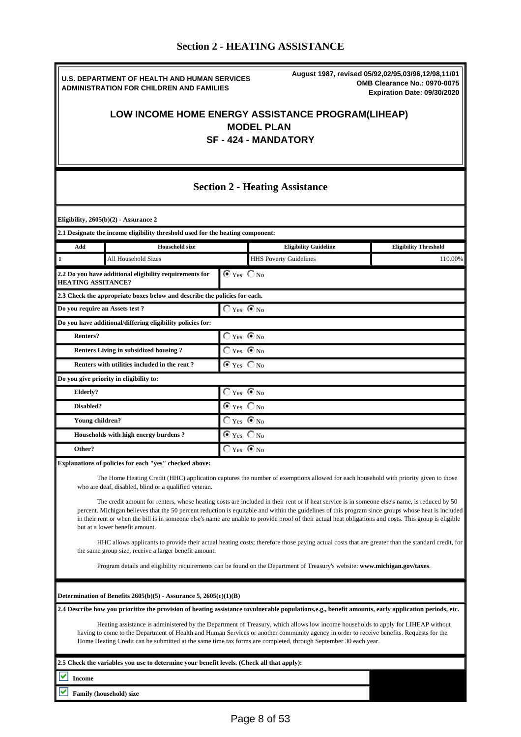# Section 2 - HEATING ASSISTANCE

**U.S. DEPARTMENT OF HEALTH AND HUMAN SERVICES**
**ADMINISTRATION FOR CHILDREN AND FAMILIES**

**August 1987, revised 05/92,02/95,03/96,12/98,11/01**
**OMB Clearance No.: 0970-0075**
**Expiration Date: 09/30/2020**

## LOW INCOME HOME ENERGY ASSISTANCE PROGRAM(LIHEAP)
## MODEL PLAN
## SF - 424 - MANDATORY

## Section 2 - Heating Assistance

**Eligibility, 2605(b)(2) - Assurance 2**

**2.1 Designate the income eligibility threshold used for the heating component:**

| Add | Household size | Eligibility Guideline | Eligibility Threshold |
|---|---|---|---|
| 1 | All Household Sizes | HHS Poverty Guidelines | 110.00% |

**2.2 Do you have additional eligibility requirements for HEATING ASSITANCE?** ◉ Yes ○ No

**2.3 Check the appropriate boxes below and describe the policies for each.**

| | |
|---|---|
| **Do you require an Assets test ?** | ○ Yes ◉ No |
| **Do you have additional/differing eligibility policies for:** | |
| **Renters?** | ○ Yes ◉ No |
| **Renters Living in subsidized housing ?** | ○ Yes ◉ No |
| **Renters with utilities included in the rent ?** | ◉ Yes ○ No |
| **Do you give priority in eligibility to:** | |
| **Elderly?** | ○ Yes ◉ No |
| **Disabled?** | ◉ Yes ○ No |
| **Young children?** | ○ Yes ◉ No |
| **Households with high energy burdens ?** | ◉ Yes ○ No |
| **Other?** | ○ Yes ◉ No |

**Explanations of policies for each "yes" checked above:**

The Home Heating Credit (HHC) application captures the number of exemptions allowed for each household with priority given to those who are deaf, disabled, blind or a qualified veteran.

The credit amount for renters, whose heating costs are included in their rent or if heat service is in someone else's name, is reduced by 50 percent. Michigan believes that the 50 percent reduction is equitable and within the guidelines of this program since groups whose heat is included in their rent or when the bill is in someone else's name are unable to provide proof of their actual heat obligations and costs. This group is eligible but at a lower benefit amount.

HHC allows applicants to provide their actual heating costs; therefore those paying actual costs that are greater than the standard credit, for the same group size, receive a larger benefit amount.

Program details and eligibility requirements can be found on the Department of Treasury's website: **www.michigan.gov/taxes**.

**Determination of Benefits 2605(b)(5) - Assurance 5, 2605(c)(1)(B)**

**2.4 Describe how you prioritize the provision of heating assistance tovulnerable populations,e.g., benefit amounts, early application periods, etc.**

Heating assistance is administered by the Department of Treasury, which allows low income households to apply for LIHEAP without having to come to the Department of Health and Human Services or another community agency in order to receive benefits. Requests for the Home Heating Credit can be submitted at the same time tax forms are completed, through September 30 each year.

**2.5 Check the variables you use to determine your benefit levels. (Check all that apply):**

- ☑ **Income**
- ☑ **Family (household) size**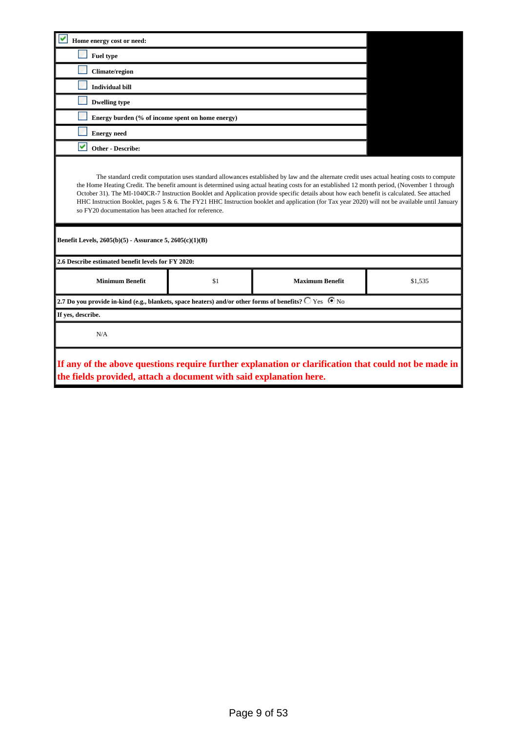- [x] **Home energy cost or need:**
  - [ ] **Fuel type**
  - [ ] **Climate/region**
  - [ ] **Individual bill**
  - [ ] **Dwelling type**
  - [ ] **Energy burden (% of income spent on home energy)**
  - [ ] **Energy need**
  - [x] **Other - Describe:**

The standard credit computation uses standard allowances established by law and the alternate credit uses actual heating costs to compute the Home Heating Credit. The benefit amount is determined using actual heating costs for an established 12 month period, (November 1 through October 31). The MI-1040CR-7 Instruction Booklet and Application provide specific details about how each benefit is calculated. See attached HHC Instruction Booklet, pages 5 & 6. The FY21 HHC Instruction booklet and application (for Tax year 2020) will not be available until January so FY20 documentation has been attached for reference.

**Benefit Levels, 2605(b)(5) - Assurance 5, 2605(c)(1)(B)**

**2.6 Describe estimated benefit levels for FY 2020:**

| **Minimum Benefit** | $1 | **Maximum Benefit** | $1,535 |
|---|---|---|---|

**2.7 Do you provide in-kind (e.g., blankets, space heaters) and/or other forms of benefits?** ○ Yes ◉ No

**If yes, describe.**

N/A

**If any of the above questions require further explanation or clarification that could not be made in the fields provided, attach a document with said explanation here.**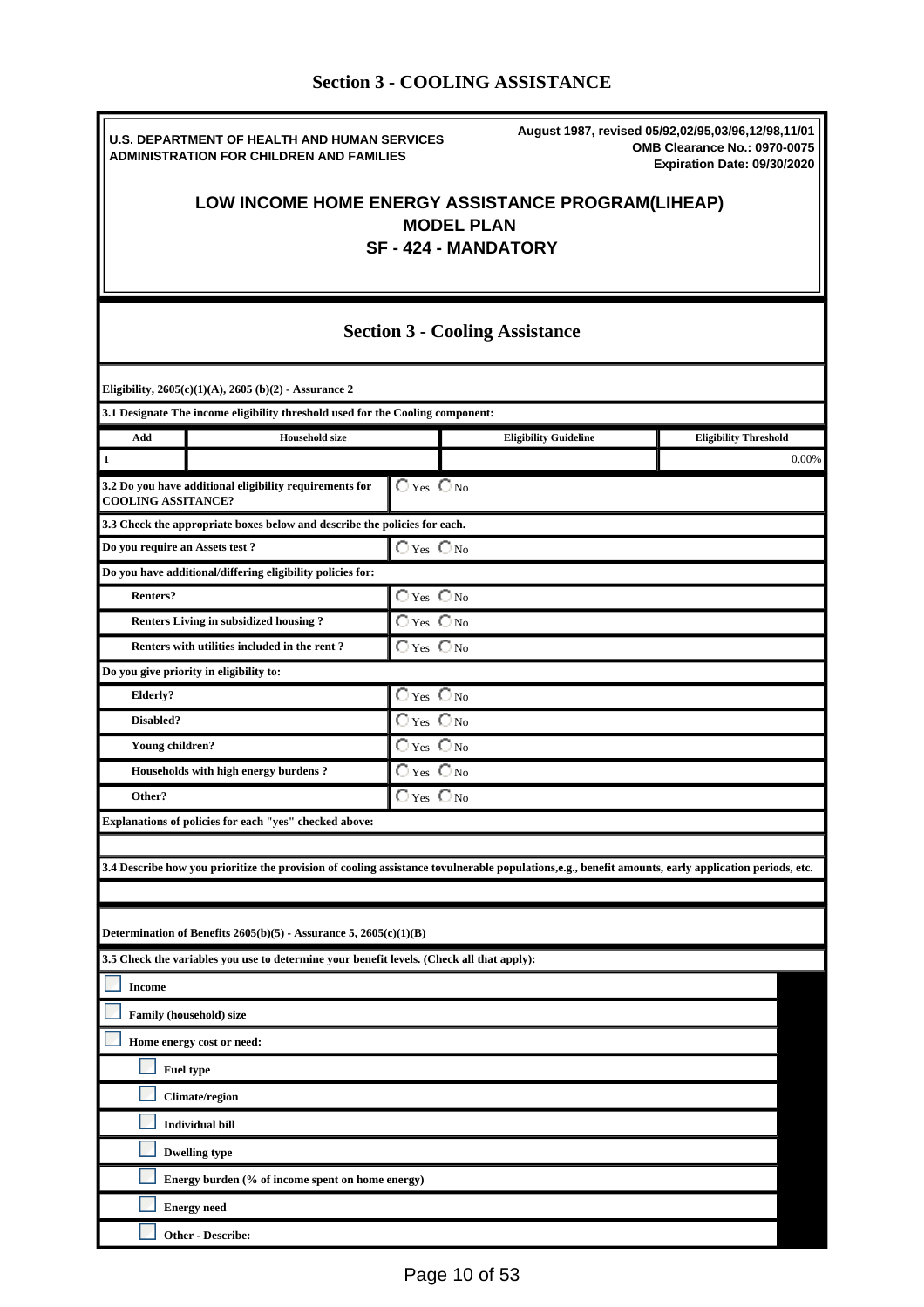# Section 3 - COOLING ASSISTANCE

**U.S. DEPARTMENT OF HEALTH AND HUMAN SERVICES**
**ADMINISTRATION FOR CHILDREN AND FAMILIES**

**August 1987, revised 05/92,02/95,03/96,12/98,11/01**
**OMB Clearance No.: 0970-0075**
**Expiration Date: 09/30/2020**

## LOW INCOME HOME ENERGY ASSISTANCE PROGRAM(LIHEAP)
## MODEL PLAN
## SF - 424 - MANDATORY

## Section 3 - Cooling Assistance

**Eligibility, 2605(c)(1)(A), 2605 (b)(2) - Assurance 2**

**3.1 Designate The income eligibility threshold used for the Cooling component:**

| Add | Household size | Eligibility Guideline | Eligibility Threshold |
|---|---|---|---|
| 1 | | | 0.00% |

**3.2 Do you have additional eligibility requirements for COOLING ASSITANCE?** ◯ Yes ◯ No

**3.3 Check the appropriate boxes below and describe the policies for each.**

| | |
|---|---|
| **Do you require an Assets test ?** | ◯ Yes ◯ No |
| **Do you have additional/differing eligibility policies for:** | |
| **Renters?** | ◯ Yes ◯ No |
| **Renters Living in subsidized housing ?** | ◯ Yes ◯ No |
| **Renters with utilities included in the rent ?** | ◯ Yes ◯ No |
| **Do you give priority in eligibility to:** | |
| **Elderly?** | ◯ Yes ◯ No |
| **Disabled?** | ◯ Yes ◯ No |
| **Young children?** | ◯ Yes ◯ No |
| **Households with high energy burdens ?** | ◯ Yes ◯ No |
| **Other?** | ◯ Yes ◯ No |

**Explanations of policies for each "yes" checked above:**

**3.4 Describe how you prioritize the provision of cooling assistance tovulnerable populations,e.g., benefit amounts, early application periods, etc.**

**Determination of Benefits 2605(b)(5) - Assurance 5, 2605(c)(1)(B)**

**3.5 Check the variables you use to determine your benefit levels. (Check all that apply):**

- ☐ **Income**
- ☐ **Family (household) size**
- ☐ **Home energy cost or need:**
  - ☐ **Fuel type**
  - ☐ **Climate/region**
  - ☐ **Individual bill**
  - ☐ **Dwelling type**
  - ☐ **Energy burden (% of income spent on home energy)**
  - ☐ **Energy need**
  - ☐ **Other - Describe:**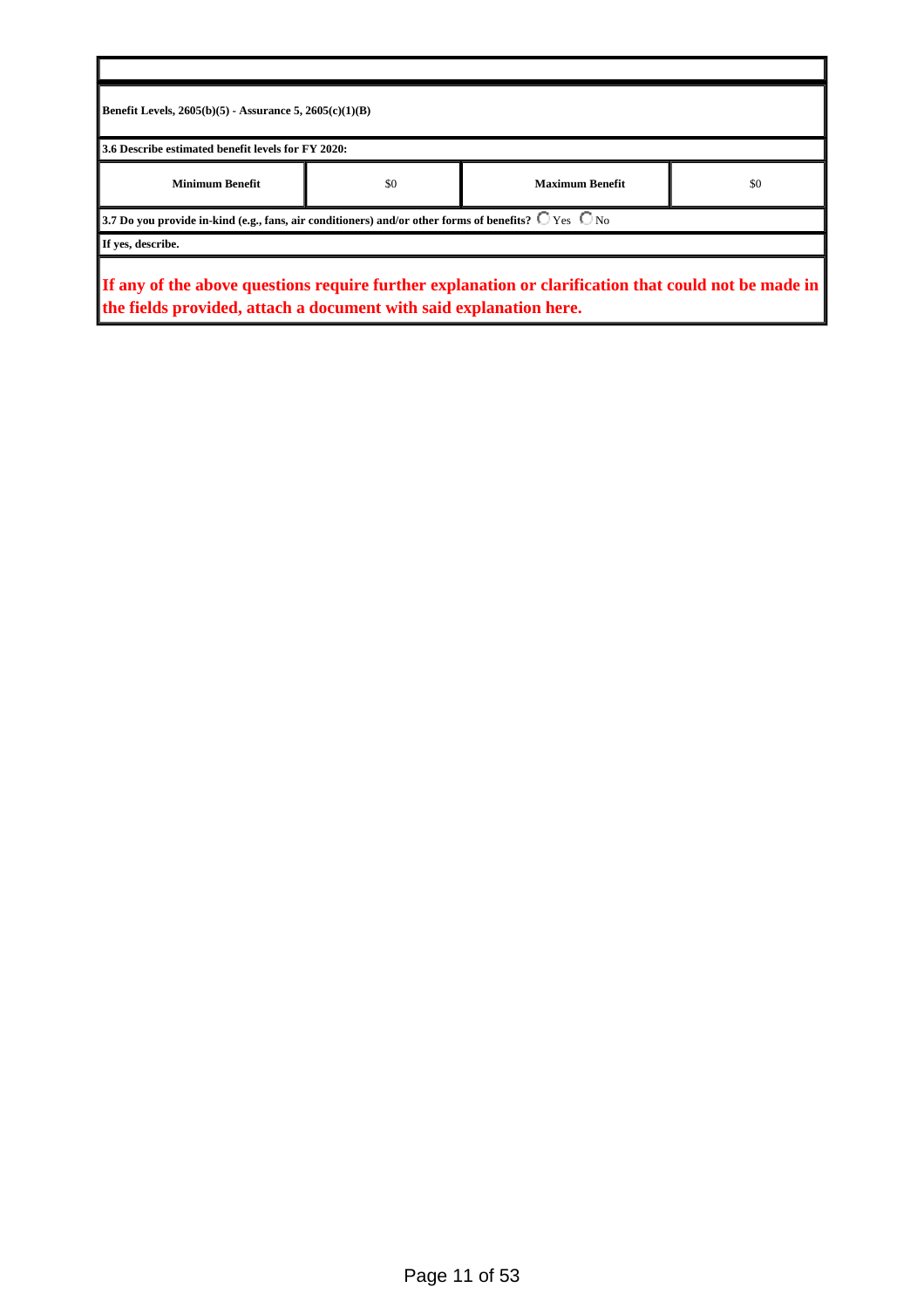**Benefit Levels, 2605(b)(5) - Assurance 5, 2605(c)(1)(B)**

**3.6 Describe estimated benefit levels for FY 2020:**

| Minimum Benefit | $0 | Maximum Benefit | $0 |
|---|---|---|---|

**3.7 Do you provide in-kind (e.g., fans, air conditioners) and/or other forms of benefits?** ○ Yes ○ No

**If yes, describe.**

**If any of the above questions require further explanation or clarification that could not be made in the fields provided, attach a document with said explanation here.**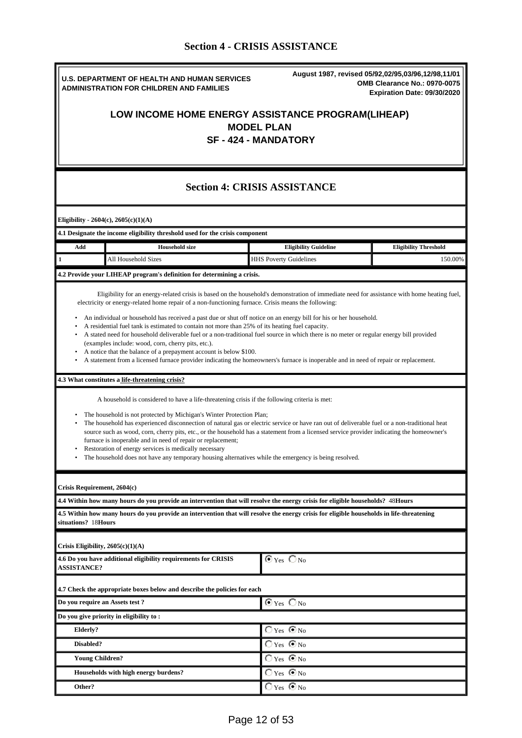## Section 4 - CRISIS ASSISTANCE

**U.S. DEPARTMENT OF HEALTH AND HUMAN SERVICES**
**ADMINISTRATION FOR CHILDREN AND FAMILIES**

**August 1987, revised 05/92,02/95,03/96,12/98,11/01**
**OMB Clearance No.: 0970-0075**
**Expiration Date: 09/30/2020**

### LOW INCOME HOME ENERGY ASSISTANCE PROGRAM(LIHEAP)
### MODEL PLAN
### SF - 424 - MANDATORY

## Section 4: CRISIS ASSISTANCE

**Eligibility - 2604(c), 2605(c)(1)(A)**

**4.1 Designate the income eligibility threshold used for the crisis component**

| Add | Household size | Eligibility Guideline | Eligibility Threshold |
|---|---|---|---|
| 1 | All Household Sizes | HHS Poverty Guidelines | 150.00% |

**4.2 Provide your LIHEAP program's definition for determining a crisis.**

Eligibility for an energy-related crisis is based on the household's demonstration of immediate need for assistance with home heating fuel, electricity or energy-related home repair of a non-functioning furnace. Crisis means the following:

- An individual or household has received a past due or shut off notice on an energy bill for his or her household.
- A residential fuel tank is estimated to contain not more than 25% of its heating fuel capacity.
- A stated need for household deliverable fuel or a non-traditional fuel source in which there is no meter or regular energy bill provided (examples include: wood, corn, cherry pits, etc.).
- A notice that the balance of a prepayment account is below $100.
- A statement from a licensed furnace provider indicating the homeowners's furnace is inoperable and in need of repair or replacement.

**4.3 What constitutes a life-threatening crisis?**

A household is considered to have a life-threatening crisis if the following criteria is met:

- The household is not protected by Michigan's Winter Protection Plan;
- The household has experienced disconnection of natural gas or electric service or have ran out of deliverable fuel or a non-traditional heat source such as wood, corn, cherry pits, etc., or the household has a statement from a licensed service provider indicating the homeowner's furnace is inoperable and in need of repair or replacement;
- Restoration of energy services is medically necessary
- The household does not have any temporary housing alternatives while the emergency is being resolved.

**Crisis Requirement, 2604(c)**

**4.4 Within how many hours do you provide an intervention that will resolve the energy crisis for eligible households?** 48**Hours**

**4.5 Within how many hours do you provide an intervention that will resolve the energy crisis for eligible households in life-threatening situations?** 18**Hours**

**Crisis Eligibility, 2605(c)(1)(A)**

| | |
|---|---|
| **4.6 Do you have additional eligibility requirements for CRISIS ASSISTANCE?** | ◉ Yes ○ No |

**4.7 Check the appropriate boxes below and describe the policies for each**

| | |
|---|---|
| **Do you require an Assets test ?** | ◉ Yes ○ No |
| **Do you give priority in eligibility to :** | |
| **Elderly?** | ○ Yes ◉ No |
| **Disabled?** | ○ Yes ◉ No |
| **Young Children?** | ○ Yes ◉ No |
| **Households with high energy burdens?** | ○ Yes ◉ No |
| **Other?** | ○ Yes ◉ No |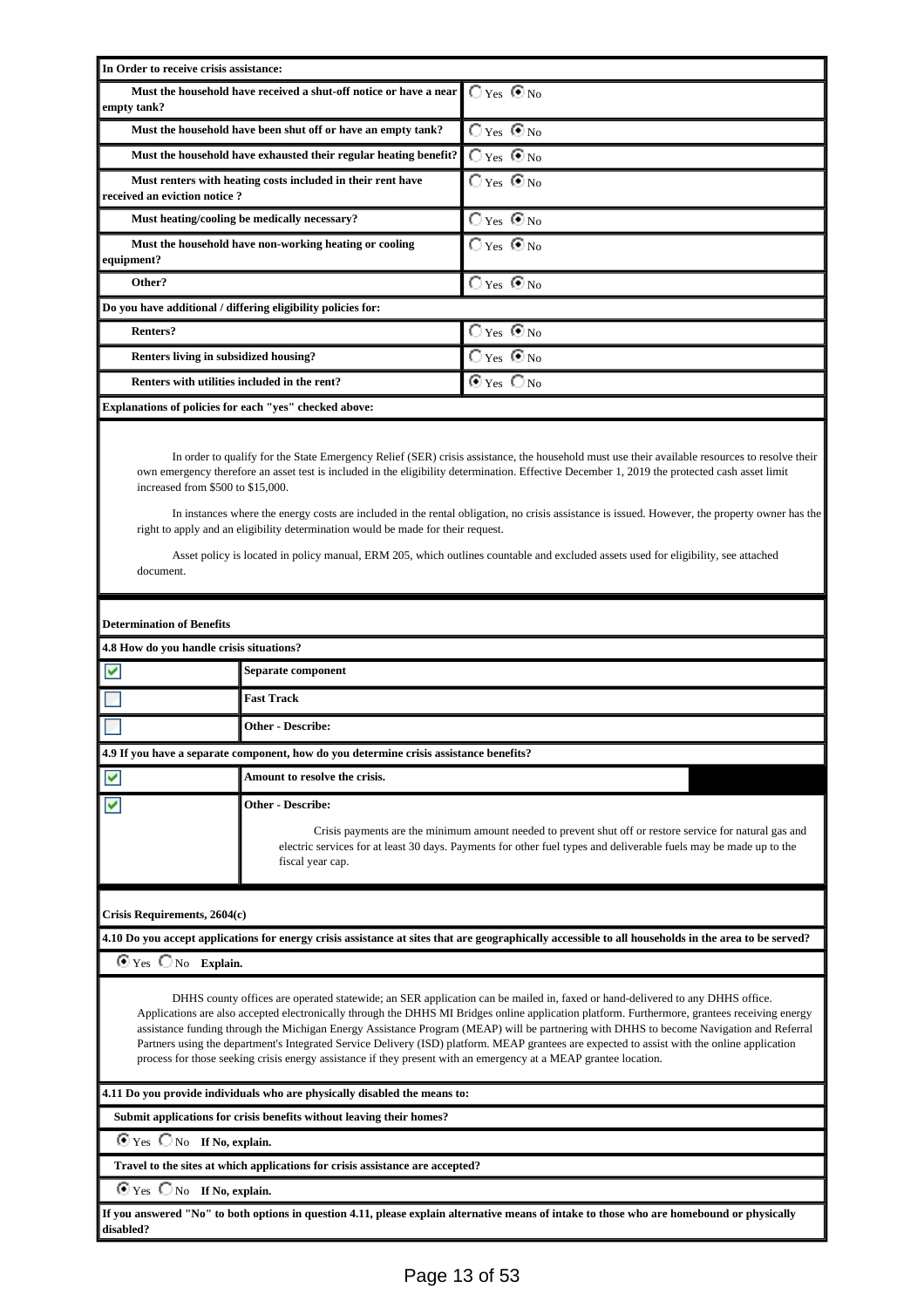**In Order to receive crisis assistance:**

| Question | Answer |
|---|---|
| **Must the household have received a shut-off notice or have a near empty tank?** | ○ Yes ⦿ No |
| **Must the household have been shut off or have an empty tank?** | ○ Yes ⦿ No |
| **Must the household have exhausted their regular heating benefit?** | ○ Yes ⦿ No |
| **Must renters with heating costs included in their rent have received an eviction notice ?** | ○ Yes ⦿ No |
| **Must heating/cooling be medically necessary?** | ○ Yes ⦿ No |
| **Must the household have non-working heating or cooling equipment?** | ○ Yes ⦿ No |
| **Other?** | ○ Yes ⦿ No |

**Do you have additional / differing eligibility policies for:**

| Question | Answer |
|---|---|
| **Renters?** | ○ Yes ⦿ No |
| **Renters living in subsidized housing?** | ○ Yes ⦿ No |
| **Renters with utilities included in the rent?** | ⦿ Yes ○ No |

**Explanations of policies for each "yes" checked above:**

In order to qualify for the State Emergency Relief (SER) crisis assistance, the household must use their available resources to resolve their own emergency therefore an asset test is included in the eligibility determination. Effective December 1, 2019 the protected cash asset limit increased from $500 to $15,000.

In instances where the energy costs are included in the rental obligation, no crisis assistance is issued. However, the property owner has the right to apply and an eligibility determination would be made for their request.

Asset policy is located in policy manual, ERM 205, which outlines countable and excluded assets used for eligibility, see attached document.

**Determination of Benefits**

**4.8 How do you handle crisis situations?**

| | |
|---|---|
| ☑ | **Separate component** |
| ☐ | **Fast Track** |
| ☐ | **Other - Describe:** |

**4.9 If you have a separate component, how do you determine crisis assistance benefits?**

| | |
|---|---|
| ☑ | **Amount to resolve the crisis.** |
| ☑ | **Other - Describe:** Crisis payments are the minimum amount needed to prevent shut off or restore service for natural gas and electric services for at least 30 days. Payments for other fuel types and deliverable fuels may be made up to the fiscal year cap. |

**Crisis Requirements, 2604(c)**

**4.10 Do you accept applications for energy crisis assistance at sites that are geographically accessible to all households in the area to be served?**

⦿ Yes ○ No **Explain.**

DHHS county offices are operated statewide; an SER application can be mailed in, faxed or hand-delivered to any DHHS office. Applications are also accepted electronically through the DHHS MI Bridges online application platform. Furthermore, grantees receiving energy assistance funding through the Michigan Energy Assistance Program (MEAP) will be partnering with DHHS to become Navigation and Referral Partners using the department's Integrated Service Delivery (ISD) platform. MEAP grantees are expected to assist with the online application process for those seeking crisis energy assistance if they present with an emergency at a MEAP grantee location.

**4.11 Do you provide individuals who are physically disabled the means to:**

**Submit applications for crisis benefits without leaving their homes?**

⦿ Yes ○ No **If No, explain.**

**Travel to the sites at which applications for crisis assistance are accepted?**

⦿ Yes ○ No **If No, explain.**

**If you answered "No" to both options in question 4.11, please explain alternative means of intake to those who are homebound or physically disabled?**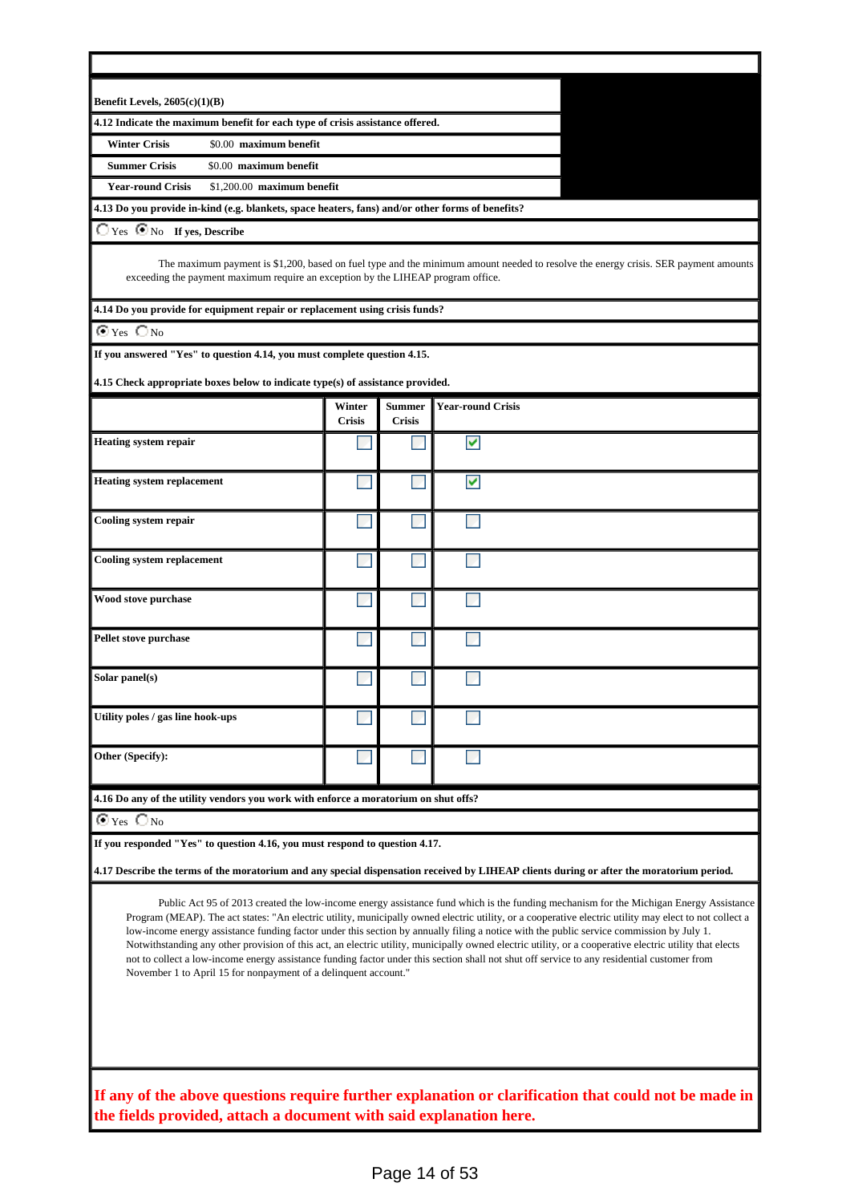**Benefit Levels, 2605(c)(1)(B)**

**4.12 Indicate the maximum benefit for each type of crisis assistance offered.**

| | |
|---|---|
| **Winter Crisis** | $0.00 **maximum benefit** |
| **Summer Crisis** | $0.00 **maximum benefit** |
| **Year-round Crisis** | $1,200.00 **maximum benefit** |

**4.13 Do you provide in-kind (e.g. blankets, space heaters, fans) and/or other forms of benefits?**

○ Yes ● No **If yes, Describe**

The maximum payment is $1,200, based on fuel type and the minimum amount needed to resolve the energy crisis. SER payment amounts exceeding the payment maximum require an exception by the LIHEAP program office.

**4.14 Do you provide for equipment repair or replacement using crisis funds?**

● Yes ○ No

**If you answered "Yes" to question 4.14, you must complete question 4.15.**

**4.15 Check appropriate boxes below to indicate type(s) of assistance provided.**

| | Winter Crisis | Summer Crisis | Year-round Crisis |
|---|---|---|---|
| **Heating system repair** | ☐ | ☐ | ☑ |
| **Heating system replacement** | ☐ | ☐ | ☑ |
| **Cooling system repair** | ☐ | ☐ | ☐ |
| **Cooling system replacement** | ☐ | ☐ | ☐ |
| **Wood stove purchase** | ☐ | ☐ | ☐ |
| **Pellet stove purchase** | ☐ | ☐ | ☐ |
| **Solar panel(s)** | ☐ | ☐ | ☐ |
| **Utility poles / gas line hook-ups** | ☐ | ☐ | ☐ |
| **Other (Specify):** | ☐ | ☐ | ☐ |

**4.16 Do any of the utility vendors you work with enforce a moratorium on shut offs?**

● Yes ○ No

**If you responded "Yes" to question 4.16, you must respond to question 4.17.**

**4.17 Describe the terms of the moratorium and any special dispensation received by LIHEAP clients during or after the moratorium period.**

Public Act 95 of 2013 created the low-income energy assistance fund which is the funding mechanism for the Michigan Energy Assistance Program (MEAP). The act states: "An electric utility, municipally owned electric utility, or a cooperative electric utility may elect to not collect a low-income energy assistance funding factor under this section by annually filing a notice with the public service commission by July 1. Notwithstanding any other provision of this act, an electric utility, municipally owned electric utility, or a cooperative electric utility that elects not to collect a low-income energy assistance funding factor under this section shall not shut off service to any residential customer from November 1 to April 15 for nonpayment of a delinquent account."

**If any of the above questions require further explanation or clarification that could not be made in the fields provided, attach a document with said explanation here.**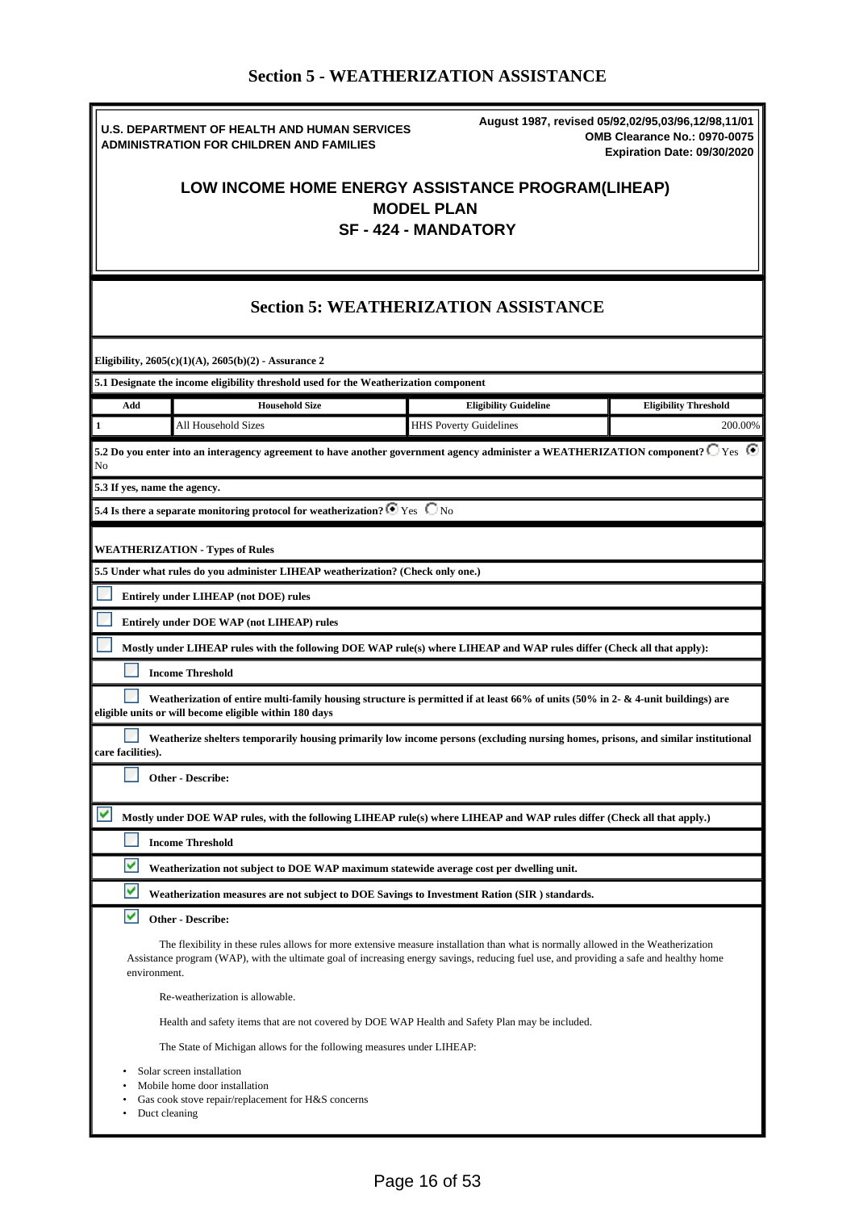# Section 5 - WEATHERIZATION ASSISTANCE

**U.S. DEPARTMENT OF HEALTH AND HUMAN SERVICES**
**ADMINISTRATION FOR CHILDREN AND FAMILIES**

**August 1987, revised 05/92,02/95,03/96,12/98,11/01**
**OMB Clearance No.: 0970-0075**
**Expiration Date: 09/30/2020**

## LOW INCOME HOME ENERGY ASSISTANCE PROGRAM(LIHEAP)
## MODEL PLAN
## SF - 424 - MANDATORY

## Section 5: WEATHERIZATION ASSISTANCE

**Eligibility, 2605(c)(1)(A), 2605(b)(2) - Assurance 2**

**5.1 Designate the income eligibility threshold used for the Weatherization component**

| Add | Household Size | Eligibility Guideline | Eligibility Threshold |
|---|---|---|---|
| 1 | All Household Sizes | HHS Poverty Guidelines | 200.00% |

**5.2 Do you enter into an interagency agreement to have another government agency administer a WEATHERIZATION component?** ☐ Yes ☒ No

**5.3 If yes, name the agency.**

**5.4 Is there a separate monitoring protocol for weatherization?** ☒ Yes ☐ No

**WEATHERIZATION - Types of Rules**

**5.5 Under what rules do you administer LIHEAP weatherization? (Check only one.)**

☐ **Entirely under LIHEAP (not DOE) rules**

☐ **Entirely under DOE WAP (not LIHEAP) rules**

☐ **Mostly under LIHEAP rules with the following DOE WAP rule(s) where LIHEAP and WAP rules differ (Check all that apply):**

- ☐ **Income Threshold**
- ☐ **Weatherization of entire multi-family housing structure is permitted if at least 66% of units (50% in 2- & 4-unit buildings) are eligible units or will become eligible within 180 days**
- ☐ **Weatherize shelters temporarily housing primarily low income persons (excluding nursing homes, prisons, and similar institutional care facilities).**
- ☐ **Other - Describe:**

☑ **Mostly under DOE WAP rules, with the following LIHEAP rule(s) where LIHEAP and WAP rules differ (Check all that apply.)**

- ☐ **Income Threshold**
- ☑ **Weatherization not subject to DOE WAP maximum statewide average cost per dwelling unit.**
- ☑ **Weatherization measures are not subject to DOE Savings to Investment Ration (SIR ) standards.**
- ☑ **Other - Describe:**

The flexibility in these rules allows for more extensive measure installation than what is normally allowed in the Weatherization Assistance program (WAP), with the ultimate goal of increasing energy savings, reducing fuel use, and providing a safe and healthy home environment.

Re-weatherization is allowable.

Health and safety items that are not covered by DOE WAP Health and Safety Plan may be included.

The State of Michigan allows for the following measures under LIHEAP:

- Solar screen installation
- Mobile home door installation
- Gas cook stove repair/replacement for H&S concerns
- Duct cleaning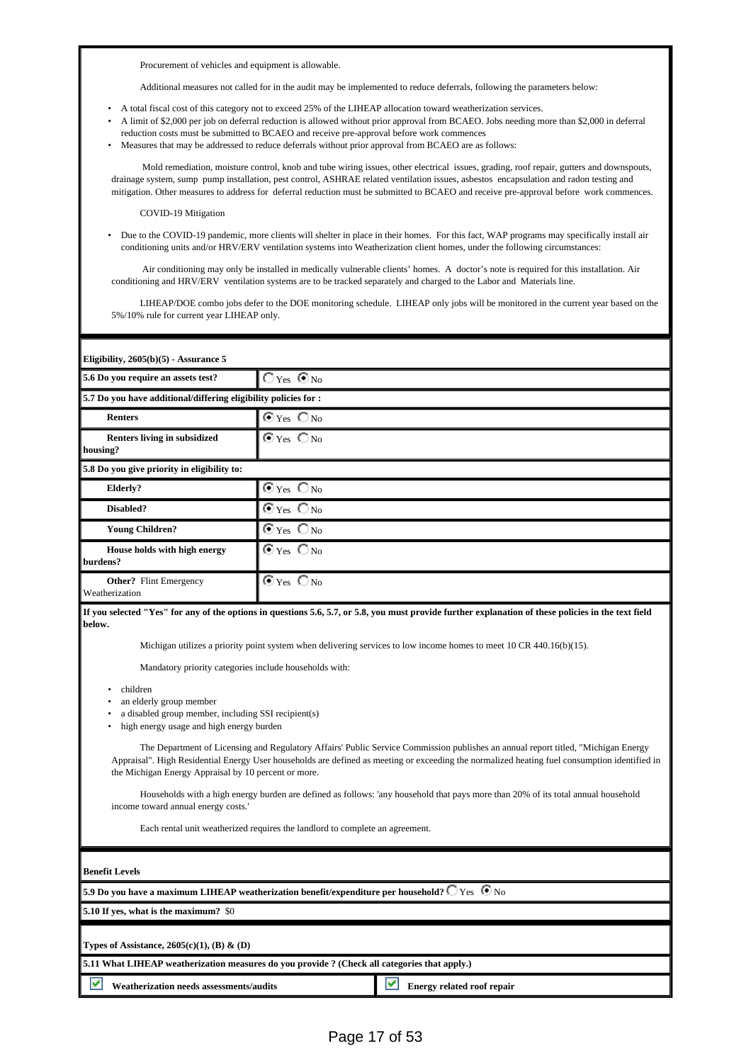Procurement of vehicles and equipment is allowable.

Additional measures not called for in the audit may be implemented to reduce deferrals, following the parameters below:

- A total fiscal cost of this category not to exceed 25% of the LIHEAP allocation toward weatherization services.
- A limit of $2,000 per job on deferral reduction is allowed without prior approval from BCAEO. Jobs needing more than $2,000 in deferral reduction costs must be submitted to BCAEO and receive pre-approval before work commences
- Measures that may be addressed to reduce deferrals without prior approval from BCAEO are as follows:

Mold remediation, moisture control, knob and tube wiring issues, other electrical issues, grading, roof repair, gutters and downspouts, drainage system, sump pump installation, pest control, ASHRAE related ventilation issues, asbestos encapsulation and radon testing and mitigation. Other measures to address for deferral reduction must be submitted to BCAEO and receive pre-approval before work commences.

COVID-19 Mitigation

- Due to the COVID-19 pandemic, more clients will shelter in place in their homes. For this fact, WAP programs may specifically install air conditioning units and/or HRV/ERV ventilation systems into Weatherization client homes, under the following circumstances:

Air conditioning may only be installed in medically vulnerable clients' homes. A doctor's note is required for this installation. Air conditioning and HRV/ERV ventilation systems are to be tracked separately and charged to the Labor and Materials line.

LIHEAP/DOE combo jobs defer to the DOE monitoring schedule. LIHEAP only jobs will be monitored in the current year based on the 5%/10% rule for current year LIHEAP only.

**Eligibility, 2605(b)(5) - Assurance 5**

| Question | Response |
|---|---|
| **5.6 Do you require an assets test?** | ○ Yes ◉ No |
| **5.7 Do you have additional/differing eligibility policies for :** | |
| **Renters** | ◉ Yes ○ No |
| **Renters living in subsidized housing?** | ◉ Yes ○ No |
| **5.8 Do you give priority in eligibility to:** | |
| **Elderly?** | ◉ Yes ○ No |
| **Disabled?** | ◉ Yes ○ No |
| **Young Children?** | ◉ Yes ○ No |
| **House holds with high energy burdens?** | ◉ Yes ○ No |
| **Other?** Flint Emergency Weatherization | ◉ Yes ○ No |

**If you selected "Yes" for any of the options in questions 5.6, 5.7, or 5.8, you must provide further explanation of these policies in the text field below.**

Michigan utilizes a priority point system when delivering services to low income homes to meet 10 CR 440.16(b)(15).

Mandatory priority categories include households with:

- children
- an elderly group member
- a disabled group member, including SSI recipient(s)
- high energy usage and high energy burden

The Department of Licensing and Regulatory Affairs' Public Service Commission publishes an annual report titled, "Michigan Energy Appraisal". High Residential Energy User households are defined as meeting or exceeding the normalized heating fuel consumption identified in the Michigan Energy Appraisal by 10 percent or more.

Households with a high energy burden are defined as follows: 'any household that pays more than 20% of its total annual household income toward annual energy costs.'

Each rental unit weatherized requires the landlord to complete an agreement.

**Benefit Levels**

**5.9 Do you have a maximum LIHEAP weatherization benefit/expenditure per household?** ○ Yes ◉ No

**5.10 If yes, what is the maximum?** $0

**Types of Assistance, 2605(c)(1), (B) & (D)**

**5.11 What LIHEAP weatherization measures do you provide ? (Check all categories that apply.)**

| | |
|---|---|
| ☑ **Weatherization needs assessments/audits** | ☑ **Energy related roof repair** |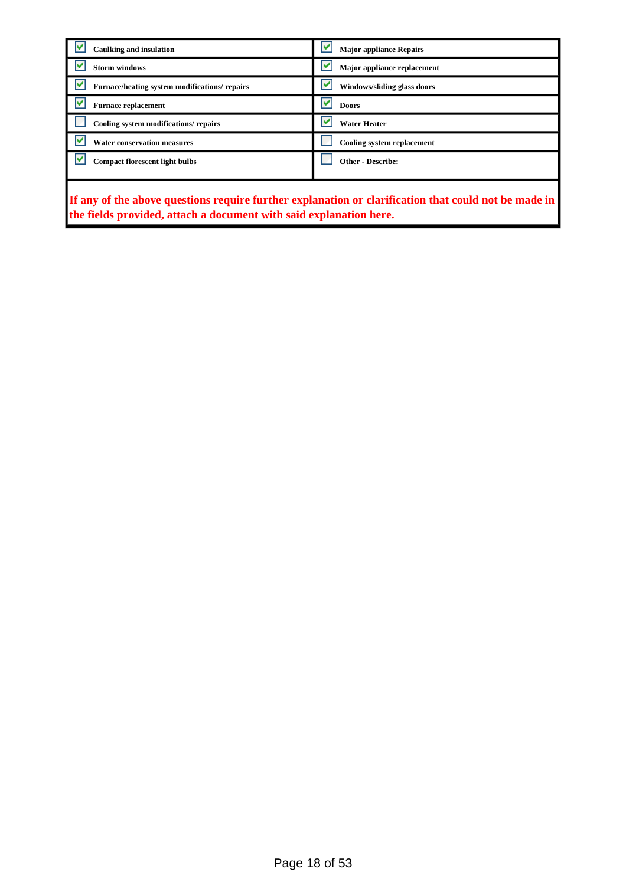| | |
|---|---|
| ☑ Caulking and insulation | ☑ Major appliance Repairs |
| ☑ Storm windows | ☑ Major appliance replacement |
| ☑ Furnace/heating system modifications/ repairs | ☑ Windows/sliding glass doors |
| ☑ Furnace replacement | ☑ Doors |
| ☐ Cooling system modifications/ repairs | ☑ Water Heater |
| ☑ Water conservation measures | ☐ Cooling system replacement |
| ☑ Compact florescent light bulbs | ☐ Other - Describe: |

**If any of the above questions require further explanation or clarification that could not be made in the fields provided, attach a document with said explanation here.**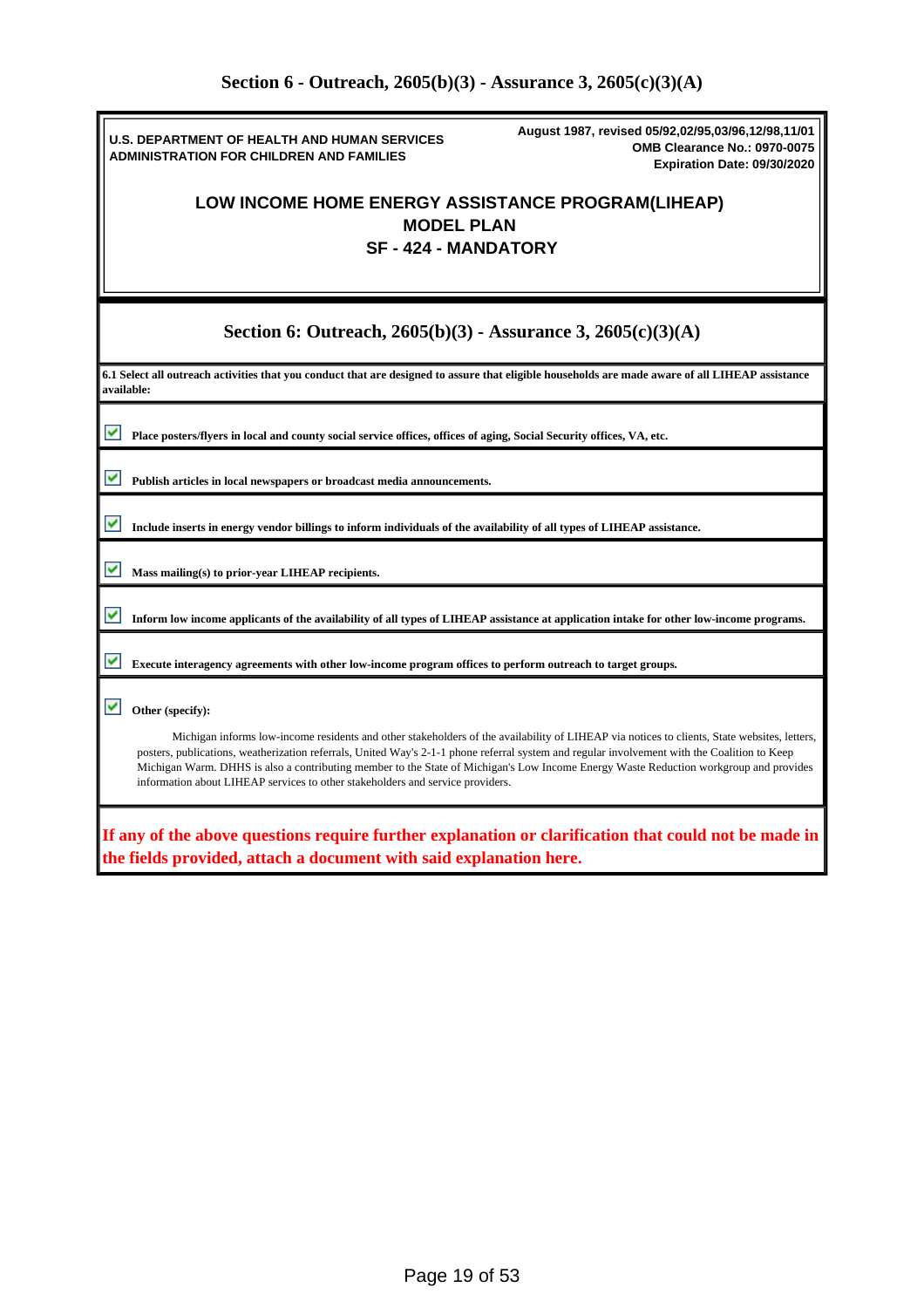## Section 6 - Outreach, 2605(b)(3) - Assurance 3, 2605(c)(3)(A)

U.S. DEPARTMENT OF HEALTH AND HUMAN SERVICES
ADMINISTRATION FOR CHILDREN AND FAMILIES

August 1987, revised 05/92,02/95,03/96,12/98,11/01
OMB Clearance No.: 0970-0075
Expiration Date: 09/30/2020

### LOW INCOME HOME ENERGY ASSISTANCE PROGRAM(LIHEAP)
### MODEL PLAN
### SF - 424 - MANDATORY

### Section 6: Outreach, 2605(b)(3) - Assurance 3, 2605(c)(3)(A)

**6.1 Select all outreach activities that you conduct that are designed to assure that eligible households are made aware of all LIHEAP assistance available:**

- [x] **Place posters/flyers in local and county social service offices, offices of aging, Social Security offices, VA, etc.**
- [x] **Publish articles in local newspapers or broadcast media announcements.**
- [x] **Include inserts in energy vendor billings to inform individuals of the availability of all types of LIHEAP assistance.**
- [x] **Mass mailing(s) to prior-year LIHEAP recipients.**
- [x] **Inform low income applicants of the availability of all types of LIHEAP assistance at application intake for other low-income programs.**
- [x] **Execute interagency agreements with other low-income program offices to perform outreach to target groups.**
- [x] **Other (specify):**

Michigan informs low-income residents and other stakeholders of the availability of LIHEAP via notices to clients, State websites, letters, posters, publications, weatherization referrals, United Way's 2-1-1 phone referral system and regular involvement with the Coalition to Keep Michigan Warm. DHHS is also a contributing member to the State of Michigan's Low Income Energy Waste Reduction workgroup and provides information about LIHEAP services to other stakeholders and service providers.

**If any of the above questions require further explanation or clarification that could not be made in the fields provided, attach a document with said explanation here.**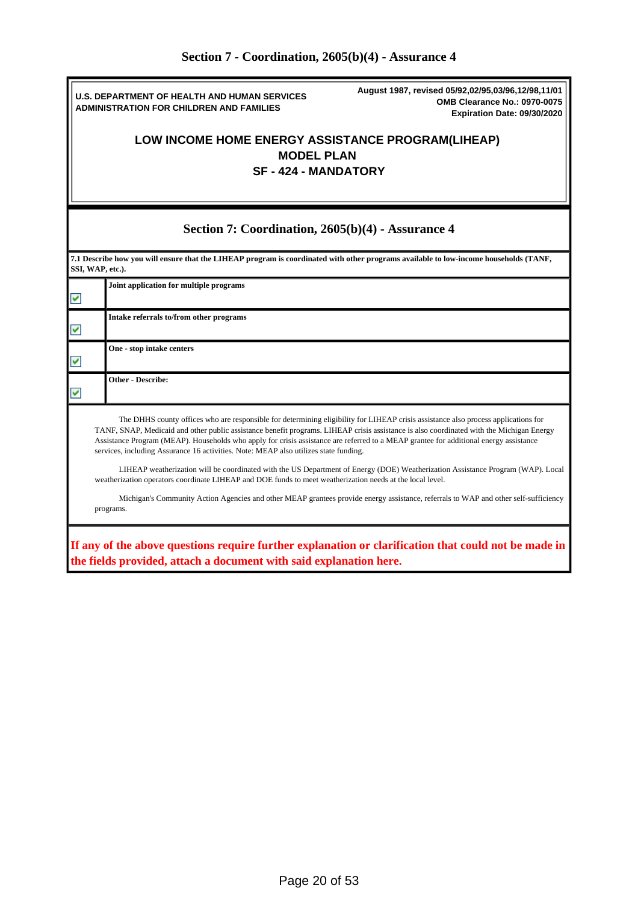## Section 7 - Coordination, 2605(b)(4) - Assurance 4

**U.S. DEPARTMENT OF HEALTH AND HUMAN SERVICES**
**ADMINISTRATION FOR CHILDREN AND FAMILIES**

**August 1987, revised 05/92,02/95,03/96,12/98,11/01**
**OMB Clearance No.: 0970-0075**
**Expiration Date: 09/30/2020**

# LOW INCOME HOME ENERGY ASSISTANCE PROGRAM(LIHEAP) MODEL PLAN SF - 424 - MANDATORY

## Section 7: Coordination, 2605(b)(4) - Assurance 4

**7.1 Describe how you will ensure that the LIHEAP program is coordinated with other programs available to low-income households (TANF, SSI, WAP, etc.).**

| | |
|---|---|
| ☑ | **Joint application for multiple programs** |
| ☑ | **Intake referrals to/from other programs** |
| ☑ | **One - stop intake centers** |
| ☑ | **Other - Describe:** |

The DHHS county offices who are responsible for determining eligibility for LIHEAP crisis assistance also process applications for TANF, SNAP, Medicaid and other public assistance benefit programs. LIHEAP crisis assistance is also coordinated with the Michigan Energy Assistance Program (MEAP). Households who apply for crisis assistance are referred to a MEAP grantee for additional energy assistance services, including Assurance 16 activities. Note: MEAP also utilizes state funding.

LIHEAP weatherization will be coordinated with the US Department of Energy (DOE) Weatherization Assistance Program (WAP). Local weatherization operators coordinate LIHEAP and DOE funds to meet weatherization needs at the local level.

Michigan's Community Action Agencies and other MEAP grantees provide energy assistance, referrals to WAP and other self-sufficiency programs.

**If any of the above questions require further explanation or clarification that could not be made in the fields provided, attach a document with said explanation here.**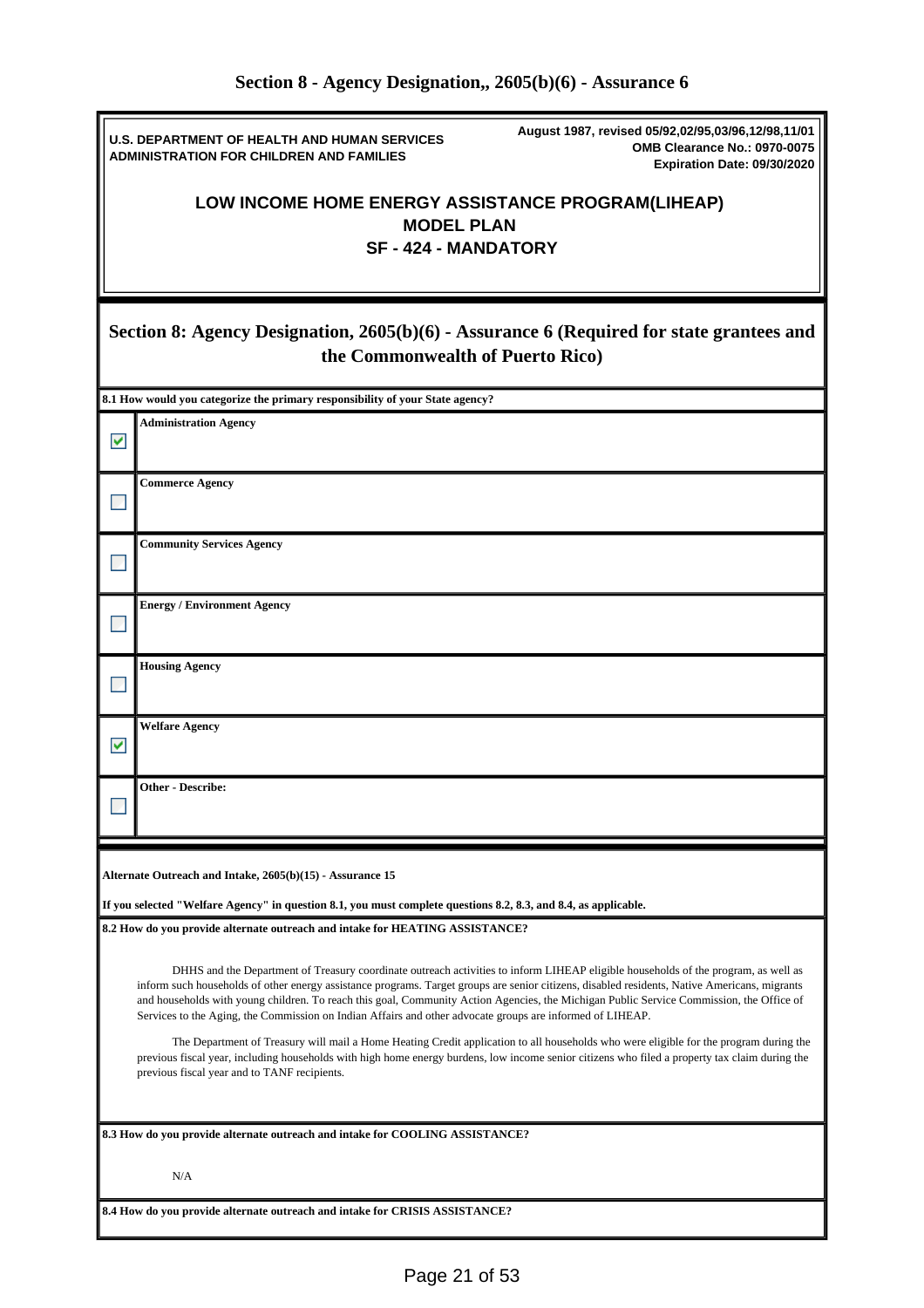## Section 8 - Agency Designation,, 2605(b)(6) - Assurance 6

**U.S. DEPARTMENT OF HEALTH AND HUMAN SERVICES**
**ADMINISTRATION FOR CHILDREN AND FAMILIES**

**August 1987, revised 05/92,02/95,03/96,12/98,11/01**
**OMB Clearance No.: 0970-0075**
**Expiration Date: 09/30/2020**

**LOW INCOME HOME ENERGY ASSISTANCE PROGRAM(LIHEAP)**
**MODEL PLAN**
**SF - 424 - MANDATORY**

### Section 8: Agency Designation, 2605(b)(6) - Assurance 6 (Required for state grantees and the Commonwealth of Puerto Rico)

**8.1 How would you categorize the primary responsibility of your State agency?**

| | |
|---|---|
| ☑ | **Administration Agency** |
| ☐ | **Commerce Agency** |
| ☐ | **Community Services Agency** |
| ☐ | **Energy / Environment Agency** |
| ☐ | **Housing Agency** |
| ☑ | **Welfare Agency** |
| ☐ | **Other - Describe:** |

**Alternate Outreach and Intake, 2605(b)(15) - Assurance 15**

**If you selected "Welfare Agency" in question 8.1, you must complete questions 8.2, 8.3, and 8.4, as applicable.**

**8.2 How do you provide alternate outreach and intake for HEATING ASSISTANCE?**

DHHS and the Department of Treasury coordinate outreach activities to inform LIHEAP eligible households of the program, as well as inform such households of other energy assistance programs. Target groups are senior citizens, disabled residents, Native Americans, migrants and households with young children. To reach this goal, Community Action Agencies, the Michigan Public Service Commission, the Office of Services to the Aging, the Commission on Indian Affairs and other advocate groups are informed of LIHEAP.

The Department of Treasury will mail a Home Heating Credit application to all households who were eligible for the program during the previous fiscal year, including households with high home energy burdens, low income senior citizens who filed a property tax claim during the previous fiscal year and to TANF recipients.

**8.3 How do you provide alternate outreach and intake for COOLING ASSISTANCE?**

N/A

**8.4 How do you provide alternate outreach and intake for CRISIS ASSISTANCE?**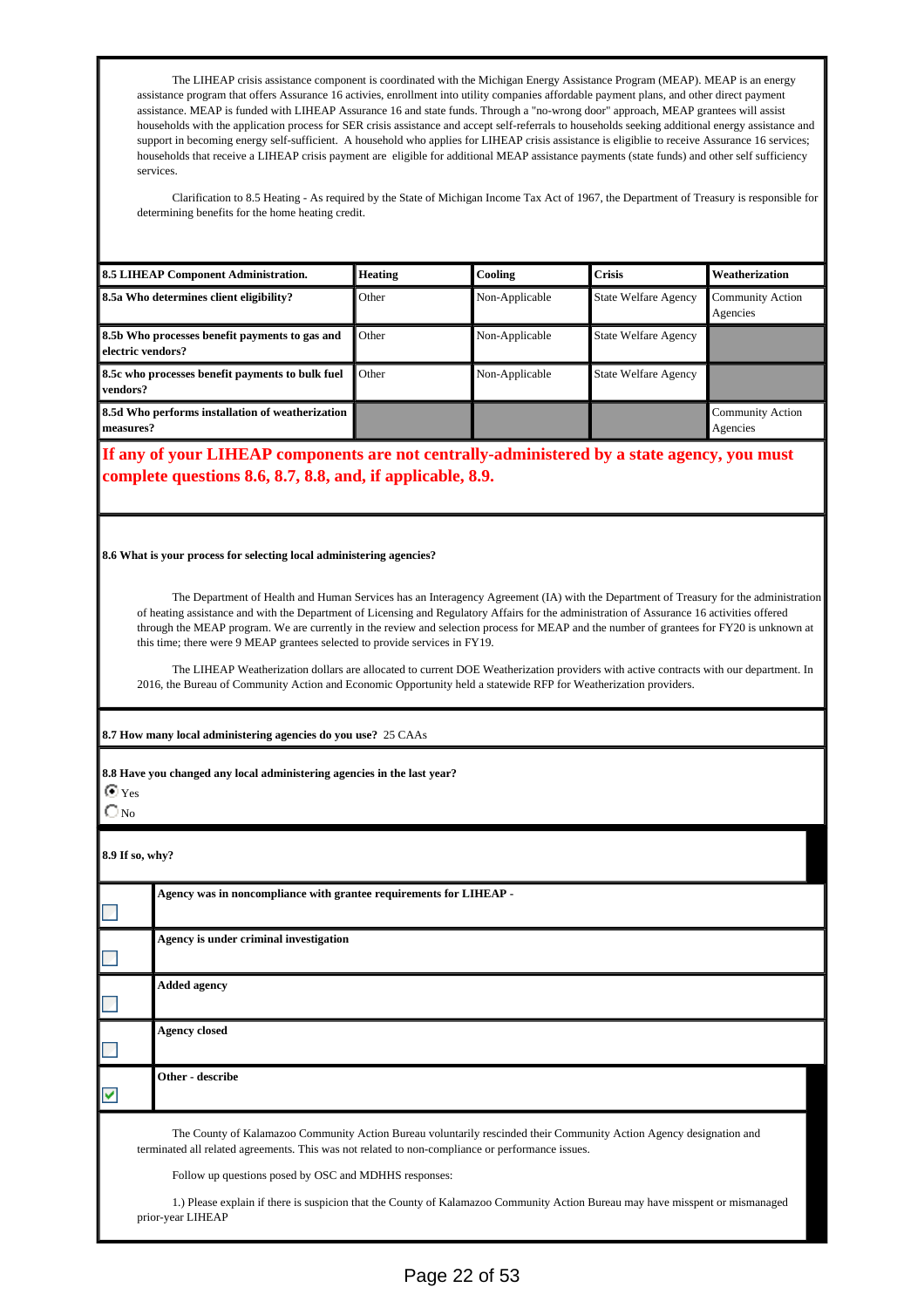The LIHEAP crisis assistance component is coordinated with the Michigan Energy Assistance Program (MEAP). MEAP is an energy assistance program that offers Assurance 16 activies, enrollment into utility companies affordable payment plans, and other direct payment assistance. MEAP is funded with LIHEAP Assurance 16 and state funds. Through a "no-wrong door" approach, MEAP grantees will assist households with the application process for SER crisis assistance and accept self-referrals to households seeking additional energy assistance and support in becoming energy self-sufficient. A household who applies for LIHEAP crisis assistance is eligiblie to receive Assurance 16 services; households that receive a LIHEAP crisis payment are eligible for additional MEAP assistance payments (state funds) and other self sufficiency services.

Clarification to 8.5 Heating - As required by the State of Michigan Income Tax Act of 1967, the Department of Treasury is responsible for determining benefits for the home heating credit.

| **8.5 LIHEAP Component Administration.** | **Heating** | **Cooling** | **Crisis** | **Weatherization** |
|---|---|---|---|---|
| **8.5a Who determines client eligibility?** | Other | Non-Applicable | State Welfare Agency | Community Action Agencies |
| **8.5b Who processes benefit payments to gas and electric vendors?** | Other | Non-Applicable | State Welfare Agency | |
| **8.5c who processes benefit payments to bulk fuel vendors?** | Other | Non-Applicable | State Welfare Agency | |
| **8.5d Who performs installation of weatherization measures?** | | | | Community Action Agencies |

**If any of your LIHEAP components are not centrally-administered by a state agency, you must complete questions 8.6, 8.7, 8.8, and, if applicable, 8.9.**

**8.6 What is your process for selecting local administering agencies?**

The Department of Health and Human Services has an Interagency Agreement (IA) with the Department of Treasury for the administration of heating assistance and with the Department of Licensing and Regulatory Affairs for the administration of Assurance 16 activities offered through the MEAP program. We are currently in the review and selection process for MEAP and the number of grantees for FY20 is unknown at this time; there were 9 MEAP grantees selected to provide services in FY19.

The LIHEAP Weatherization dollars are allocated to current DOE Weatherization providers with active contracts with our department. In 2016, the Bureau of Community Action and Economic Opportunity held a statewide RFP for Weatherization providers.

**8.7 How many local administering agencies do you use?** 25 CAAs

**8.8 Have you changed any local administering agencies in the last year?**

- (●) Yes
- ( ) No

**8.9 If so, why?**

| | |
|---|---|
| ☐ | **Agency was in noncompliance with grantee requirements for LIHEAP -** |
| ☐ | **Agency is under criminal investigation** |
| ☐ | **Added agency** |
| ☐ | **Agency closed** |
| ☑ | **Other - describe** |

The County of Kalamazoo Community Action Bureau voluntarily rescinded their Community Action Agency designation and terminated all related agreements. This was not related to non-compliance or performance issues.

Follow up questions posed by OSC and MDHHS responses:

1.) Please explain if there is suspicion that the County of Kalamazoo Community Action Bureau may have misspent or mismanaged prior-year LIHEAP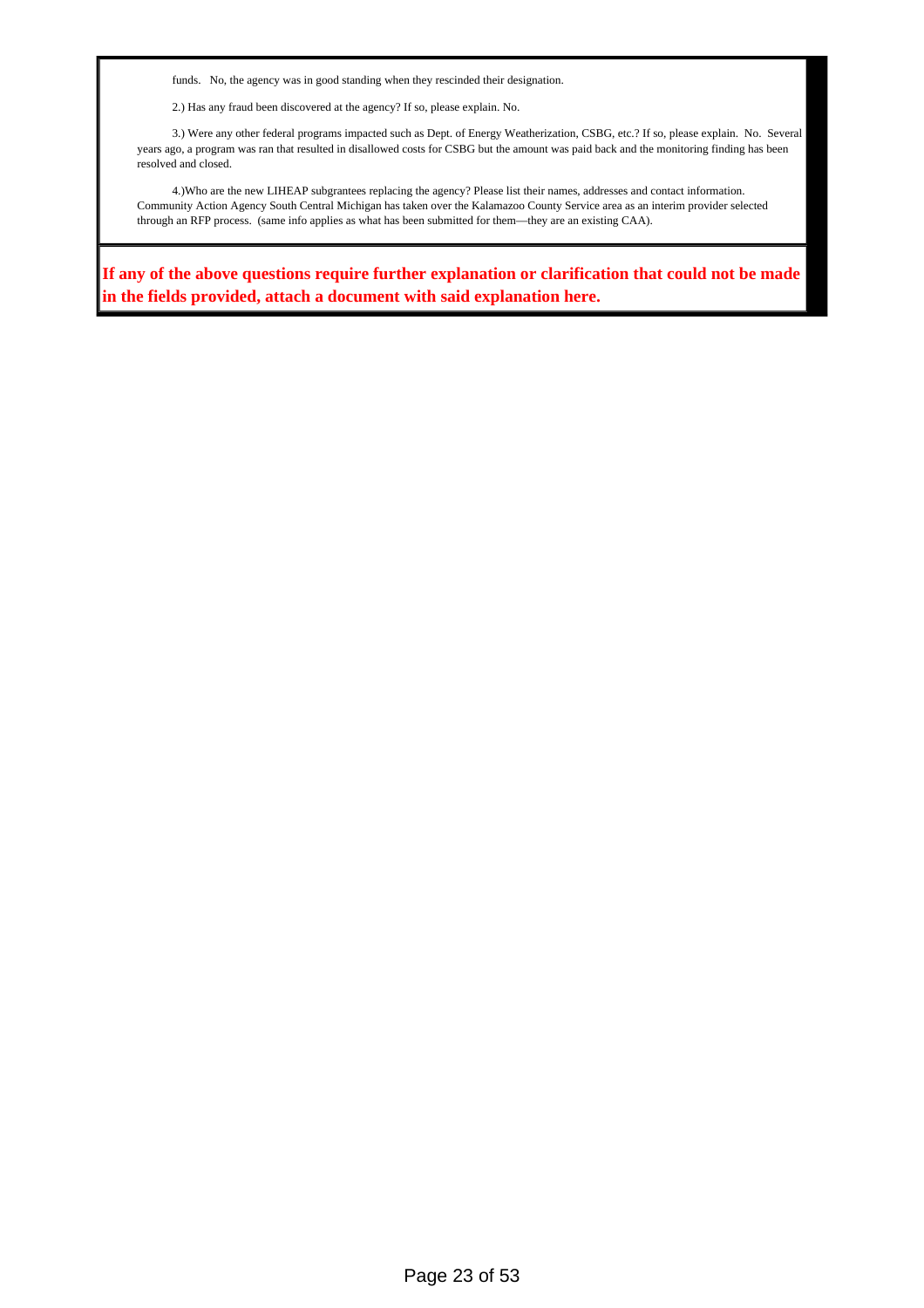funds.   No, the agency was in good standing when they rescinded their designation.

2.) Has any fraud been discovered at the agency? If so, please explain. No.

3.) Were any other federal programs impacted such as Dept. of Energy Weatherization, CSBG, etc.? If so, please explain.  No.  Several years ago, a program was ran that resulted in disallowed costs for CSBG but the amount was paid back and the monitoring finding has been resolved and closed.

4.)Who are the new LIHEAP subgrantees replacing the agency? Please list their names, addresses and contact information. Community Action Agency South Central Michigan has taken over the Kalamazoo County Service area as an interim provider selected through an RFP process.  (same info applies as what has been submitted for them—they are an existing CAA).

**If any of the above questions require further explanation or clarification that could not be made in the fields provided, attach a document with said explanation here.**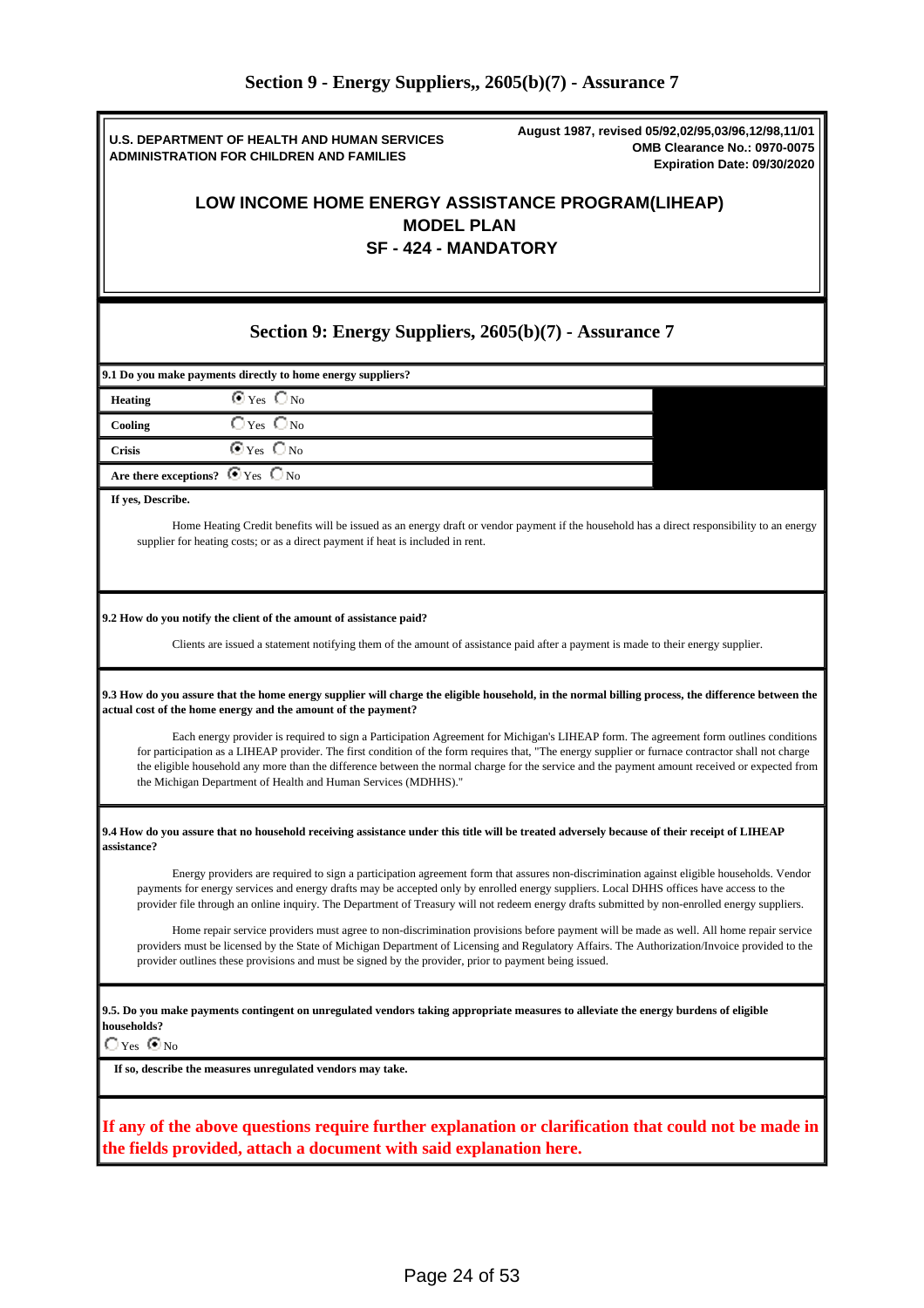## Section 9 - Energy Suppliers,, 2605(b)(7) - Assurance 7

**U.S. DEPARTMENT OF HEALTH AND HUMAN SERVICES**
**ADMINISTRATION FOR CHILDREN AND FAMILIES**

**August 1987, revised 05/92,02/95,03/96,12/98,11/01**
**OMB Clearance No.: 0970-0075**
**Expiration Date: 09/30/2020**

# LOW INCOME HOME ENERGY ASSISTANCE PROGRAM(LIHEAP) MODEL PLAN SF - 424 - MANDATORY

## Section 9: Energy Suppliers, 2605(b)(7) - Assurance 7

**9.1 Do you make payments directly to home energy suppliers?**

| | |
|---|---|
| **Heating** | ◉ Yes ○ No |
| **Cooling** | ○ Yes ○ No |
| **Crisis** | ◉ Yes ○ No |
| **Are there exceptions?** | ◉ Yes ○ No |

**If yes, Describe.**

Home Heating Credit benefits will be issued as an energy draft or vendor payment if the household has a direct responsibility to an energy supplier for heating costs; or as a direct payment if heat is included in rent.

**9.2 How do you notify the client of the amount of assistance paid?**

Clients are issued a statement notifying them of the amount of assistance paid after a payment is made to their energy supplier.

**9.3 How do you assure that the home energy supplier will charge the eligible household, in the normal billing process, the difference between the actual cost of the home energy and the amount of the payment?**

Each energy provider is required to sign a Participation Agreement for Michigan's LIHEAP form. The agreement form outlines conditions for participation as a LIHEAP provider. The first condition of the form requires that, "The energy supplier or furnace contractor shall not charge the eligible household any more than the difference between the normal charge for the service and the payment amount received or expected from the Michigan Department of Health and Human Services (MDHHS)."

**9.4 How do you assure that no household receiving assistance under this title will be treated adversely because of their receipt of LIHEAP assistance?**

Energy providers are required to sign a participation agreement form that assures non-discrimination against eligible households. Vendor payments for energy services and energy drafts may be accepted only by enrolled energy suppliers. Local DHHS offices have access to the provider file through an online inquiry. The Department of Treasury will not redeem energy drafts submitted by non-enrolled energy suppliers.

Home repair service providers must agree to non-discrimination provisions before payment will be made as well. All home repair service providers must be licensed by the State of Michigan Department of Licensing and Regulatory Affairs. The Authorization/Invoice provided to the provider outlines these provisions and must be signed by the provider, prior to payment being issued.

**9.5. Do you make payments contingent on unregulated vendors taking appropriate measures to alleviate the energy burdens of eligible households?**

○ Yes ◉ No

**If so, describe the measures unregulated vendors may take.**

**If any of the above questions require further explanation or clarification that could not be made in the fields provided, attach a document with said explanation here.**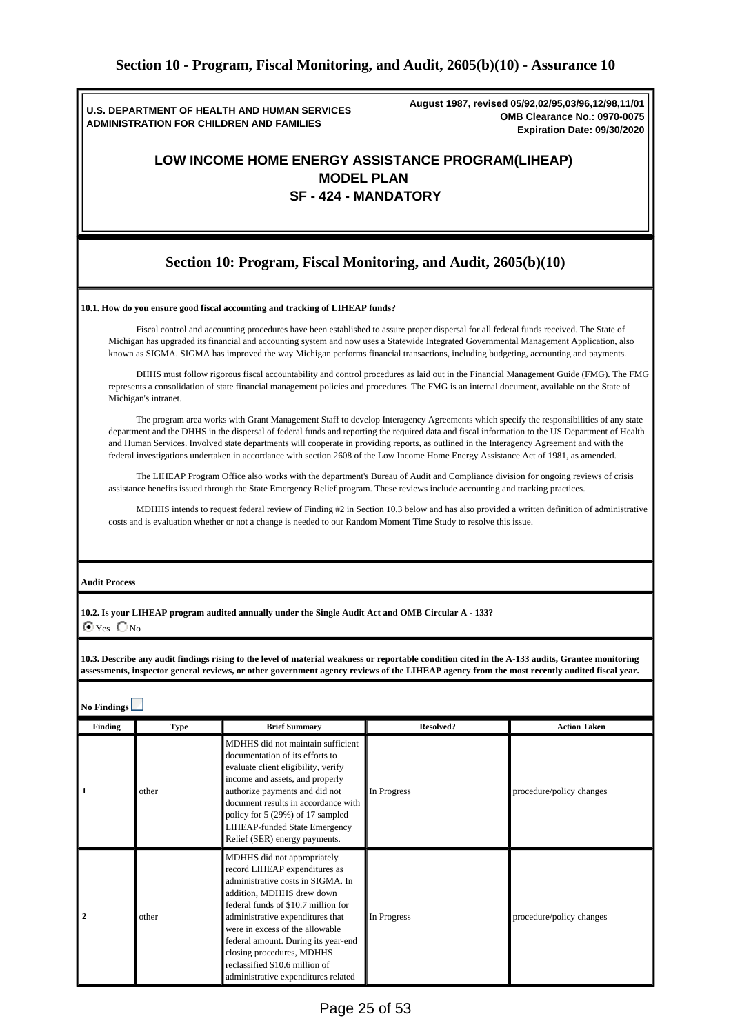## Section 10 - Program, Fiscal Monitoring, and Audit, 2605(b)(10) - Assurance 10

**U.S. DEPARTMENT OF HEALTH AND HUMAN SERVICES**
**ADMINISTRATION FOR CHILDREN AND FAMILIES**

**August 1987, revised 05/92,02/95,03/96,12/98,11/01**
**OMB Clearance No.: 0970-0075**
**Expiration Date: 09/30/2020**

### LOW INCOME HOME ENERGY ASSISTANCE PROGRAM(LIHEAP)
### MODEL PLAN
### SF - 424 - MANDATORY

### Section 10: Program, Fiscal Monitoring, and Audit, 2605(b)(10)

**10.1. How do you ensure good fiscal accounting and tracking of LIHEAP funds?**

Fiscal control and accounting procedures have been established to assure proper dispersal for all federal funds received. The State of Michigan has upgraded its financial and accounting system and now uses a Statewide Integrated Governmental Management Application, also known as SIGMA. SIGMA has improved the way Michigan performs financial transactions, including budgeting, accounting and payments.

DHHS must follow rigorous fiscal accountability and control procedures as laid out in the Financial Management Guide (FMG). The FMG represents a consolidation of state financial management policies and procedures. The FMG is an internal document, available on the State of Michigan's intranet.

The program area works with Grant Management Staff to develop Interagency Agreements which specify the responsibilities of any state department and the DHHS in the dispersal of federal funds and reporting the required data and fiscal information to the US Department of Health and Human Services. Involved state departments will cooperate in providing reports, as outlined in the Interagency Agreement and with the federal investigations undertaken in accordance with section 2608 of the Low Income Home Energy Assistance Act of 1981, as amended.

The LIHEAP Program Office also works with the department's Bureau of Audit and Compliance division for ongoing reviews of crisis assistance benefits issued through the State Emergency Relief program. These reviews include accounting and tracking practices.

MDHHS intends to request federal review of Finding #2 in Section 10.3 below and has also provided a written definition of administrative costs and is evaluation whether or not a change is needed to our Random Moment Time Study to resolve this issue.

**Audit Process**

**10.2. Is your LIHEAP program audited annually under the Single Audit Act and OMB Circular A - 133?**

(●) Yes ( ) No

**10.3. Describe any audit findings rising to the level of material weakness or reportable condition cited in the A-133 audits, Grantee monitoring assessments, inspector general reviews, or other government agency reviews of the LIHEAP agency from the most recently audited fiscal year.**

**No Findings** ☐

| Finding | Type | Brief Summary | Resolved? | Action Taken |
|---|---|---|---|---|
| 1 | other | MDHHS did not maintain sufficient documentation of its efforts to evaluate client eligibility, verify income and assets, and properly authorize payments and did not document results in accordance with policy for 5 (29%) of 17 sampled LIHEAP-funded State Emergency Relief (SER) energy payments. | In Progress | procedure/policy changes |
| 2 | other | MDHHS did not appropriately record LIHEAP expenditures as administrative costs in SIGMA. In addition, MDHHS drew down federal funds of $10.7 million for administrative expenditures that were in excess of the allowable federal amount. During its year-end closing procedures, MDHHS reclassified $10.6 million of administrative expenditures related | In Progress | procedure/policy changes |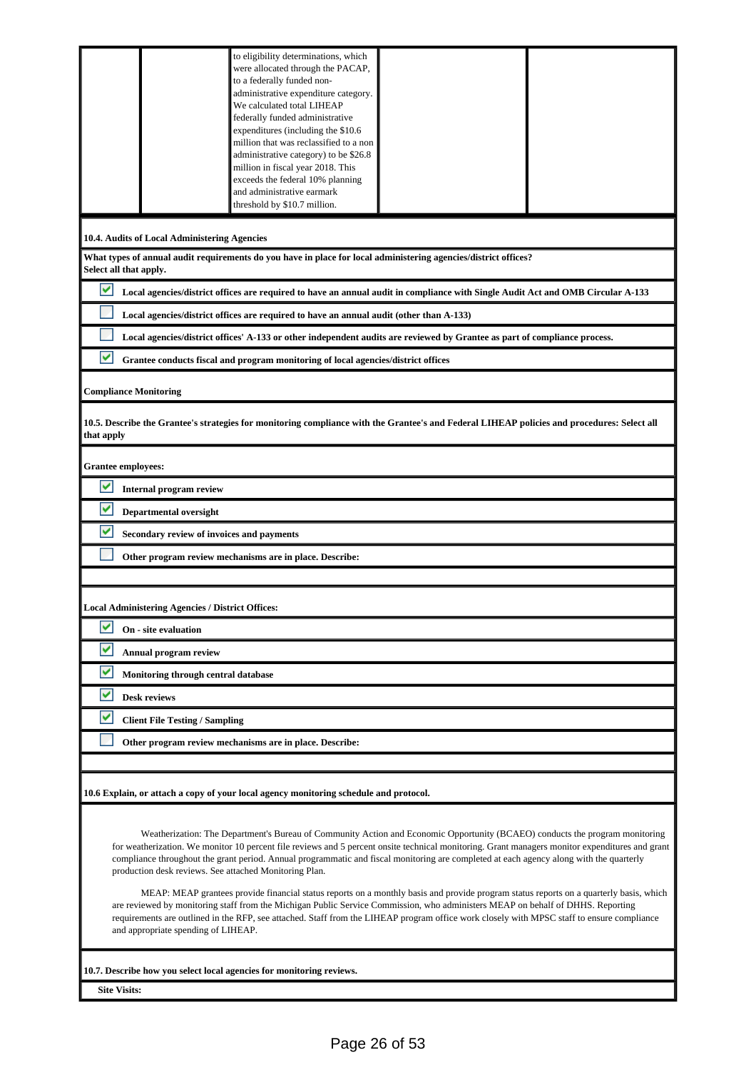| | | to eligibility determinations, which were allocated through the PACAP, to a federally funded non-administrative expenditure category. We calculated total LIHEAP federally funded administrative expenditures (including the $10.6 million that was reclassified to a non administrative category) to be $26.8 million in fiscal year 2018. This exceeds the federal 10% planning and administrative earmark threshold by $10.7 million. | | |
|---|---|---|---|---|

**10.4. Audits of Local Administering Agencies**

**What types of annual audit requirements do you have in place for local administering agencies/district offices? Select all that apply.**

- [x] **Local agencies/district offices are required to have an annual audit in compliance with Single Audit Act and OMB Circular A-133**
- [ ] **Local agencies/district offices are required to have an annual audit (other than A-133)**
- [ ] **Local agencies/district offices' A-133 or other independent audits are reviewed by Grantee as part of compliance process.**
- [x] **Grantee conducts fiscal and program monitoring of local agencies/district offices**

**Compliance Monitoring**

**10.5. Describe the Grantee's strategies for monitoring compliance with the Grantee's and Federal LIHEAP policies and procedures: Select all that apply**

**Grantee employees:**

- [x] **Internal program review**
- [x] **Departmental oversight**
- [x] **Secondary review of invoices and payments**
- [ ] **Other program review mechanisms are in place. Describe:**

**Local Administering Agencies / District Offices:**

- [x] **On - site evaluation**
- [x] **Annual program review**
- [x] **Monitoring through central database**
- [x] **Desk reviews**
- [x] **Client File Testing / Sampling**
- [ ] **Other program review mechanisms are in place. Describe:**

**10.6 Explain, or attach a copy of your local agency monitoring schedule and protocol.**

Weatherization: The Department's Bureau of Community Action and Economic Opportunity (BCAEO) conducts the program monitoring for weatherization. We monitor 10 percent file reviews and 5 percent onsite technical monitoring. Grant managers monitor expenditures and grant compliance throughout the grant period. Annual programmatic and fiscal monitoring are completed at each agency along with the quarterly production desk reviews. See attached Monitoring Plan.

MEAP: MEAP grantees provide financial status reports on a monthly basis and provide program status reports on a quarterly basis, which are reviewed by monitoring staff from the Michigan Public Service Commission, who administers MEAP on behalf of DHHS. Reporting requirements are outlined in the RFP, see attached. Staff from the LIHEAP program office work closely with MPSC staff to ensure compliance and appropriate spending of LIHEAP.

**10.7. Describe how you select local agencies for monitoring reviews.**

**Site Visits:**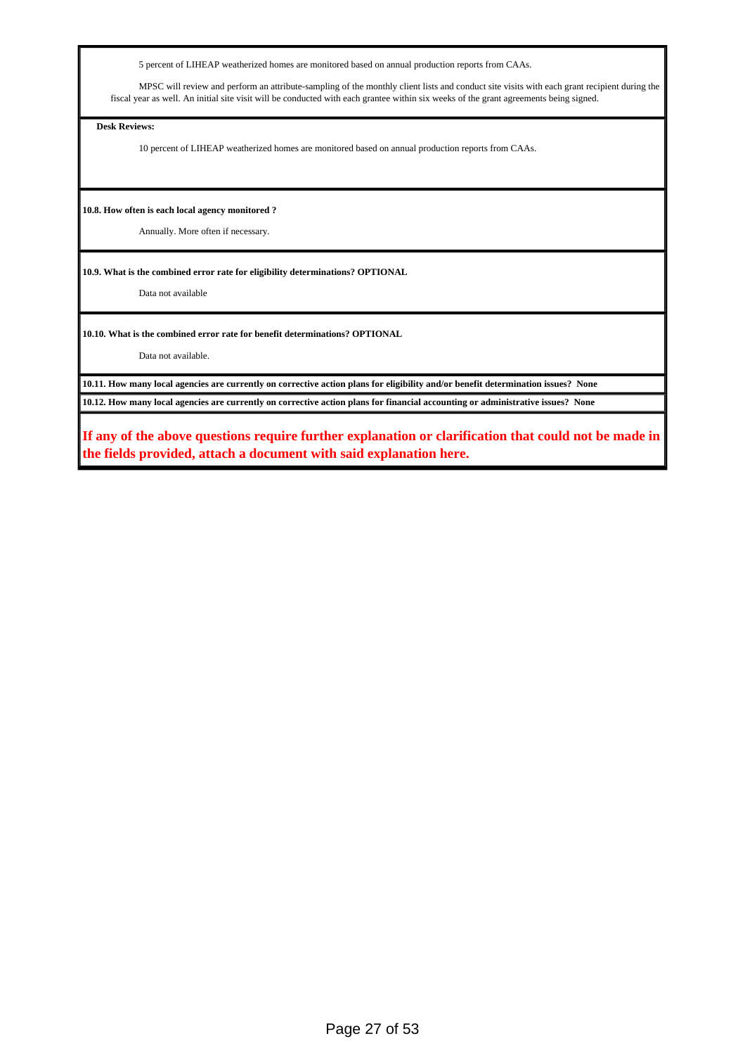5 percent of LIHEAP weatherized homes are monitored based on annual production reports from CAAs.

MPSC will review and perform an attribute-sampling of the monthly client lists and conduct site visits with each grant recipient during the fiscal year as well. An initial site visit will be conducted with each grantee within six weeks of the grant agreements being signed.

**Desk Reviews:**

10 percent of LIHEAP weatherized homes are monitored based on annual production reports from CAAs.

**10.8. How often is each local agency monitored ?**

Annually. More often if necessary.

**10.9. What is the combined error rate for eligibility determinations? OPTIONAL**

Data not available

**10.10. What is the combined error rate for benefit determinations? OPTIONAL**

Data not available.

**10.11. How many local agencies are currently on corrective action plans for eligibility and/or benefit determination issues? None**

**10.12. How many local agencies are currently on corrective action plans for financial accounting or administrative issues? None**

**If any of the above questions require further explanation or clarification that could not be made in the fields provided, attach a document with said explanation here.**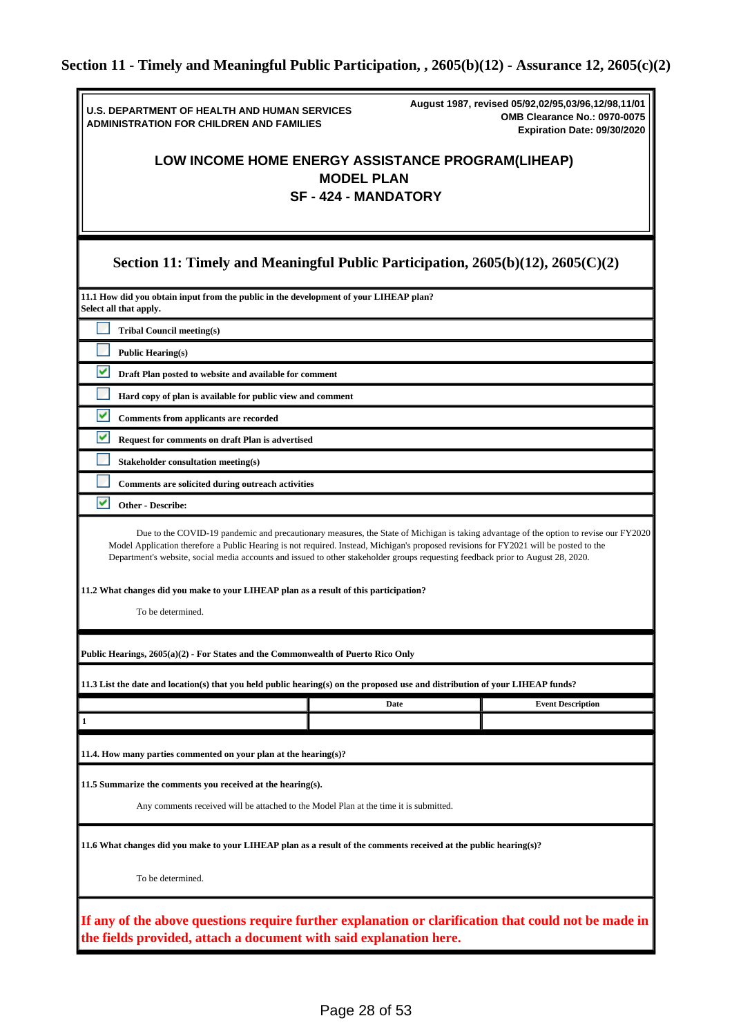# Section 11 - Timely and Meaningful Public Participation, , 2605(b)(12) - Assurance 12, 2605(c)(2)

**U.S. DEPARTMENT OF HEALTH AND HUMAN SERVICES**
**ADMINISTRATION FOR CHILDREN AND FAMILIES**

**August 1987, revised 05/92,02/95,03/96,12/98,11/01**
**OMB Clearance No.: 0970-0075**
**Expiration Date: 09/30/2020**

**LOW INCOME HOME ENERGY ASSISTANCE PROGRAM(LIHEAP)**
**MODEL PLAN**
**SF - 424 - MANDATORY**

## Section 11: Timely and Meaningful Public Participation, 2605(b)(12), 2605(C)(2)

**11.1 How did you obtain input from the public in the development of your LIHEAP plan?**
**Select all that apply.**

- [ ] **Tribal Council meeting(s)**
- [ ] **Public Hearing(s)**
- [x] **Draft Plan posted to website and available for comment**
- [ ] **Hard copy of plan is available for public view and comment**
- [x] **Comments from applicants are recorded**
- [x] **Request for comments on draft Plan is advertised**
- [ ] **Stakeholder consultation meeting(s)**
- [ ] **Comments are solicited during outreach activities**
- [x] **Other - Describe:**

Due to the COVID-19 pandemic and precautionary measures, the State of Michigan is taking advantage of the option to revise our FY2020 Model Application therefore a Public Hearing is not required. Instead, Michigan's proposed revisions for FY2021 will be posted to the Department's website, social media accounts and issued to other stakeholder groups requesting feedback prior to August 28, 2020.

**11.2 What changes did you make to your LIHEAP plan as a result of this participation?**

To be determined.

**Public Hearings, 2605(a)(2) - For States and the Commonwealth of Puerto Rico Only**

**11.3 List the date and location(s) that you held public hearing(s) on the proposed use and distribution of your LIHEAP funds?**

| | Date | Event Description |
|---|---|---|
| 1 | | |

**11.4. How many parties commented on your plan at the hearing(s)?**

**11.5 Summarize the comments you received at the hearing(s).**

Any comments received will be attached to the Model Plan at the time it is submitted.

**11.6 What changes did you make to your LIHEAP plan as a result of the comments received at the public hearing(s)?**

To be determined.

**If any of the above questions require further explanation or clarification that could not be made in the fields provided, attach a document with said explanation here.**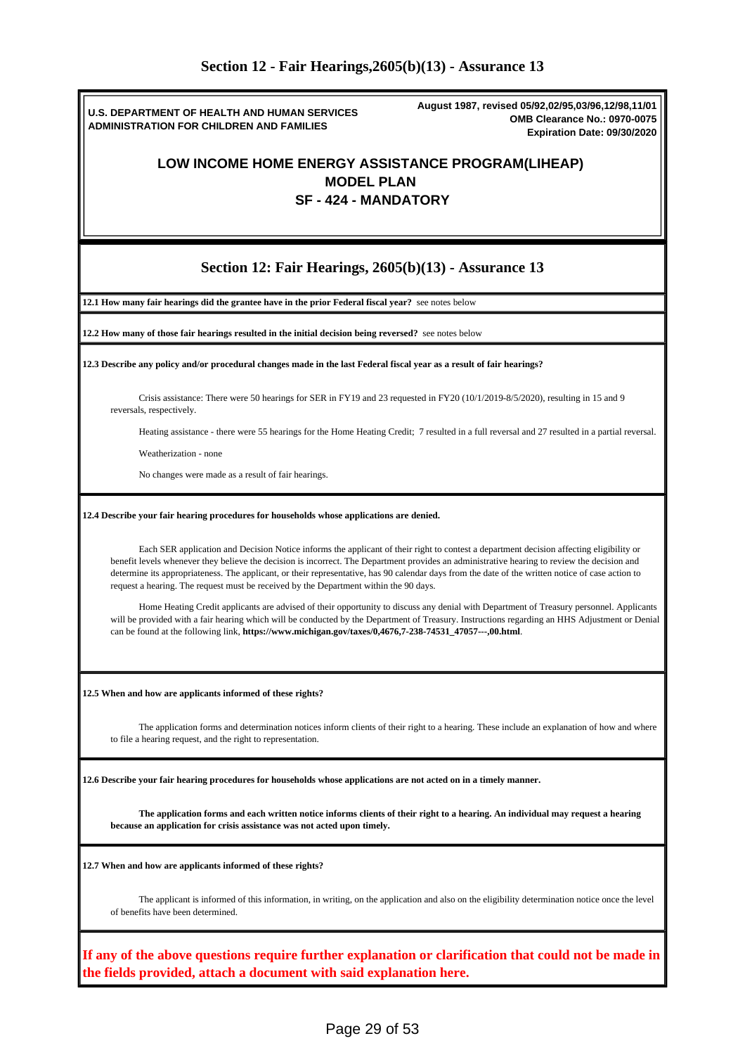# Section 12 - Fair Hearings,2605(b)(13) - Assurance 13

**U.S. DEPARTMENT OF HEALTH AND HUMAN SERVICES**
**ADMINISTRATION FOR CHILDREN AND FAMILIES**

**August 1987, revised 05/92,02/95,03/96,12/98,11/01**
**OMB Clearance No.: 0970-0075**
**Expiration Date: 09/30/2020**

## LOW INCOME HOME ENERGY ASSISTANCE PROGRAM(LIHEAP) MODEL PLAN SF - 424 - MANDATORY

## Section 12: Fair Hearings, 2605(b)(13) - Assurance 13

**12.1 How many fair hearings did the grantee have in the prior Federal fiscal year?** see notes below

**12.2 How many of those fair hearings resulted in the initial decision being reversed?** see notes below

**12.3 Describe any policy and/or procedural changes made in the last Federal fiscal year as a result of fair hearings?**

Crisis assistance: There were 50 hearings for SER in FY19 and 23 requested in FY20 (10/1/2019-8/5/2020), resulting in 15 and 9 reversals, respectively.

Heating assistance - there were 55 hearings for the Home Heating Credit; 7 resulted in a full reversal and 27 resulted in a partial reversal.

Weatherization - none

No changes were made as a result of fair hearings.

**12.4 Describe your fair hearing procedures for households whose applications are denied.**

Each SER application and Decision Notice informs the applicant of their right to contest a department decision affecting eligibility or benefit levels whenever they believe the decision is incorrect. The Department provides an administrative hearing to review the decision and determine its appropriateness. The applicant, or their representative, has 90 calendar days from the date of the written notice of case action to request a hearing. The request must be received by the Department within the 90 days.

Home Heating Credit applicants are advised of their opportunity to discuss any denial with Department of Treasury personnel. Applicants will be provided with a fair hearing which will be conducted by the Department of Treasury. Instructions regarding an HHS Adjustment or Denial can be found at the following link, **https://www.michigan.gov/taxes/0,4676,7-238-74531_47057---,00.html**.

**12.5 When and how are applicants informed of these rights?**

The application forms and determination notices inform clients of their right to a hearing. These include an explanation of how and where to file a hearing request, and the right to representation.

**12.6 Describe your fair hearing procedures for households whose applications are not acted on in a timely manner.**

**The application forms and each written notice informs clients of their right to a hearing. An individual may request a hearing because an application for crisis assistance was not acted upon timely.**

**12.7 When and how are applicants informed of these rights?**

The applicant is informed of this information, in writing, on the application and also on the eligibility determination notice once the level of benefits have been determined.

**If any of the above questions require further explanation or clarification that could not be made in the fields provided, attach a document with said explanation here.**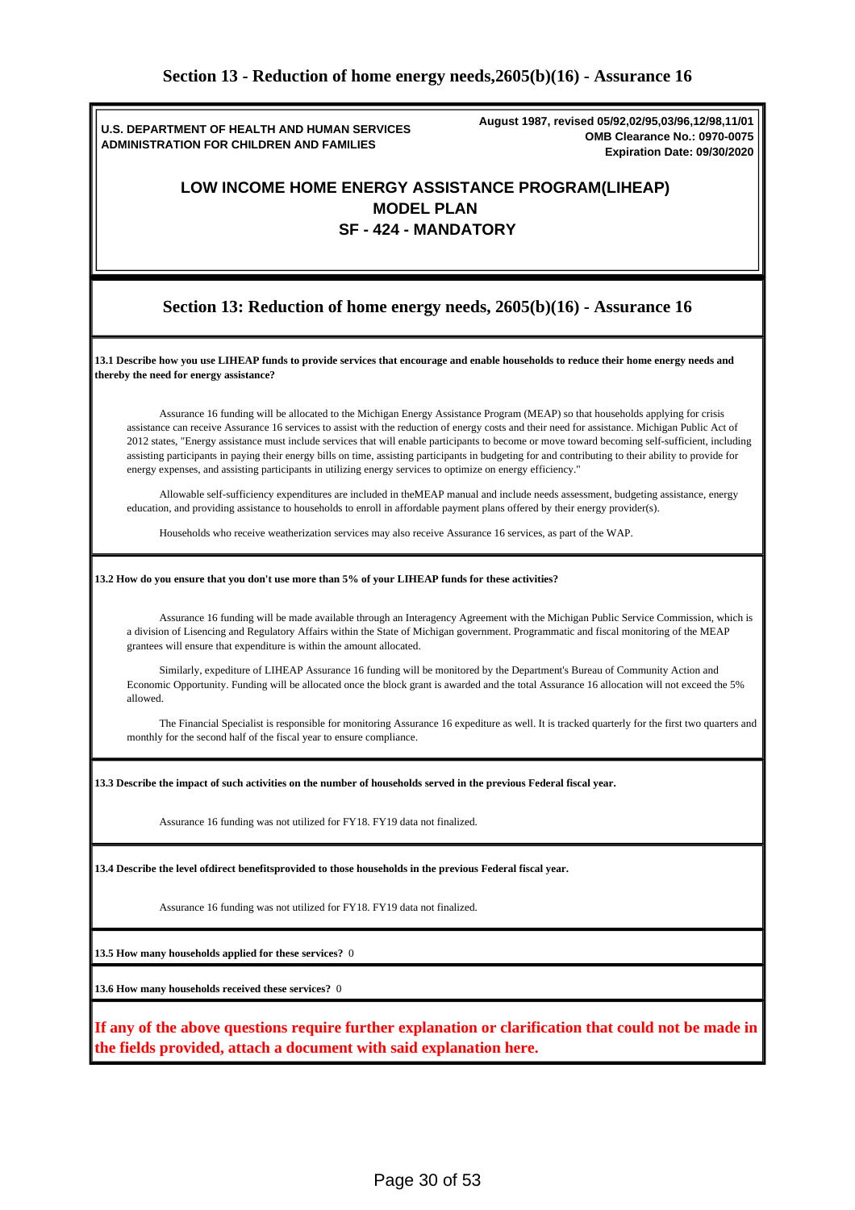# Section 13 - Reduction of home energy needs,2605(b)(16) - Assurance 16

**U.S. DEPARTMENT OF HEALTH AND HUMAN SERVICES**
**ADMINISTRATION FOR CHILDREN AND FAMILIES**

**August 1987, revised 05/92,02/95,03/96,12/98,11/01**
**OMB Clearance No.: 0970-0075**
**Expiration Date: 09/30/2020**

**LOW INCOME HOME ENERGY ASSISTANCE PROGRAM(LIHEAP)**
**MODEL PLAN**
**SF - 424 - MANDATORY**

## Section 13: Reduction of home energy needs, 2605(b)(16) - Assurance 16

**13.1 Describe how you use LIHEAP funds to provide services that encourage and enable households to reduce their home energy needs and thereby the need for energy assistance?**

Assurance 16 funding will be allocated to the Michigan Energy Assistance Program (MEAP) so that households applying for crisis assistance can receive Assurance 16 services to assist with the reduction of energy costs and their need for assistance. Michigan Public Act of 2012 states, "Energy assistance must include services that will enable participants to become or move toward becoming self-sufficient, including assisting participants in paying their energy bills on time, assisting participants in budgeting for and contributing to their ability to provide for energy expenses, and assisting participants in utilizing energy services to optimize on energy efficiency."

Allowable self-sufficiency expenditures are included in theMEAP manual and include needs assessment, budgeting assistance, energy education, and providing assistance to households to enroll in affordable payment plans offered by their energy provider(s).

Households who receive weatherization services may also receive Assurance 16 services, as part of the WAP.

**13.2 How do you ensure that you don't use more than 5% of your LIHEAP funds for these activities?**

Assurance 16 funding will be made available through an Interagency Agreement with the Michigan Public Service Commission, which is a division of Lisencing and Regulatory Affairs within the State of Michigan government. Programmatic and fiscal monitoring of the MEAP grantees will ensure that expenditure is within the amount allocated.

Similarly, expediture of LIHEAP Assurance 16 funding will be monitored by the Department's Bureau of Community Action and Economic Opportunity. Funding will be allocated once the block grant is awarded and the total Assurance 16 allocation will not exceed the 5% allowed.

The Financial Specialist is responsible for monitoring Assurance 16 expediture as well. It is tracked quarterly for the first two quarters and monthly for the second half of the fiscal year to ensure compliance.

**13.3 Describe the impact of such activities on the number of households served in the previous Federal fiscal year.**

Assurance 16 funding was not utilized for FY18. FY19 data not finalized.

**13.4 Describe the level ofdirect benefitsprovided to those households in the previous Federal fiscal year.**

Assurance 16 funding was not utilized for FY18. FY19 data not finalized.

**13.5 How many households applied for these services?** 0

**13.6 How many households received these services?** 0

**If any of the above questions require further explanation or clarification that could not be made in the fields provided, attach a document with said explanation here.**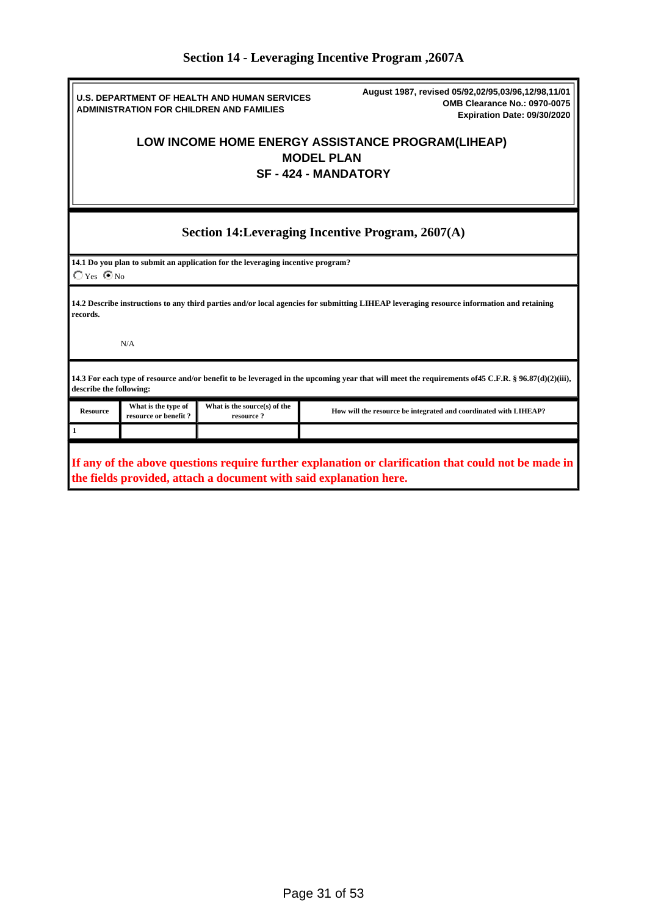# Section 14 - Leveraging Incentive Program ,2607A

**U.S. DEPARTMENT OF HEALTH AND HUMAN SERVICES**
**ADMINISTRATION FOR CHILDREN AND FAMILIES**

**August 1987, revised 05/92,02/95,03/96,12/98,11/01**
**OMB Clearance No.: 0970-0075**
**Expiration Date: 09/30/2020**

## LOW INCOME HOME ENERGY ASSISTANCE PROGRAM(LIHEAP)
## MODEL PLAN
## SF - 424 - MANDATORY

## Section 14:Leveraging Incentive Program, 2607(A)

**14.1 Do you plan to submit an application for the leveraging incentive program?**

○ Yes ◉ No

**14.2 Describe instructions to any third parties and/or local agencies for submitting LIHEAP leveraging resource information and retaining records.**

N/A

**14.3 For each type of resource and/or benefit to be leveraged in the upcoming year that will meet the requirements of45 C.F.R. § 96.87(d)(2)(iii), describe the following:**

| Resource | What is the type of resource or benefit ? | What is the source(s) of the resource ? | How will the resource be integrated and coordinated with LIHEAP? |
|---|---|---|---|
| 1 | | | |

**If any of the above questions require further explanation or clarification that could not be made in the fields provided, attach a document with said explanation here.**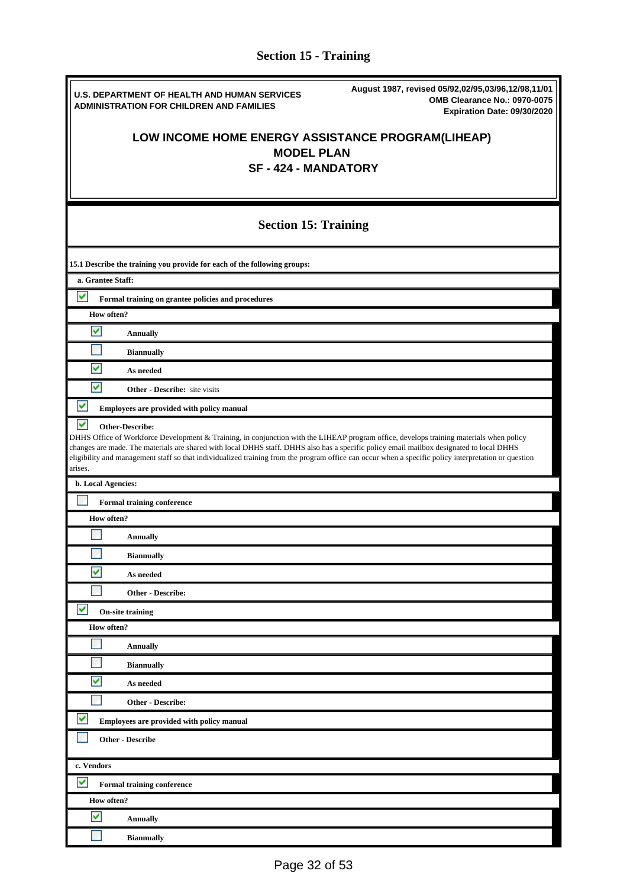## Section 15 - Training

**U.S. DEPARTMENT OF HEALTH AND HUMAN SERVICES**
**ADMINISTRATION FOR CHILDREN AND FAMILIES**

**August 1987, revised 05/92,02/95,03/96,12/98,11/01**
**OMB Clearance No.: 0970-0075**
**Expiration Date: 09/30/2020**

# LOW INCOME HOME ENERGY ASSISTANCE PROGRAM(LIHEAP)
# MODEL PLAN
# SF - 424 - MANDATORY

## Section 15: Training

**15.1 Describe the training you provide for each of the following groups:**

**a. Grantee Staff:**

- [x] **Formal training on grantee policies and procedures**

  **How often?**

  - [x] **Annually**
  - [ ] **Biannually**
  - [x] **As needed**
  - [x] **Other - Describe:** site visits

- [x] **Employees are provided with policy manual**

- [x] **Other-Describe:**
DHHS Office of Workforce Development & Training, in conjunction with the LIHEAP program office, develops training materials when policy changes are made. The materials are shared with local DHHS staff. DHHS also has a specific policy email mailbox designated to local DHHS eligibility and management staff so that individualized training from the program office can occur when a specific policy interpretation or question arises.

**b. Local Agencies:**

- [ ] **Formal training conference**

  **How often?**

  - [ ] **Annually**
  - [ ] **Biannually**
  - [x] **As needed**
  - [ ] **Other - Describe:**

- [x] **On-site training**

  **How often?**

  - [ ] **Annually**
  - [ ] **Biannually**
  - [x] **As needed**
  - [ ] **Other - Describe:**

- [x] **Employees are provided with policy manual**

- [ ] **Other - Describe**

**c. Vendors**

- [x] **Formal training conference**

  **How often?**

  - [x] **Annually**
  - [ ] **Biannually**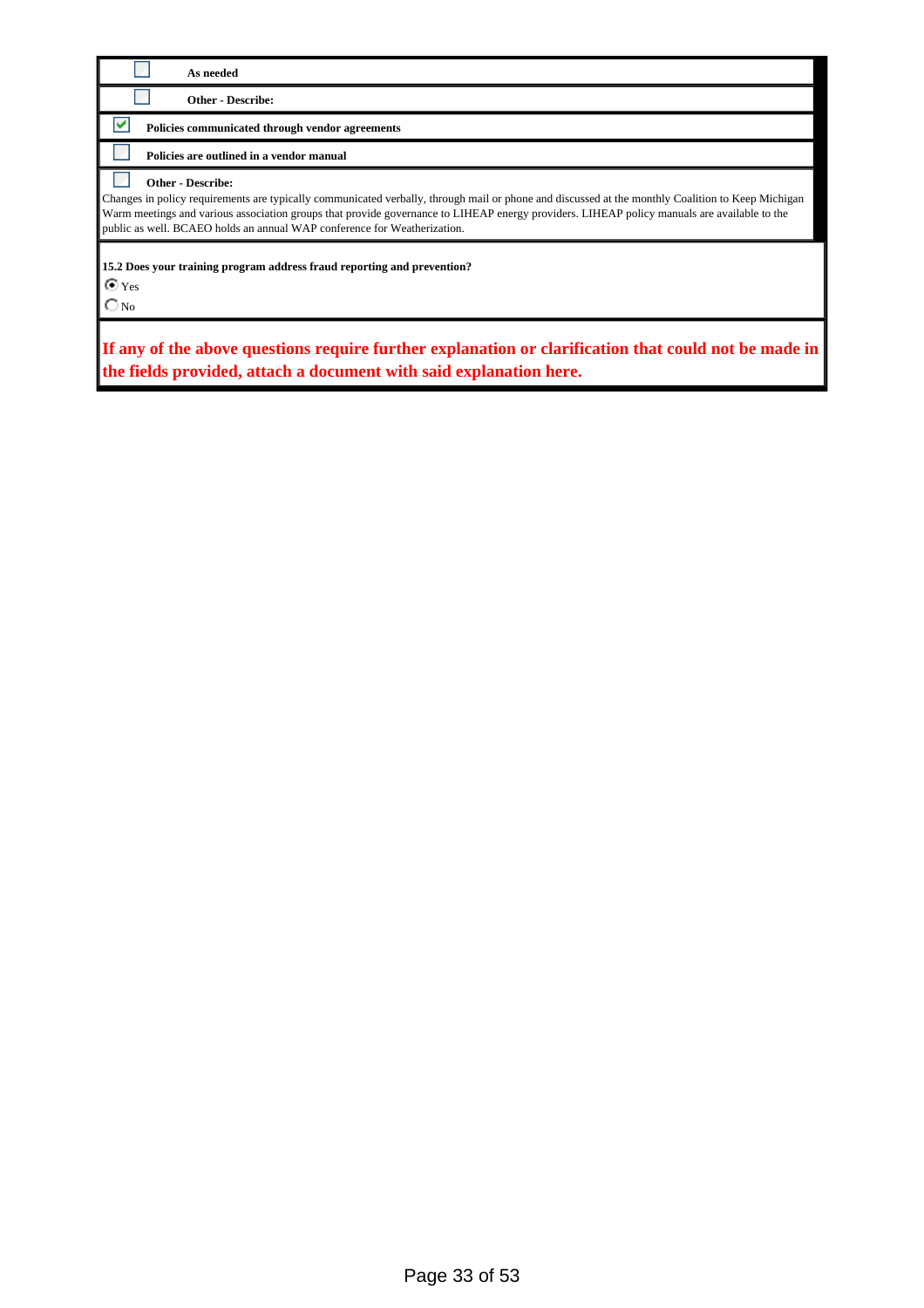- [ ] **As needed**
- [ ] **Other - Describe:**

- [x] **Policies communicated through vendor agreements**
- [ ] **Policies are outlined in a vendor manual**
- [ ] **Other - Describe:**

Changes in policy requirements are typically communicated verbally, through mail or phone and discussed at the monthly Coalition to Keep Michigan Warm meetings and various association groups that provide governance to LIHEAP energy providers. LIHEAP policy manuals are available to the public as well. BCAEO holds an annual WAP conference for Weatherization.

**15.2 Does your training program address fraud reporting and prevention?**

- (•) Yes
- ( ) No

**If any of the above questions require further explanation or clarification that could not be made in the fields provided, attach a document with said explanation here.**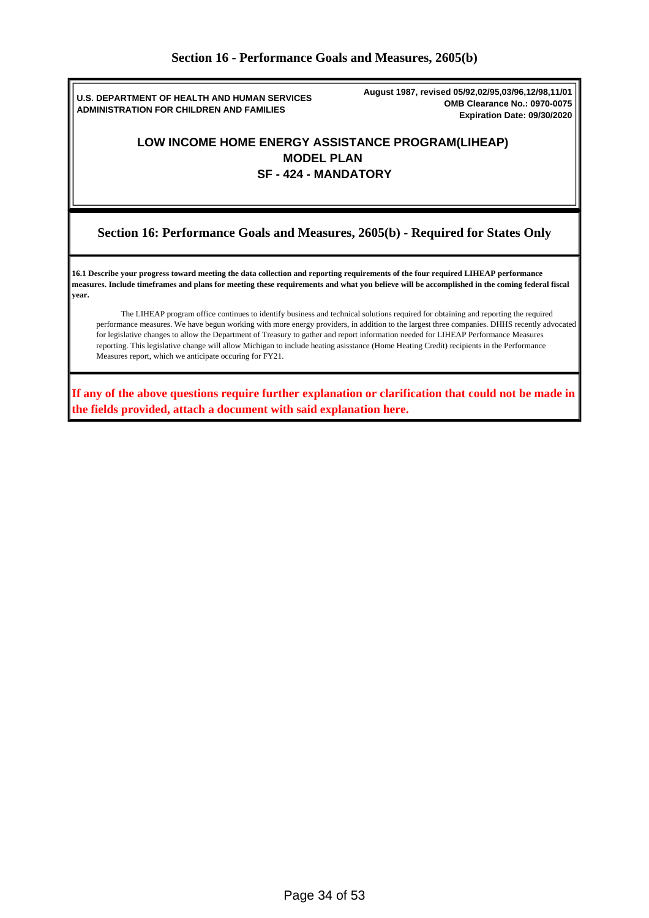## Section 16 - Performance Goals and Measures, 2605(b)

**U.S. DEPARTMENT OF HEALTH AND HUMAN SERVICES**
**ADMINISTRATION FOR CHILDREN AND FAMILIES**

**August 1987, revised 05/92,02/95,03/96,12/98,11/01**
**OMB Clearance No.: 0970-0075**
**Expiration Date: 09/30/2020**

# LOW INCOME HOME ENERGY ASSISTANCE PROGRAM(LIHEAP)
# MODEL PLAN
# SF - 424 - MANDATORY

## Section 16: Performance Goals and Measures, 2605(b) - Required for States Only

**16.1 Describe your progress toward meeting the data collection and reporting requirements of the four required LIHEAP performance measures. Include timeframes and plans for meeting these requirements and what you believe will be accomplished in the coming federal fiscal year.**

The LIHEAP program office continues to identify business and technical solutions required for obtaining and reporting the required performance measures. We have begun working with more energy providers, in addition to the largest three companies. DHHS recently advocated for legislative changes to allow the Department of Treasury to gather and report information needed for LIHEAP Performance Measures reporting. This legislative change will allow Michigan to include heating asisstance (Home Heating Credit) recipients in the Performance Measures report, which we anticipate occuring for FY21.

**If any of the above questions require further explanation or clarification that could not be made in the fields provided, attach a document with said explanation here.**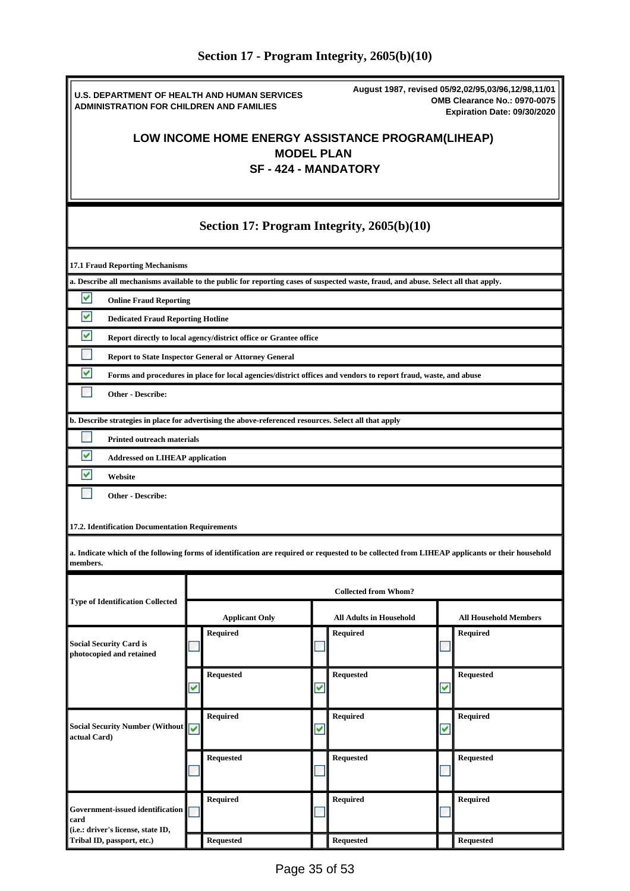## Section 17 - Program Integrity, 2605(b)(10)

**U.S. DEPARTMENT OF HEALTH AND HUMAN SERVICES**
**ADMINISTRATION FOR CHILDREN AND FAMILIES**

**August 1987, revised 05/92,02/95,03/96,12/98,11/01**
**OMB Clearance No.: 0970-0075**
**Expiration Date: 09/30/2020**

# LOW INCOME HOME ENERGY ASSISTANCE PROGRAM(LIHEAP) MODEL PLAN SF - 424 - MANDATORY

## Section 17: Program Integrity, 2605(b)(10)

**17.1 Fraud Reporting Mechanisms**

**a. Describe all mechanisms available to the public for reporting cases of suspected waste, fraud, and abuse. Select all that apply.**

- [x] **Online Fraud Reporting**
- [x] **Dedicated Fraud Reporting Hotline**
- [x] **Report directly to local agency/district office or Grantee office**
- [ ] **Report to State Inspector General or Attorney General**
- [x] **Forms and procedures in place for local agencies/district offices and vendors to report fraud, waste, and abuse**
- [ ] **Other - Describe:**

**b. Describe strategies in place for advertising the above-referenced resources. Select all that apply**

- [ ] **Printed outreach materials**
- [x] **Addressed on LIHEAP application**
- [x] **Website**
- [ ] **Other - Describe:**

**17.2. Identification Documentation Requirements**

**a. Indicate which of the following forms of identification are required or requested to be collected from LIHEAP applicants or their household members.**

| Type of Identification Collected | Collected from Whom? | | |
|---|---|---|---|
| | Applicant Only | All Adults in Household | All Household Members |
| Social Security Card is photocopied and retained | [ ] Required | [ ] Required | [ ] Required |
| | [x] Requested | [x] Requested | [x] Requested |
| Social Security Number (Without actual Card) | [x] Required | [x] Required | [x] Required |
| | [ ] Requested | [ ] Requested | [ ] Requested |
| Government-issued identification card (i.e.: driver's license, state ID, Tribal ID, passport, etc.) | [ ] Required | [ ] Required | [ ] Required |
| | [ ] Requested | [ ] Requested | [ ] Requested |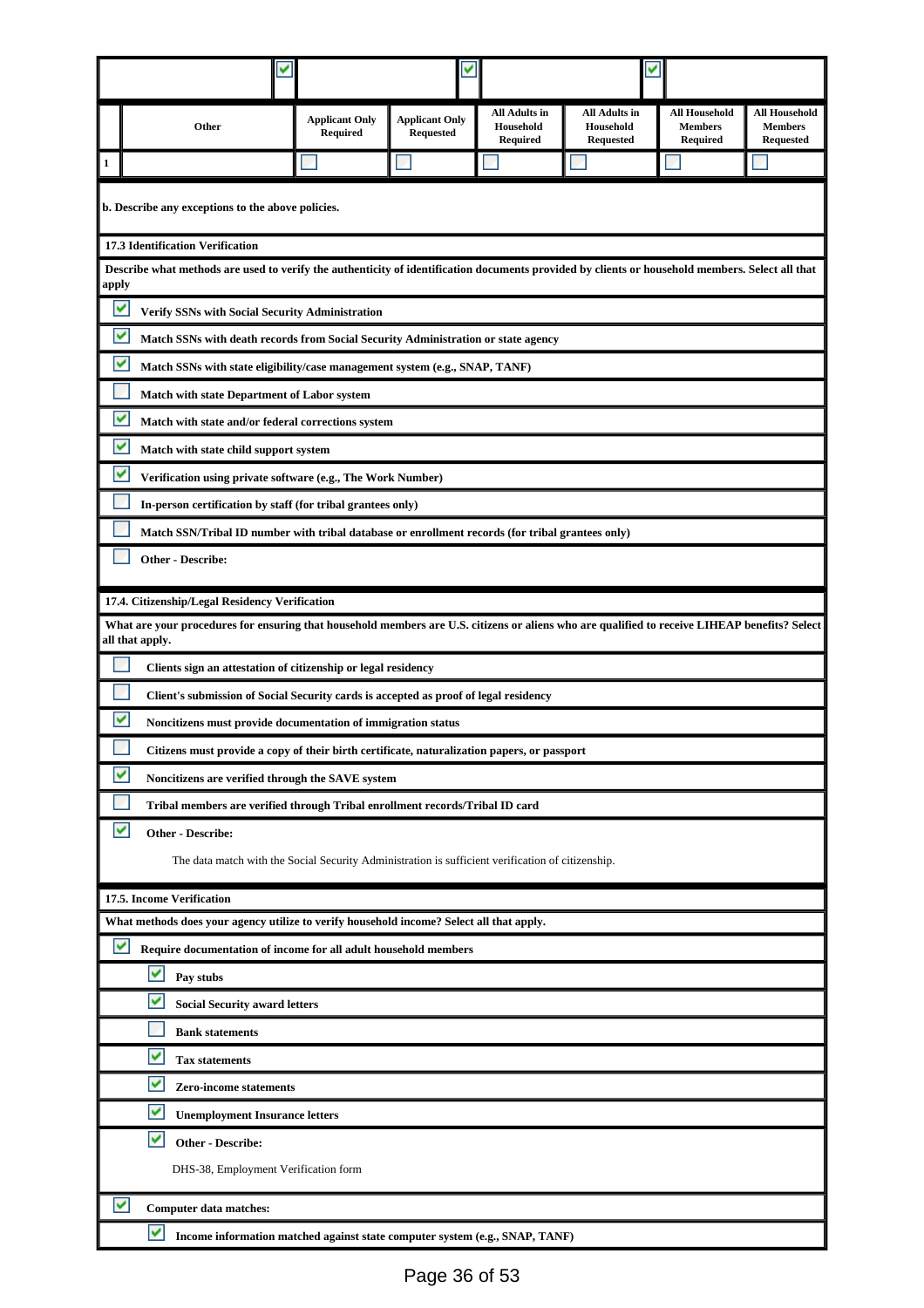| | ☑ | | ☑ | | ☑ | |
|---|---|---|---|---|---|---|
| | | | | | | |

| | Other | Applicant Only Required | Applicant Only Requested | All Adults in Household Required | All Adults in Household Requested | All Household Members Required | All Household Members Requested |
|---|---|---|---|---|---|---|---|
| 1 | | ☐ | ☐ | ☐ | ☐ | ☐ | ☐ |

**b. Describe any exceptions to the above policies.**

**17.3 Identification Verification**

**Describe what methods are used to verify the authenticity of identification documents provided by clients or household members. Select all that apply**

- ☑ **Verify SSNs with Social Security Administration**
- ☑ **Match SSNs with death records from Social Security Administration or state agency**
- ☑ **Match SSNs with state eligibility/case management system (e.g., SNAP, TANF)**
- ☐ **Match with state Department of Labor system**
- ☑ **Match with state and/or federal corrections system**
- ☑ **Match with state child support system**
- ☑ **Verification using private software (e.g., The Work Number)**
- ☐ **In-person certification by staff (for tribal grantees only)**
- ☐ **Match SSN/Tribal ID number with tribal database or enrollment records (for tribal grantees only)**
- ☐ **Other - Describe:**

**17.4. Citizenship/Legal Residency Verification**

**What are your procedures for ensuring that household members are U.S. citizens or aliens who are qualified to receive LIHEAP benefits? Select all that apply.**

- ☐ **Clients sign an attestation of citizenship or legal residency**
- ☐ **Client's submission of Social Security cards is accepted as proof of legal residency**
- ☑ **Noncitizens must provide documentation of immigration status**
- ☐ **Citizens must provide a copy of their birth certificate, naturalization papers, or passport**
- ☑ **Noncitizens are verified through the SAVE system**
- ☐ **Tribal members are verified through Tribal enrollment records/Tribal ID card**
- ☑ **Other - Describe:**

  The data match with the Social Security Administration is sufficient verification of citizenship.

**17.5. Income Verification**

**What methods does your agency utilize to verify household income? Select all that apply.**

- ☑ **Require documentation of income for all adult household members**
  - ☑ **Pay stubs**
  - ☑ **Social Security award letters**
  - ☐ **Bank statements**
  - ☑ **Tax statements**
  - ☑ **Zero-income statements**
  - ☑ **Unemployment Insurance letters**
  - ☑ **Other - Describe:**

    DHS-38, Employment Verification form
- ☑ **Computer data matches:**
  - ☑ **Income information matched against state computer system (e.g., SNAP, TANF)**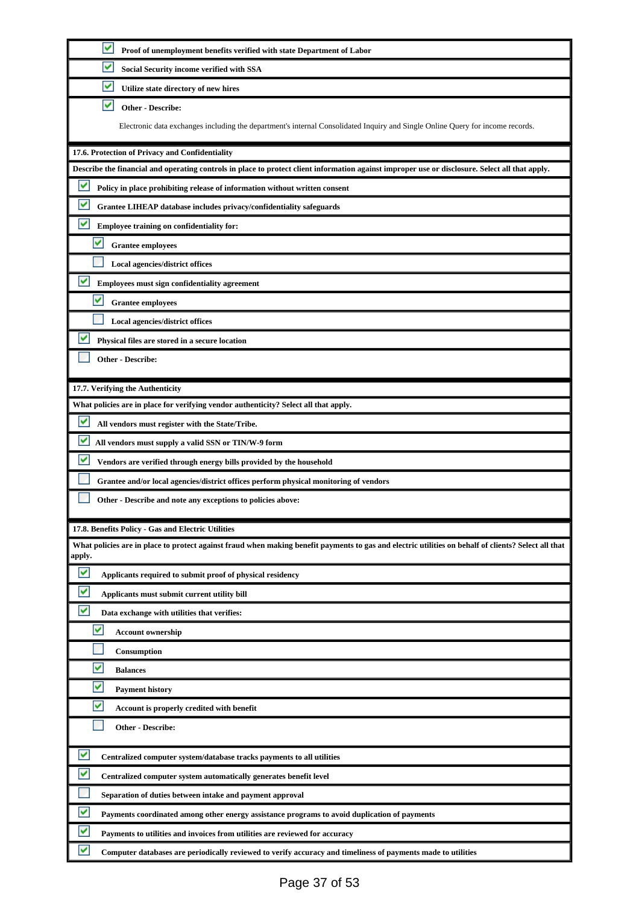- [x] **Proof of unemployment benefits verified with state Department of Labor**
- [x] **Social Security income verified with SSA**
- [x] **Utilize state directory of new hires**
- [x] **Other - Describe:**

  Electronic data exchanges including the department's internal Consolidated Inquiry and Single Online Query for income records.

**17.6. Protection of Privacy and Confidentiality**

**Describe the financial and operating controls in place to protect client information against improper use or disclosure. Select all that apply.**

- [x] **Policy in place prohibiting release of information without written consent**
- [x] **Grantee LIHEAP database includes privacy/confidentiality safeguards**
- [x] **Employee training on confidentiality for:**
  - [x] **Grantee employees**
  - [ ] **Local agencies/district offices**
- [x] **Employees must sign confidentiality agreement**
  - [x] **Grantee employees**
  - [ ] **Local agencies/district offices**
- [x] **Physical files are stored in a secure location**
- [ ] **Other - Describe:**

**17.7. Verifying the Authenticity**

**What policies are in place for verifying vendor authenticity? Select all that apply.**

- [x] **All vendors must register with the State/Tribe.**
- [x] **All vendors must supply a valid SSN or TIN/W-9 form**
- [x] **Vendors are verified through energy bills provided by the household**
- [ ] **Grantee and/or local agencies/district offices perform physical monitoring of vendors**
- [ ] **Other - Describe and note any exceptions to policies above:**

**17.8. Benefits Policy - Gas and Electric Utilities**

**What policies are in place to protect against fraud when making benefit payments to gas and electric utilities on behalf of clients? Select all that apply.**

- [x] **Applicants required to submit proof of physical residency**
- [x] **Applicants must submit current utility bill**
- [x] **Data exchange with utilities that verifies:**
  - [x] **Account ownership**
  - [ ] **Consumption**
  - [x] **Balances**
  - [x] **Payment history**
  - [x] **Account is properly credited with benefit**
  - [ ] **Other - Describe:**
- [x] **Centralized computer system/database tracks payments to all utilities**
- [x] **Centralized computer system automatically generates benefit level**
- [ ] **Separation of duties between intake and payment approval**
- [x] **Payments coordinated among other energy assistance programs to avoid duplication of payments**
- [x] **Payments to utilities and invoices from utilities are reviewed for accuracy**
- [x] **Computer databases are periodically reviewed to verify accuracy and timeliness of payments made to utilities**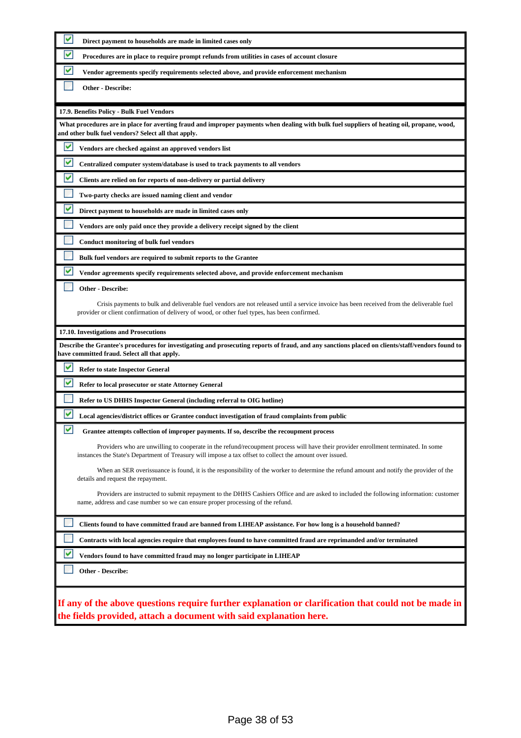- [x] **Direct payment to households are made in limited cases only**
- [x] **Procedures are in place to require prompt refunds from utilities in cases of account closure**
- [x] **Vendor agreements specify requirements selected above, and provide enforcement mechanism**
- [ ] **Other - Describe:**

**17.9. Benefits Policy - Bulk Fuel Vendors**

**What procedures are in place for averting fraud and improper payments when dealing with bulk fuel suppliers of heating oil, propane, wood, and other bulk fuel vendors? Select all that apply.**

- [x] **Vendors are checked against an approved vendors list**
- [x] **Centralized computer system/database is used to track payments to all vendors**
- [x] **Clients are relied on for reports of non-delivery or partial delivery**
- [ ] **Two-party checks are issued naming client and vendor**
- [x] **Direct payment to households are made in limited cases only**
- [ ] **Vendors are only paid once they provide a delivery receipt signed by the client**
- [ ] **Conduct monitoring of bulk fuel vendors**
- [ ] **Bulk fuel vendors are required to submit reports to the Grantee**
- [x] **Vendor agreements specify requirements selected above, and provide enforcement mechanism**
- [ ] **Other - Describe:**

Crisis payments to bulk and deliverable fuel vendors are not released until a service invoice has been received from the deliverable fuel provider or client confirmation of delivery of wood, or other fuel types, has been confirmed.

**17.10. Investigations and Prosecutions**

**Describe the Grantee's procedures for investigating and prosecuting reports of fraud, and any sanctions placed on clients/staff/vendors found to have committed fraud. Select all that apply.**

- [x] **Refer to state Inspector General**
- [x] **Refer to local prosecutor or state Attorney General**
- [ ] **Refer to US DHHS Inspector General (including referral to OIG hotline)**
- [x] **Local agencies/district offices or Grantee conduct investigation of fraud complaints from public**
- [x] **Grantee attempts collection of improper payments. If so, describe the recoupment process**

Providers who are unwilling to cooperate in the refund/recoupment process will have their provider enrollment terminated. In some instances the State's Department of Treasury will impose a tax offset to collect the amount over issued.

When an SER overissuance is found, it is the responsibility of the worker to determine the refund amount and notify the provider of the details and request the repayment.

Providers are instructed to submit repayment to the DHHS Cashiers Office and are asked to included the following information: customer name, address and case number so we can ensure proper processing of the refund.

- [ ] **Clients found to have committed fraud are banned from LIHEAP assistance. For how long is a household banned?**
- [ ] **Contracts with local agencies require that employees found to have committed fraud are reprimanded and/or terminated**
- [x] **Vendors found to have committed fraud may no longer participate in LIHEAP**
- [ ] **Other - Describe:**

**If any of the above questions require further explanation or clarification that could not be made in the fields provided, attach a document with said explanation here.**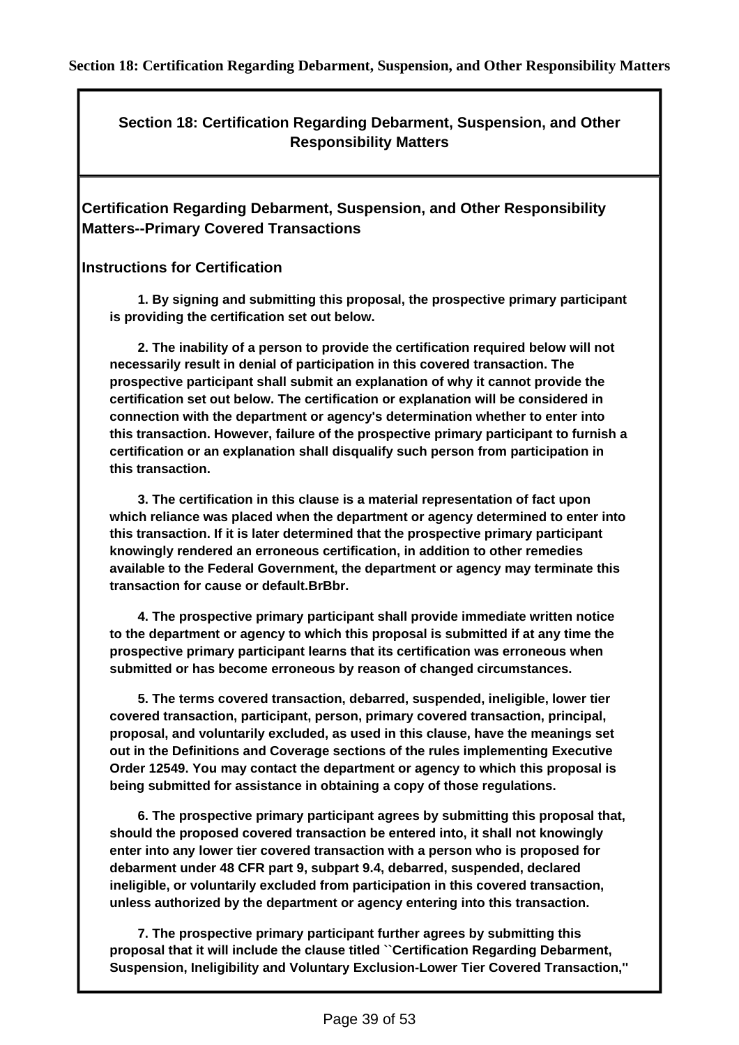**Section 18: Certification Regarding Debarment, Suspension, and Other Responsibility Matters**

## Section 18: Certification Regarding Debarment, Suspension, and Other Responsibility Matters

### Certification Regarding Debarment, Suspension, and Other Responsibility Matters--Primary Covered Transactions

### Instructions for Certification

**1. By signing and submitting this proposal, the prospective primary participant is providing the certification set out below.**

**2. The inability of a person to provide the certification required below will not necessarily result in denial of participation in this covered transaction. The prospective participant shall submit an explanation of why it cannot provide the certification set out below. The certification or explanation will be considered in connection with the department or agency's determination whether to enter into this transaction. However, failure of the prospective primary participant to furnish a certification or an explanation shall disqualify such person from participation in this transaction.**

**3. The certification in this clause is a material representation of fact upon which reliance was placed when the department or agency determined to enter into this transaction. If it is later determined that the prospective primary participant knowingly rendered an erroneous certification, in addition to other remedies available to the Federal Government, the department or agency may terminate this transaction for cause or default.BrBbr.**

**4. The prospective primary participant shall provide immediate written notice to the department or agency to which this proposal is submitted if at any time the prospective primary participant learns that its certification was erroneous when submitted or has become erroneous by reason of changed circumstances.**

**5. The terms covered transaction, debarred, suspended, ineligible, lower tier covered transaction, participant, person, primary covered transaction, principal, proposal, and voluntarily excluded, as used in this clause, have the meanings set out in the Definitions and Coverage sections of the rules implementing Executive Order 12549. You may contact the department or agency to which this proposal is being submitted for assistance in obtaining a copy of those regulations.**

**6. The prospective primary participant agrees by submitting this proposal that, should the proposed covered transaction be entered into, it shall not knowingly enter into any lower tier covered transaction with a person who is proposed for debarment under 48 CFR part 9, subpart 9.4, debarred, suspended, declared ineligible, or voluntarily excluded from participation in this covered transaction, unless authorized by the department or agency entering into this transaction.**

**7. The prospective primary participant further agrees by submitting this proposal that it will include the clause titled ``Certification Regarding Debarment, Suspension, Ineligibility and Voluntary Exclusion-Lower Tier Covered Transaction,''**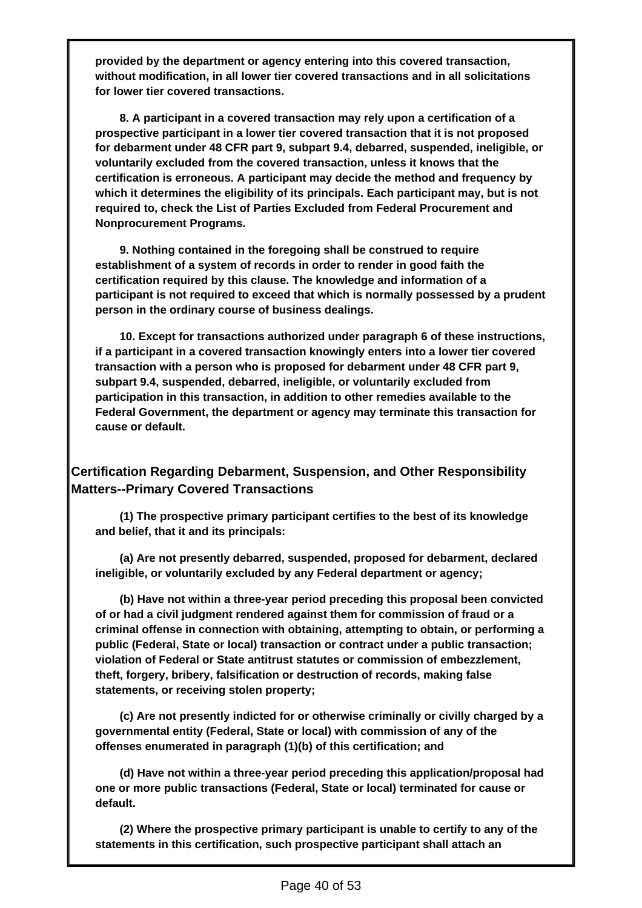**provided by the department or agency entering into this covered transaction, without modification, in all lower tier covered transactions and in all solicitations for lower tier covered transactions.**

**8. A participant in a covered transaction may rely upon a certification of a prospective participant in a lower tier covered transaction that it is not proposed for debarment under 48 CFR part 9, subpart 9.4, debarred, suspended, ineligible, or voluntarily excluded from the covered transaction, unless it knows that the certification is erroneous. A participant may decide the method and frequency by which it determines the eligibility of its principals. Each participant may, but is not required to, check the List of Parties Excluded from Federal Procurement and Nonprocurement Programs.**

**9. Nothing contained in the foregoing shall be construed to require establishment of a system of records in order to render in good faith the certification required by this clause. The knowledge and information of a participant is not required to exceed that which is normally possessed by a prudent person in the ordinary course of business dealings.**

**10. Except for transactions authorized under paragraph 6 of these instructions, if a participant in a covered transaction knowingly enters into a lower tier covered transaction with a person who is proposed for debarment under 48 CFR part 9, subpart 9.4, suspended, debarred, ineligible, or voluntarily excluded from participation in this transaction, in addition to other remedies available to the Federal Government, the department or agency may terminate this transaction for cause or default.**

## Certification Regarding Debarment, Suspension, and Other Responsibility Matters--Primary Covered Transactions

**(1) The prospective primary participant certifies to the best of its knowledge and belief, that it and its principals:**

**(a) Are not presently debarred, suspended, proposed for debarment, declared ineligible, or voluntarily excluded by any Federal department or agency;**

**(b) Have not within a three-year period preceding this proposal been convicted of or had a civil judgment rendered against them for commission of fraud or a criminal offense in connection with obtaining, attempting to obtain, or performing a public (Federal, State or local) transaction or contract under a public transaction; violation of Federal or State antitrust statutes or commission of embezzlement, theft, forgery, bribery, falsification or destruction of records, making false statements, or receiving stolen property;**

**(c) Are not presently indicted for or otherwise criminally or civilly charged by a governmental entity (Federal, State or local) with commission of any of the offenses enumerated in paragraph (1)(b) of this certification; and**

**(d) Have not within a three-year period preceding this application/proposal had one or more public transactions (Federal, State or local) terminated for cause or default.**

**(2) Where the prospective primary participant is unable to certify to any of the statements in this certification, such prospective participant shall attach an**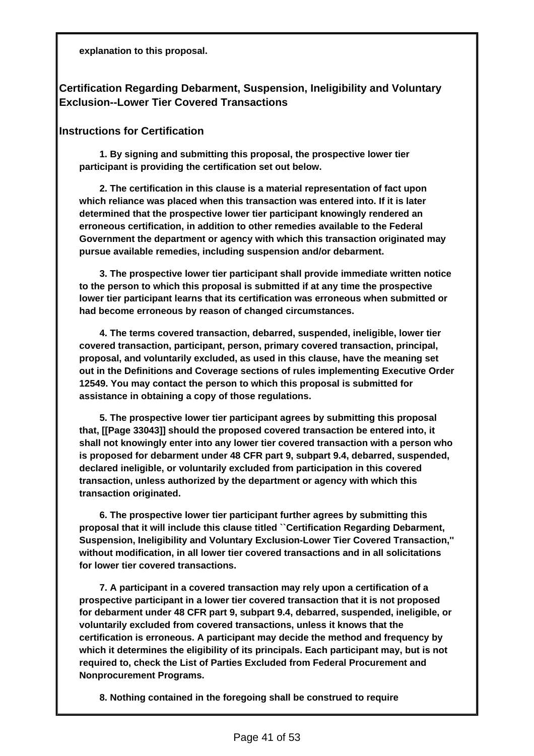**explanation to this proposal.**

## Certification Regarding Debarment, Suspension, Ineligibility and Voluntary Exclusion--Lower Tier Covered Transactions

### Instructions for Certification

**1. By signing and submitting this proposal, the prospective lower tier participant is providing the certification set out below.**

**2. The certification in this clause is a material representation of fact upon which reliance was placed when this transaction was entered into. If it is later determined that the prospective lower tier participant knowingly rendered an erroneous certification, in addition to other remedies available to the Federal Government the department or agency with which this transaction originated may pursue available remedies, including suspension and/or debarment.**

**3. The prospective lower tier participant shall provide immediate written notice to the person to which this proposal is submitted if at any time the prospective lower tier participant learns that its certification was erroneous when submitted or had become erroneous by reason of changed circumstances.**

**4. The terms covered transaction, debarred, suspended, ineligible, lower tier covered transaction, participant, person, primary covered transaction, principal, proposal, and voluntarily excluded, as used in this clause, have the meaning set out in the Definitions and Coverage sections of rules implementing Executive Order 12549. You may contact the person to which this proposal is submitted for assistance in obtaining a copy of those regulations.**

**5. The prospective lower tier participant agrees by submitting this proposal that, [[Page 33043]] should the proposed covered transaction be entered into, it shall not knowingly enter into any lower tier covered transaction with a person who is proposed for debarment under 48 CFR part 9, subpart 9.4, debarred, suspended, declared ineligible, or voluntarily excluded from participation in this covered transaction, unless authorized by the department or agency with which this transaction originated.**

**6. The prospective lower tier participant further agrees by submitting this proposal that it will include this clause titled ``Certification Regarding Debarment, Suspension, Ineligibility and Voluntary Exclusion-Lower Tier Covered Transaction,'' without modification, in all lower tier covered transactions and in all solicitations for lower tier covered transactions.**

**7. A participant in a covered transaction may rely upon a certification of a prospective participant in a lower tier covered transaction that it is not proposed for debarment under 48 CFR part 9, subpart 9.4, debarred, suspended, ineligible, or voluntarily excluded from covered transactions, unless it knows that the certification is erroneous. A participant may decide the method and frequency by which it determines the eligibility of its principals. Each participant may, but is not required to, check the List of Parties Excluded from Federal Procurement and Nonprocurement Programs.**

**8. Nothing contained in the foregoing shall be construed to require**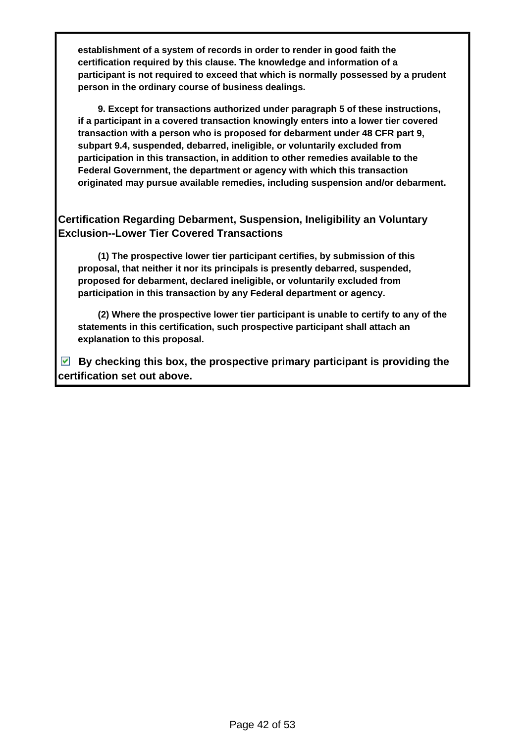**establishment of a system of records in order to render in good faith the certification required by this clause. The knowledge and information of a participant is not required to exceed that which is normally possessed by a prudent person in the ordinary course of business dealings.**

**9. Except for transactions authorized under paragraph 5 of these instructions, if a participant in a covered transaction knowingly enters into a lower tier covered transaction with a person who is proposed for debarment under 48 CFR part 9, subpart 9.4, suspended, debarred, ineligible, or voluntarily excluded from participation in this transaction, in addition to other remedies available to the Federal Government, the department or agency with which this transaction originated may pursue available remedies, including suspension and/or debarment.**

## Certification Regarding Debarment, Suspension, Ineligibility an Voluntary Exclusion--Lower Tier Covered Transactions

**(1) The prospective lower tier participant certifies, by submission of this proposal, that neither it nor its principals is presently debarred, suspended, proposed for debarment, declared ineligible, or voluntarily excluded from participation in this transaction by any Federal department or agency.**

**(2) Where the prospective lower tier participant is unable to certify to any of the statements in this certification, such prospective participant shall attach an explanation to this proposal.**

☑ **By checking this box, the prospective primary participant is providing the certification set out above.**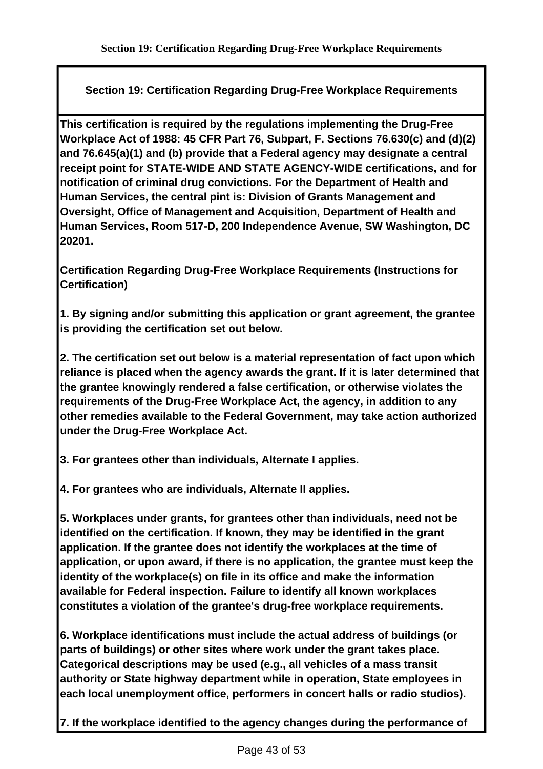## Section 19: Certification Regarding Drug-Free Workplace Requirements

**Section 19: Certification Regarding Drug-Free Workplace Requirements**

**This certification is required by the regulations implementing the Drug-Free Workplace Act of 1988: 45 CFR Part 76, Subpart, F. Sections 76.630(c) and (d)(2) and 76.645(a)(1) and (b) provide that a Federal agency may designate a central receipt point for STATE-WIDE AND STATE AGENCY-WIDE certifications, and for notification of criminal drug convictions. For the Department of Health and Human Services, the central pint is: Division of Grants Management and Oversight, Office of Management and Acquisition, Department of Health and Human Services, Room 517-D, 200 Independence Avenue, SW Washington, DC 20201.**

**Certification Regarding Drug-Free Workplace Requirements (Instructions for Certification)**

**1. By signing and/or submitting this application or grant agreement, the grantee is providing the certification set out below.**

**2. The certification set out below is a material representation of fact upon which reliance is placed when the agency awards the grant. If it is later determined that the grantee knowingly rendered a false certification, or otherwise violates the requirements of the Drug-Free Workplace Act, the agency, in addition to any other remedies available to the Federal Government, may take action authorized under the Drug-Free Workplace Act.**

**3. For grantees other than individuals, Alternate I applies.**

**4. For grantees who are individuals, Alternate II applies.**

**5. Workplaces under grants, for grantees other than individuals, need not be identified on the certification. If known, they may be identified in the grant application. If the grantee does not identify the workplaces at the time of application, or upon award, if there is no application, the grantee must keep the identity of the workplace(s) on file in its office and make the information available for Federal inspection. Failure to identify all known workplaces constitutes a violation of the grantee's drug-free workplace requirements.**

**6. Workplace identifications must include the actual address of buildings (or parts of buildings) or other sites where work under the grant takes place. Categorical descriptions may be used (e.g., all vehicles of a mass transit authority or State highway department while in operation, State employees in each local unemployment office, performers in concert halls or radio studios).**

**7. If the workplace identified to the agency changes during the performance of**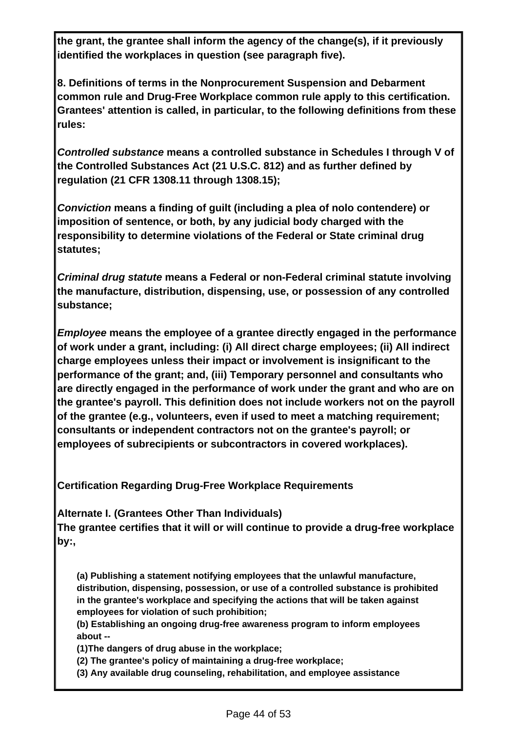**the grant, the grantee shall inform the agency of the change(s), if it previously identified the workplaces in question (see paragraph five).**

**8. Definitions of terms in the Nonprocurement Suspension and Debarment common rule and Drug-Free Workplace common rule apply to this certification. Grantees' attention is called, in particular, to the following definitions from these rules:**

***Controlled substance*** **means a controlled substance in Schedules I through V of the Controlled Substances Act (21 U.S.C. 812) and as further defined by regulation (21 CFR 1308.11 through 1308.15);**

***Conviction*** **means a finding of guilt (including a plea of nolo contendere) or imposition of sentence, or both, by any judicial body charged with the responsibility to determine violations of the Federal or State criminal drug statutes;**

***Criminal drug statute*** **means a Federal or non-Federal criminal statute involving the manufacture, distribution, dispensing, use, or possession of any controlled substance;**

***Employee*** **means the employee of a grantee directly engaged in the performance of work under a grant, including: (i) All direct charge employees; (ii) All indirect charge employees unless their impact or involvement is insignificant to the performance of the grant; and, (iii) Temporary personnel and consultants who are directly engaged in the performance of work under the grant and who are on the grantee's payroll. This definition does not include workers not on the payroll of the grantee (e.g., volunteers, even if used to meet a matching requirement; consultants or independent contractors not on the grantee's payroll; or employees of subrecipients or subcontractors in covered workplaces).**

**Certification Regarding Drug-Free Workplace Requirements**

**Alternate I. (Grantees Other Than Individuals)**
**The grantee certifies that it will or will continue to provide a drug-free workplace by:,**

**(a) Publishing a statement notifying employees that the unlawful manufacture, distribution, dispensing, possession, or use of a controlled substance is prohibited in the grantee's workplace and specifying the actions that will be taken against employees for violation of such prohibition;**
**(b) Establishing an ongoing drug-free awareness program to inform employees about --**
**(1)The dangers of drug abuse in the workplace;**
**(2) The grantee's policy of maintaining a drug-free workplace;**
**(3) Any available drug counseling, rehabilitation, and employee assistance**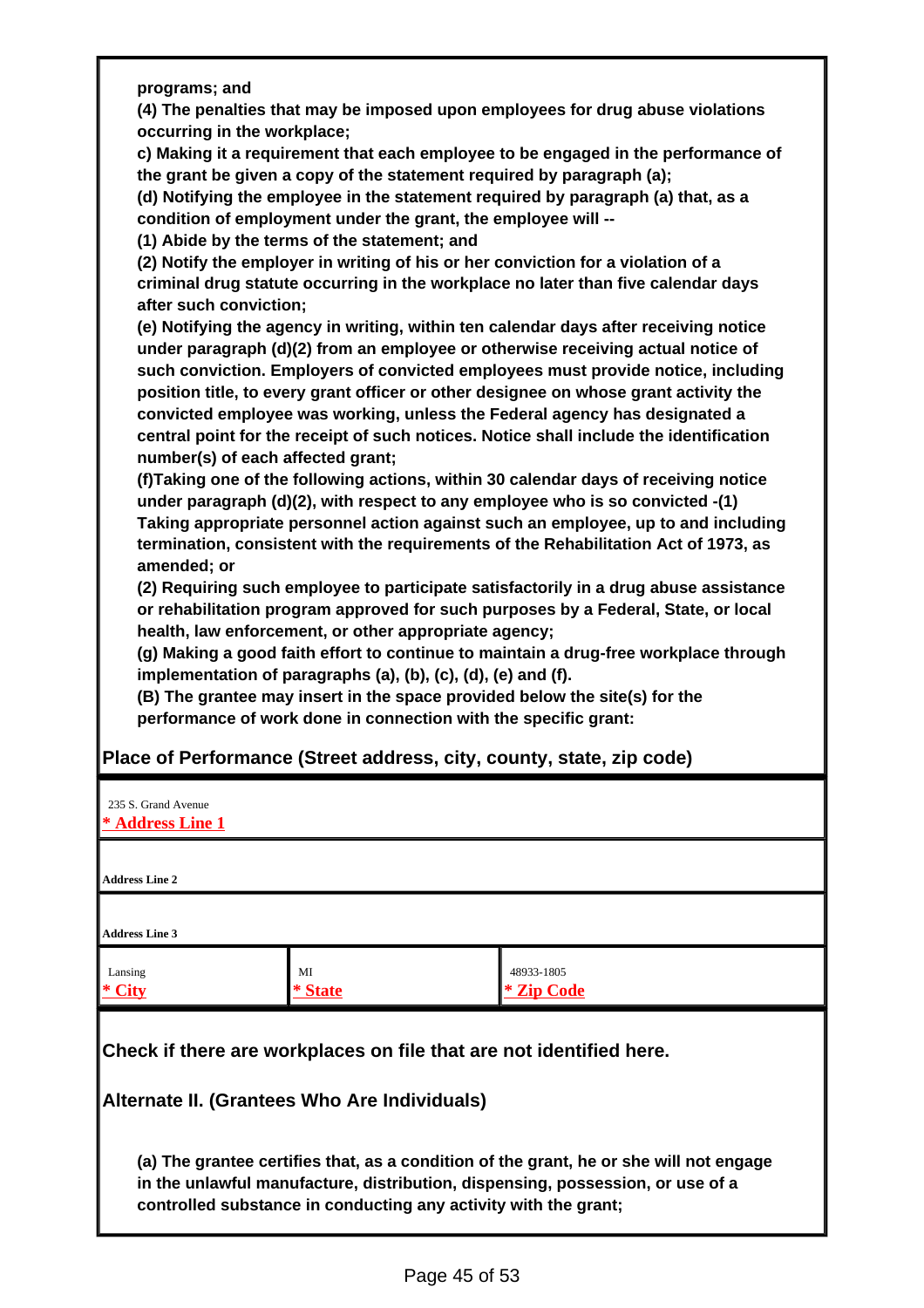**programs; and**

**(4) The penalties that may be imposed upon employees for drug abuse violations occurring in the workplace;**

**c) Making it a requirement that each employee to be engaged in the performance of the grant be given a copy of the statement required by paragraph (a);**

**(d) Notifying the employee in the statement required by paragraph (a) that, as a condition of employment under the grant, the employee will --**

**(1) Abide by the terms of the statement; and**

**(2) Notify the employer in writing of his or her conviction for a violation of a criminal drug statute occurring in the workplace no later than five calendar days after such conviction;**

**(e) Notifying the agency in writing, within ten calendar days after receiving notice under paragraph (d)(2) from an employee or otherwise receiving actual notice of such conviction. Employers of convicted employees must provide notice, including position title, to every grant officer or other designee on whose grant activity the convicted employee was working, unless the Federal agency has designated a central point for the receipt of such notices. Notice shall include the identification number(s) of each affected grant;**

**(f)Taking one of the following actions, within 30 calendar days of receiving notice under paragraph (d)(2), with respect to any employee who is so convicted -(1) Taking appropriate personnel action against such an employee, up to and including termination, consistent with the requirements of the Rehabilitation Act of 1973, as amended; or**

**(2) Requiring such employee to participate satisfactorily in a drug abuse assistance or rehabilitation program approved for such purposes by a Federal, State, or local health, law enforcement, or other appropriate agency;**

**(g) Making a good faith effort to continue to maintain a drug-free workplace through implementation of paragraphs (a), (b), (c), (d), (e) and (f).**

**(B) The grantee may insert in the space provided below the site(s) for the performance of work done in connection with the specific grant:**

## Place of Performance (Street address, city, county, state, zip code)

235 S. Grand Avenue
* Address Line 1

Address Line 2

Address Line 3

| Lansing | MI | 48933-1805 |
|---|---|---|
| * City | * State | * Zip Code |

**Check if there are workplaces on file that are not identified here.**

## Alternate II. (Grantees Who Are Individuals)

**(a) The grantee certifies that, as a condition of the grant, he or she will not engage in the unlawful manufacture, distribution, dispensing, possession, or use of a controlled substance in conducting any activity with the grant;**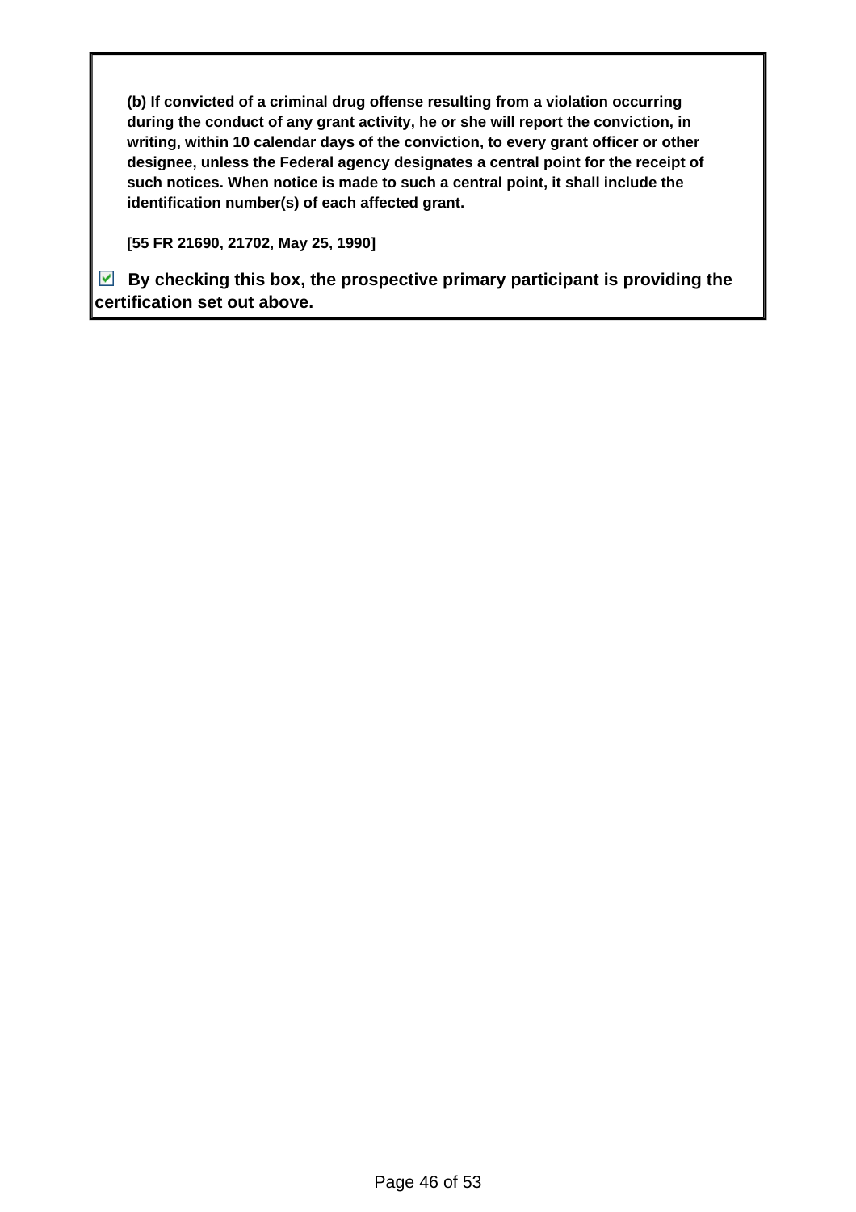**(b) If convicted of a criminal drug offense resulting from a violation occurring during the conduct of any grant activity, he or she will report the conviction, in writing, within 10 calendar days of the conviction, to every grant officer or other designee, unless the Federal agency designates a central point for the receipt of such notices. When notice is made to such a central point, it shall include the identification number(s) of each affected grant.**

**[55 FR 21690, 21702, May 25, 1990]**

☑ **By checking this box, the prospective primary participant is providing the certification set out above.**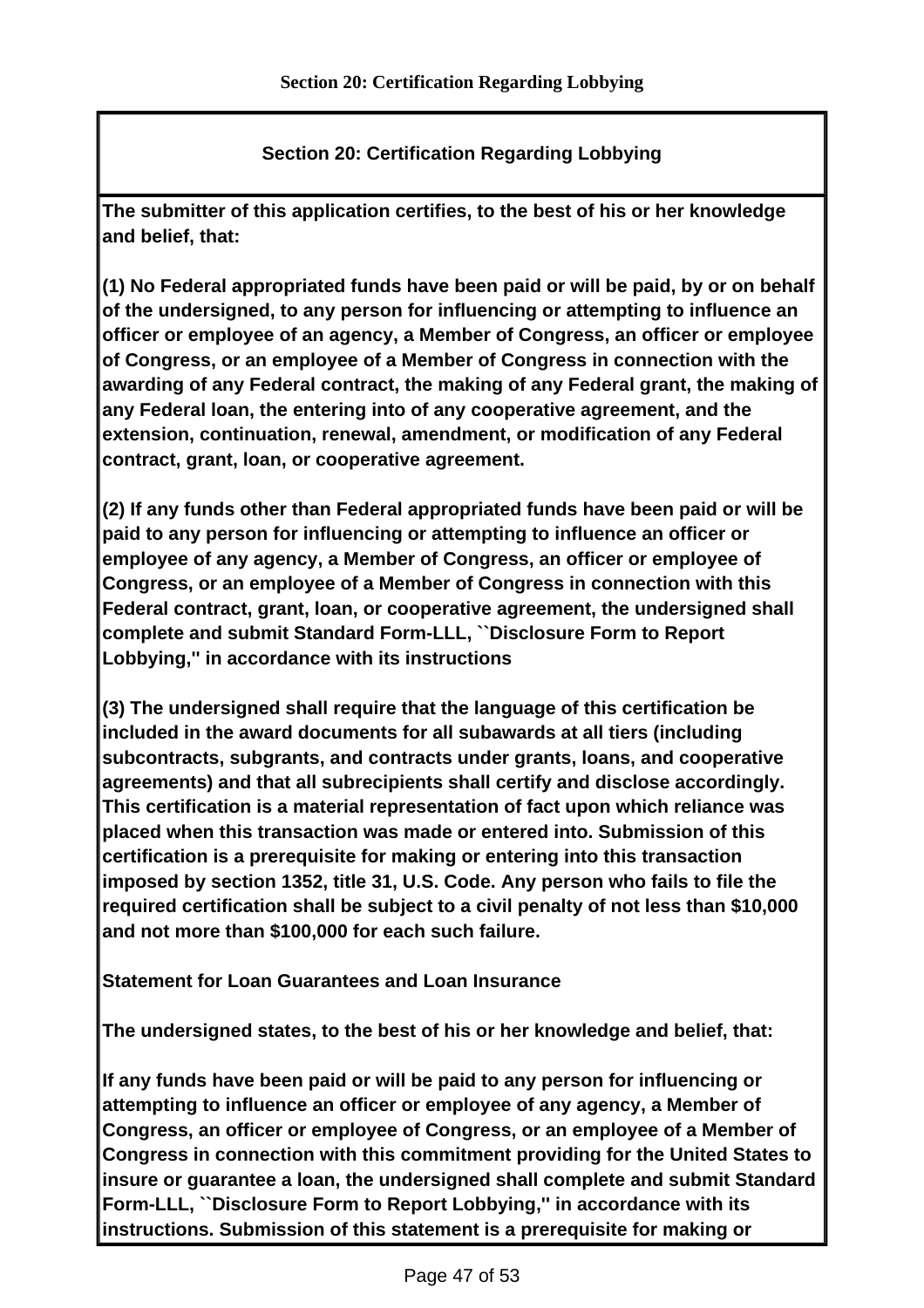## Section 20: Certification Regarding Lobbying

### Section 20: Certification Regarding Lobbying

**The submitter of this application certifies, to the best of his or her knowledge and belief, that:**

**(1) No Federal appropriated funds have been paid or will be paid, by or on behalf of the undersigned, to any person for influencing or attempting to influence an officer or employee of an agency, a Member of Congress, an officer or employee of Congress, or an employee of a Member of Congress in connection with the awarding of any Federal contract, the making of any Federal grant, the making of any Federal loan, the entering into of any cooperative agreement, and the extension, continuation, renewal, amendment, or modification of any Federal contract, grant, loan, or cooperative agreement.**

**(2) If any funds other than Federal appropriated funds have been paid or will be paid to any person for influencing or attempting to influence an officer or employee of any agency, a Member of Congress, an officer or employee of Congress, or an employee of a Member of Congress in connection with this Federal contract, grant, loan, or cooperative agreement, the undersigned shall complete and submit Standard Form-LLL, ``Disclosure Form to Report Lobbying,'' in accordance with its instructions**

**(3) The undersigned shall require that the language of this certification be included in the award documents for all subawards at all tiers (including subcontracts, subgrants, and contracts under grants, loans, and cooperative agreements) and that all subrecipients shall certify and disclose accordingly. This certification is a material representation of fact upon which reliance was placed when this transaction was made or entered into. Submission of this certification is a prerequisite for making or entering into this transaction imposed by section 1352, title 31, U.S. Code. Any person who fails to file the required certification shall be subject to a civil penalty of not less than $10,000 and not more than $100,000 for each such failure.**

**Statement for Loan Guarantees and Loan Insurance**

**The undersigned states, to the best of his or her knowledge and belief, that:**

**If any funds have been paid or will be paid to any person for influencing or attempting to influence an officer or employee of any agency, a Member of Congress, an officer or employee of Congress, or an employee of a Member of Congress in connection with this commitment providing for the United States to insure or guarantee a loan, the undersigned shall complete and submit Standard Form-LLL, ``Disclosure Form to Report Lobbying,'' in accordance with its instructions. Submission of this statement is a prerequisite for making or**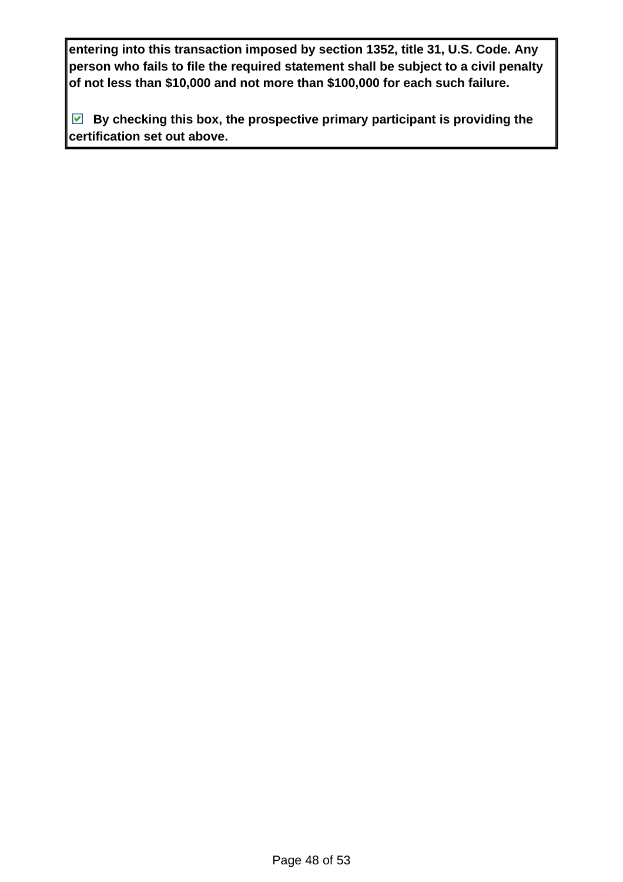**entering into this transaction imposed by section 1352, title 31, U.S. Code. Any person who fails to file the required statement shall be subject to a civil penalty of not less than $10,000 and not more than $100,000 for each such failure.**

☑ **By checking this box, the prospective primary participant is providing the certification set out above.**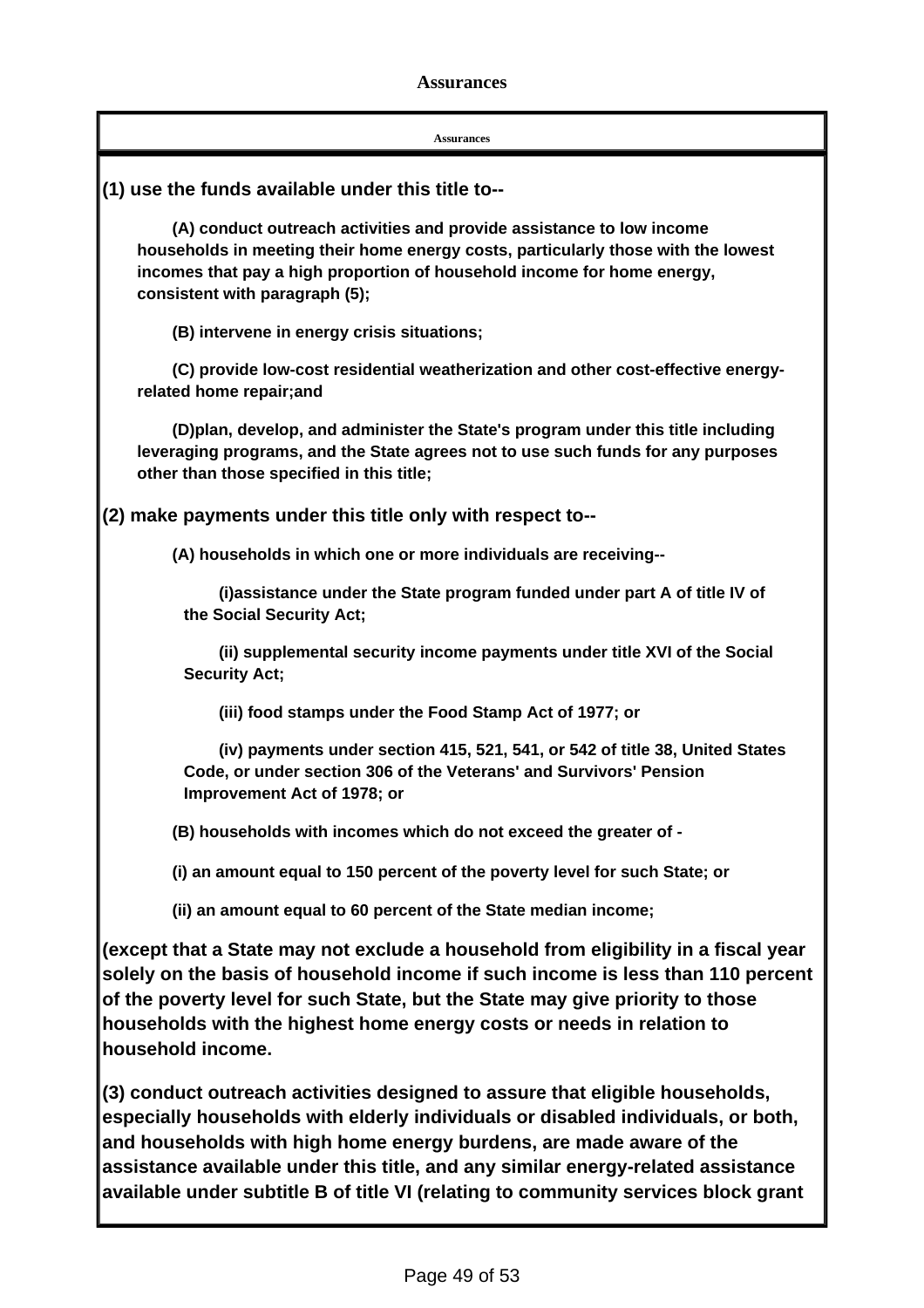**Assurances**

**Assurances**

**(1) use the funds available under this title to--**

**(A) conduct outreach activities and provide assistance to low income households in meeting their home energy costs, particularly those with the lowest incomes that pay a high proportion of household income for home energy, consistent with paragraph (5);**

**(B) intervene in energy crisis situations;**

**(C) provide low-cost residential weatherization and other cost-effective energy-related home repair;and**

**(D)plan, develop, and administer the State's program under this title including leveraging programs, and the State agrees not to use such funds for any purposes other than those specified in this title;**

**(2) make payments under this title only with respect to--**

**(A) households in which one or more individuals are receiving--**

**(i)assistance under the State program funded under part A of title IV of the Social Security Act;**

**(ii) supplemental security income payments under title XVI of the Social Security Act;**

**(iii) food stamps under the Food Stamp Act of 1977; or**

**(iv) payments under section 415, 521, 541, or 542 of title 38, United States Code, or under section 306 of the Veterans' and Survivors' Pension Improvement Act of 1978; or**

**(B) households with incomes which do not exceed the greater of -**

**(i) an amount equal to 150 percent of the poverty level for such State; or**

**(ii) an amount equal to 60 percent of the State median income;**

**(except that a State may not exclude a household from eligibility in a fiscal year solely on the basis of household income if such income is less than 110 percent of the poverty level for such State, but the State may give priority to those households with the highest home energy costs or needs in relation to household income.**

**(3) conduct outreach activities designed to assure that eligible households, especially households with elderly individuals or disabled individuals, or both, and households with high home energy burdens, are made aware of the assistance available under this title, and any similar energy-related assistance available under subtitle B of title VI (relating to community services block grant**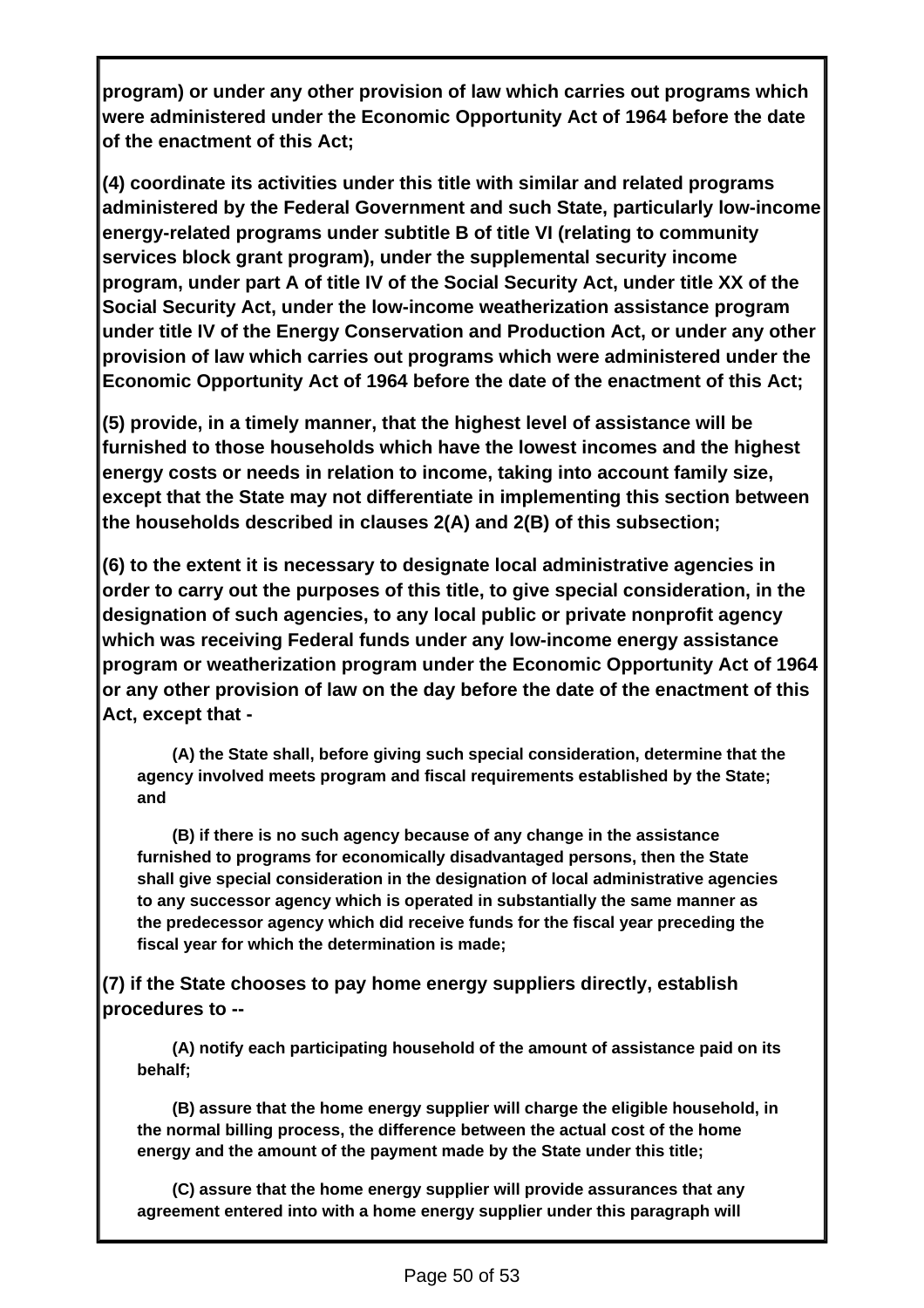**program) or under any other provision of law which carries out programs which were administered under the Economic Opportunity Act of 1964 before the date of the enactment of this Act;**

**(4) coordinate its activities under this title with similar and related programs administered by the Federal Government and such State, particularly low-income energy-related programs under subtitle B of title VI (relating to community services block grant program), under the supplemental security income program, under part A of title IV of the Social Security Act, under title XX of the Social Security Act, under the low-income weatherization assistance program under title IV of the Energy Conservation and Production Act, or under any other provision of law which carries out programs which were administered under the Economic Opportunity Act of 1964 before the date of the enactment of this Act;**

**(5) provide, in a timely manner, that the highest level of assistance will be furnished to those households which have the lowest incomes and the highest energy costs or needs in relation to income, taking into account family size, except that the State may not differentiate in implementing this section between the households described in clauses 2(A) and 2(B) of this subsection;**

**(6) to the extent it is necessary to designate local administrative agencies in order to carry out the purposes of this title, to give special consideration, in the designation of such agencies, to any local public or private nonprofit agency which was receiving Federal funds under any low-income energy assistance program or weatherization program under the Economic Opportunity Act of 1964 or any other provision of law on the day before the date of the enactment of this Act, except that -**

> **(A) the State shall, before giving such special consideration, determine that the agency involved meets program and fiscal requirements established by the State; and**
>
> **(B) if there is no such agency because of any change in the assistance furnished to programs for economically disadvantaged persons, then the State shall give special consideration in the designation of local administrative agencies to any successor agency which is operated in substantially the same manner as the predecessor agency which did receive funds for the fiscal year preceding the fiscal year for which the determination is made;**

**(7) if the State chooses to pay home energy suppliers directly, establish procedures to --**

> **(A) notify each participating household of the amount of assistance paid on its behalf;**
>
> **(B) assure that the home energy supplier will charge the eligible household, in the normal billing process, the difference between the actual cost of the home energy and the amount of the payment made by the State under this title;**
>
> **(C) assure that the home energy supplier will provide assurances that any agreement entered into with a home energy supplier under this paragraph will**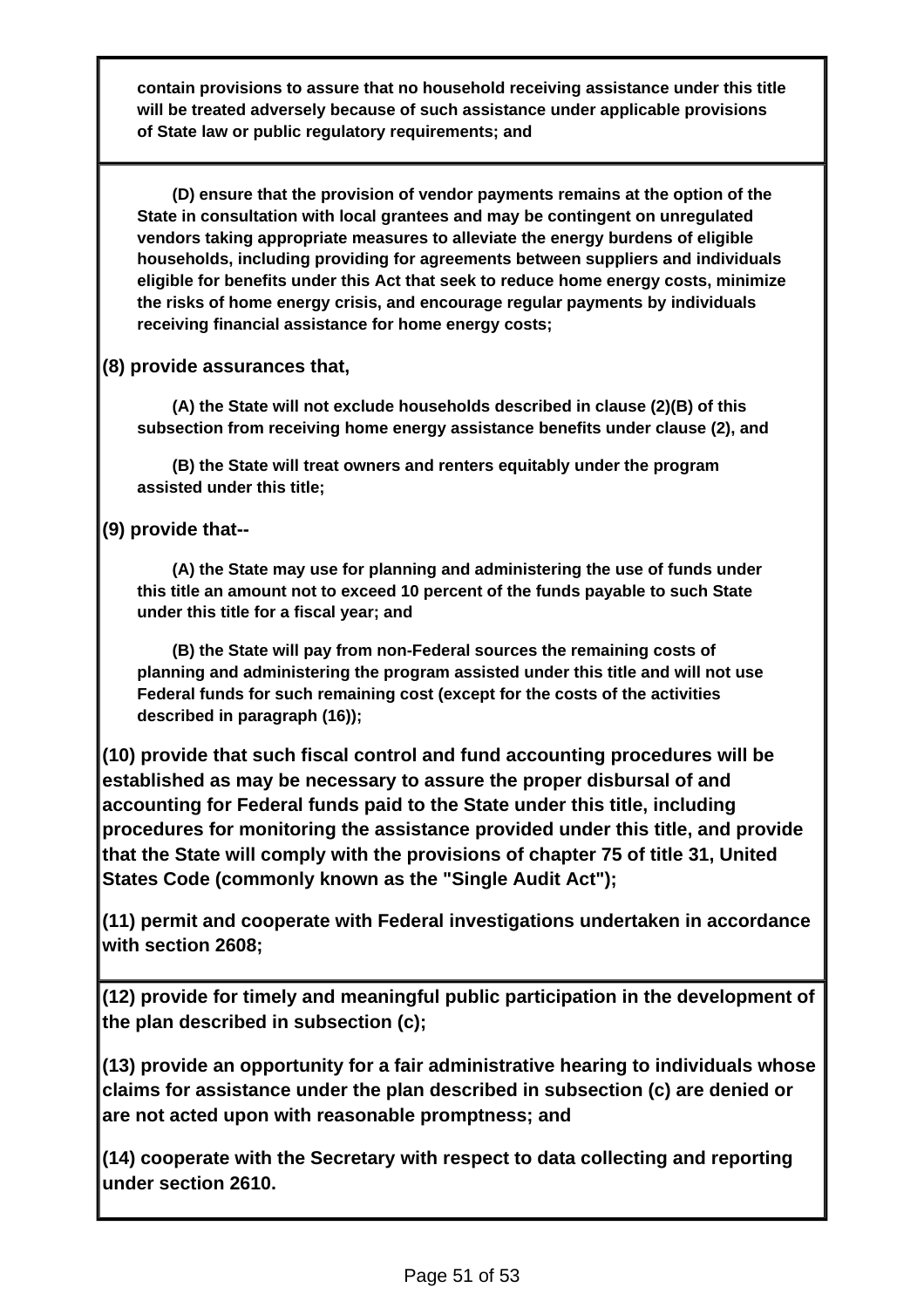**contain provisions to assure that no household receiving assistance under this title will be treated adversely because of such assistance under applicable provisions of State law or public regulatory requirements; and**

**(D) ensure that the provision of vendor payments remains at the option of the State in consultation with local grantees and may be contingent on unregulated vendors taking appropriate measures to alleviate the energy burdens of eligible households, including providing for agreements between suppliers and individuals eligible for benefits under this Act that seek to reduce home energy costs, minimize the risks of home energy crisis, and encourage regular payments by individuals receiving financial assistance for home energy costs;**

**(8) provide assurances that,**

**(A) the State will not exclude households described in clause (2)(B) of this subsection from receiving home energy assistance benefits under clause (2), and**

**(B) the State will treat owners and renters equitably under the program assisted under this title;**

**(9) provide that--**

**(A) the State may use for planning and administering the use of funds under this title an amount not to exceed 10 percent of the funds payable to such State under this title for a fiscal year; and**

**(B) the State will pay from non-Federal sources the remaining costs of planning and administering the program assisted under this title and will not use Federal funds for such remaining cost (except for the costs of the activities described in paragraph (16));**

**(10) provide that such fiscal control and fund accounting procedures will be established as may be necessary to assure the proper disbursal of and accounting for Federal funds paid to the State under this title, including procedures for monitoring the assistance provided under this title, and provide that the State will comply with the provisions of chapter 75 of title 31, United States Code (commonly known as the "Single Audit Act");**

**(11) permit and cooperate with Federal investigations undertaken in accordance with section 2608;**

**(12) provide for timely and meaningful public participation in the development of the plan described in subsection (c);**

**(13) provide an opportunity for a fair administrative hearing to individuals whose claims for assistance under the plan described in subsection (c) are denied or are not acted upon with reasonable promptness; and**

**(14) cooperate with the Secretary with respect to data collecting and reporting under section 2610.**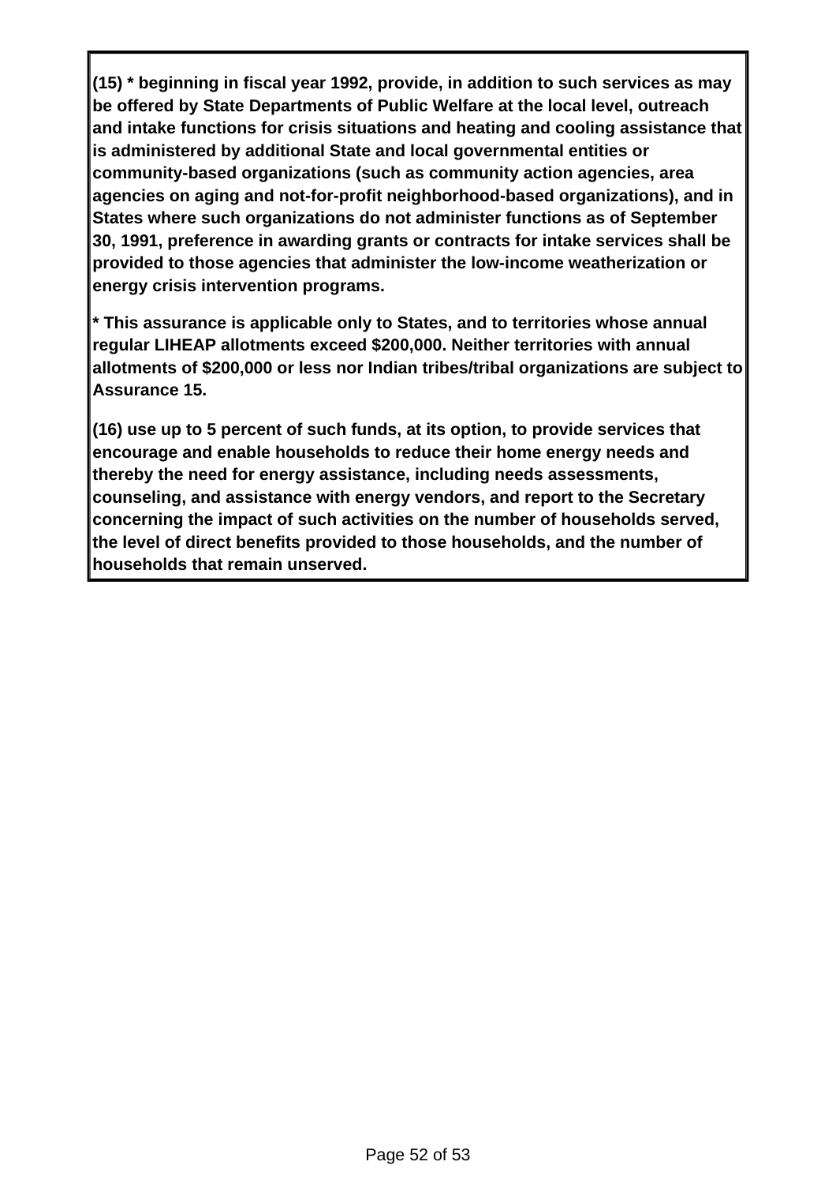**(15) * beginning in fiscal year 1992, provide, in addition to such services as may be offered by State Departments of Public Welfare at the local level, outreach and intake functions for crisis situations and heating and cooling assistance that is administered by additional State and local governmental entities or community-based organizations (such as community action agencies, area agencies on aging and not-for-profit neighborhood-based organizations), and in States where such organizations do not administer functions as of September 30, 1991, preference in awarding grants or contracts for intake services shall be provided to those agencies that administer the low-income weatherization or energy crisis intervention programs.**

**\* This assurance is applicable only to States, and to territories whose annual regular LIHEAP allotments exceed $200,000. Neither territories with annual allotments of $200,000 or less nor Indian tribes/tribal organizations are subject to Assurance 15.**

**(16) use up to 5 percent of such funds, at its option, to provide services that encourage and enable households to reduce their home energy needs and thereby the need for energy assistance, including needs assessments, counseling, and assistance with energy vendors, and report to the Secretary concerning the impact of such activities on the number of households served, the level of direct benefits provided to those households, and the number of households that remain unserved.**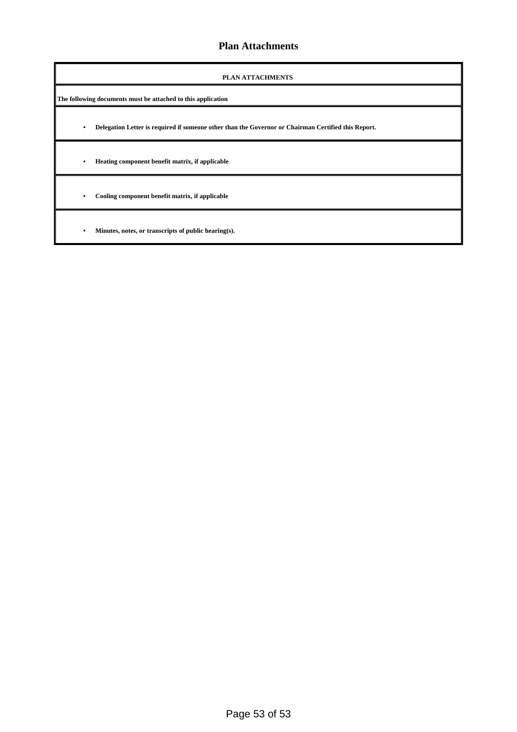# Plan Attachments

| PLAN ATTACHMENTS |
|---|
| The following documents must be attached to this application |
| • Delegation Letter is required if someone other than the Governor or Chairman Certified this Report. |
| • Heating component benefit matrix, if applicable |
| • Cooling component benefit matrix, if applicable |
| • Minutes, notes, or transcripts of public hearing(s). |